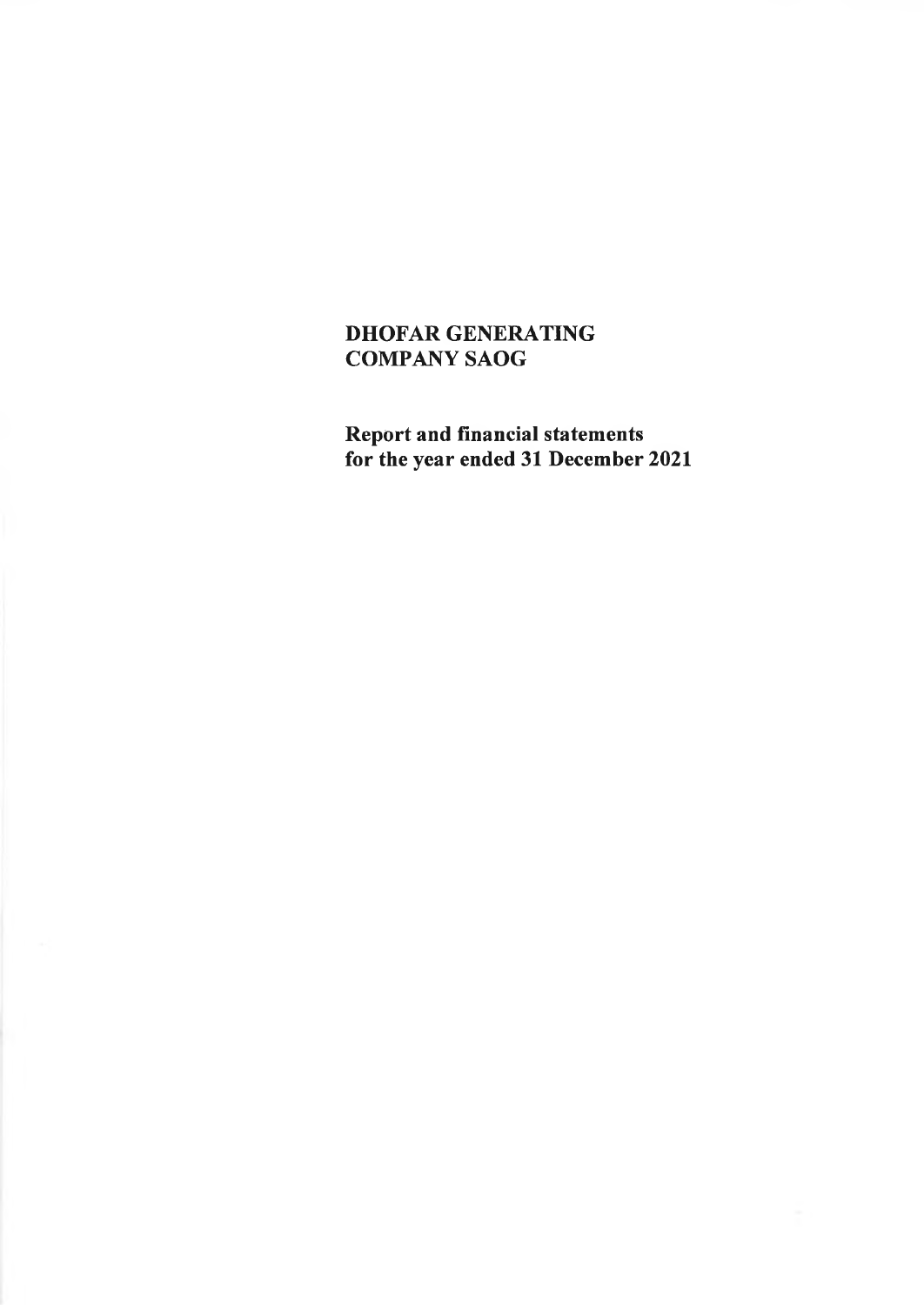# DHOFAR GENERATING COMPANY SAOG

## Report and financial statements for the year ended 31 December 2021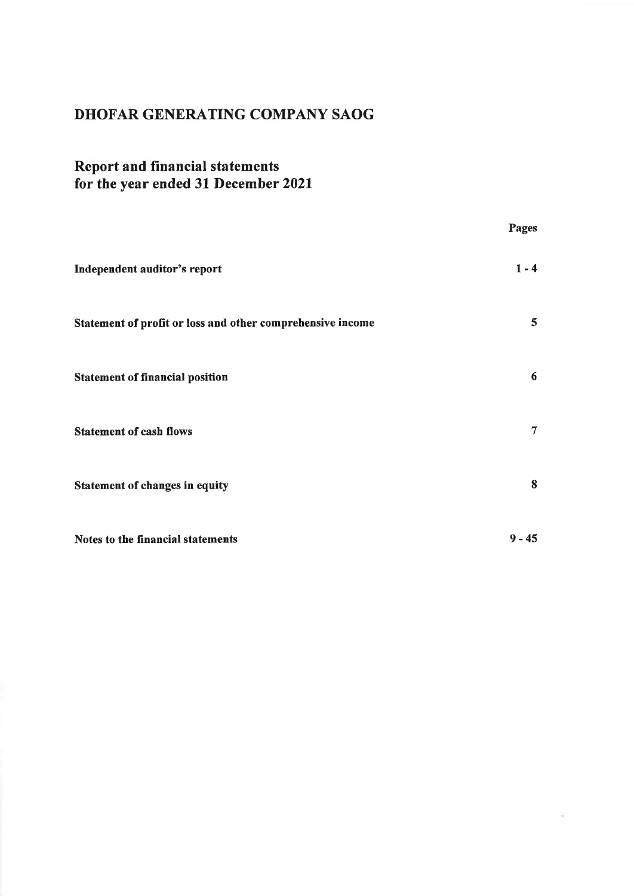# DHOFAR GENERATING COMPANY SAOG

## Report and financial statements for the year ended 31 December 2021

| | Pages |
|---|---|
| **Independent auditor's report** | **1 - 4** |
| **Statement of profit or loss and other comprehensive income** | **5** |
| **Statement of financial position** | **6** |
| **Statement of cash flows** | **7** |
| **Statement of changes in equity** | **8** |
| **Notes to the financial statements** | **9 - 45** |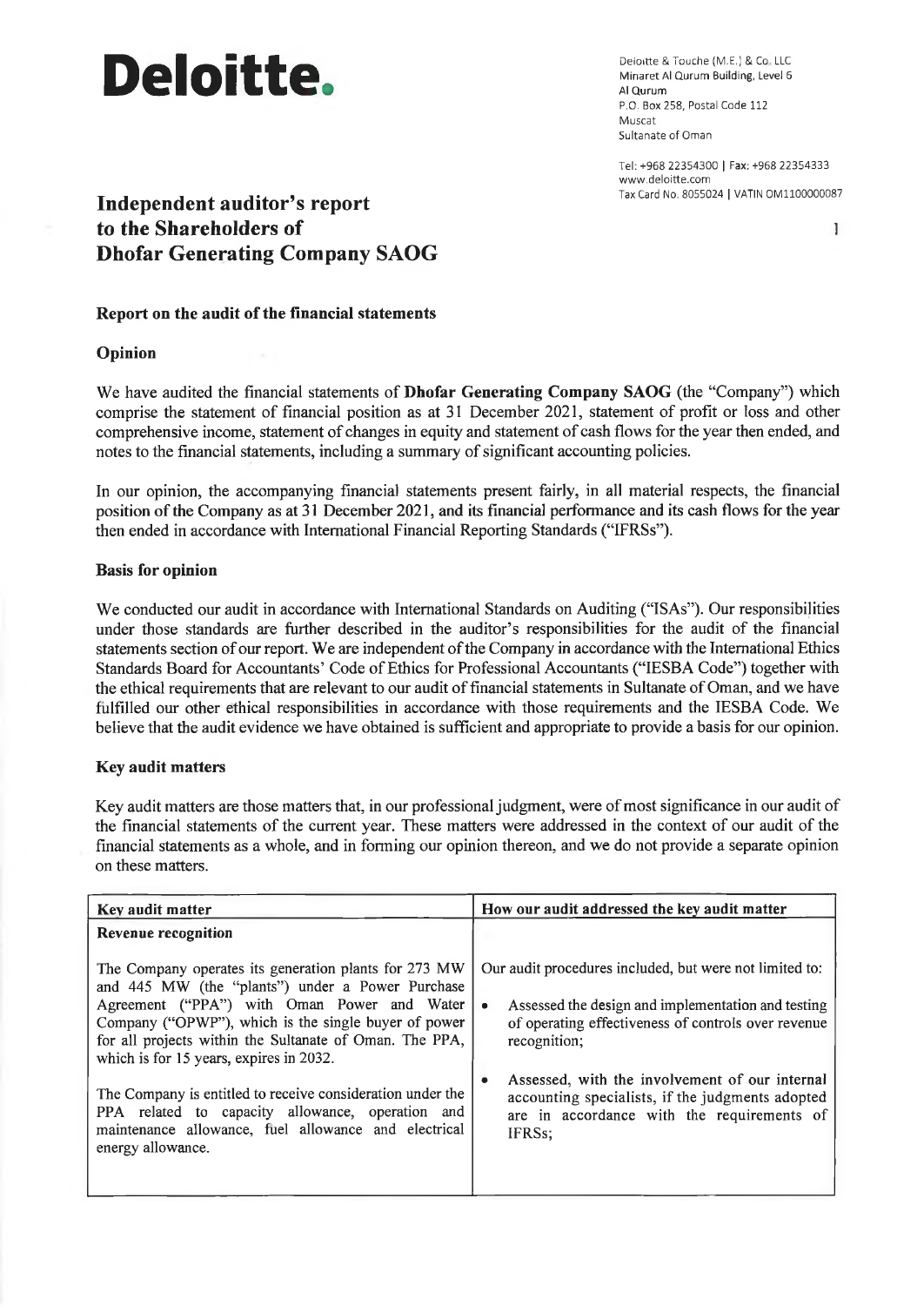# Deloitte.

Deloitte & Touche (M.E.) & Co. LLC
Minaret Al Qurum Building, Level 6
Al Qurum
P.O. Box 258, Postal Code 112
Muscat
Sultanate of Oman

Tel: +968 22354300 | Fax: +968 22354333
www.deloitte.com
Tax Card No. 8055024 | VATIN OM1100000087

## Independent auditor's report to the Shareholders of Dhofar Generating Company SAOG

### Report on the audit of the financial statements

### Opinion

We have audited the financial statements of **Dhofar Generating Company SAOG** (the "Company") which comprise the statement of financial position as at 31 December 2021, statement of profit or loss and other comprehensive income, statement of changes in equity and statement of cash flows for the year then ended, and notes to the financial statements, including a summary of significant accounting policies.

In our opinion, the accompanying financial statements present fairly, in all material respects, the financial position of the Company as at 31 December 2021, and its financial performance and its cash flows for the year then ended in accordance with International Financial Reporting Standards ("IFRSs").

### Basis for opinion

We conducted our audit in accordance with International Standards on Auditing ("ISAs"). Our responsibilities under those standards are further described in the auditor's responsibilities for the audit of the financial statements section of our report. We are independent of the Company in accordance with the International Ethics Standards Board for Accountants' Code of Ethics for Professional Accountants ("IESBA Code") together with the ethical requirements that are relevant to our audit of financial statements in Sultanate of Oman, and we have fulfilled our other ethical responsibilities in accordance with those requirements and the IESBA Code. We believe that the audit evidence we have obtained is sufficient and appropriate to provide a basis for our opinion.

### Key audit matters

Key audit matters are those matters that, in our professional judgment, were of most significance in our audit of the financial statements of the current year. These matters were addressed in the context of our audit of the financial statements as a whole, and in forming our opinion thereon, and we do not provide a separate opinion on these matters.

| Key audit matter | How our audit addressed the key audit matter |
| --- | --- |
| **Revenue recognition** | |
| The Company operates its generation plants for 273 MW and 445 MW (the "plants") under a Power Purchase Agreement ("PPA") with Oman Power and Water Company ("OPWP"), which is the single buyer of power for all projects within the Sultanate of Oman. The PPA, which is for 15 years, expires in 2032.<br><br>The Company is entitled to receive consideration under the PPA related to capacity allowance, operation and maintenance allowance, fuel allowance and electrical energy allowance. | Our audit procedures included, but were not limited to:<br><br>• Assessed the design and implementation and testing of operating effectiveness of controls over revenue recognition;<br><br>• Assessed, with the involvement of our internal accounting specialists, if the judgments adopted are in accordance with the requirements of IFRSs; |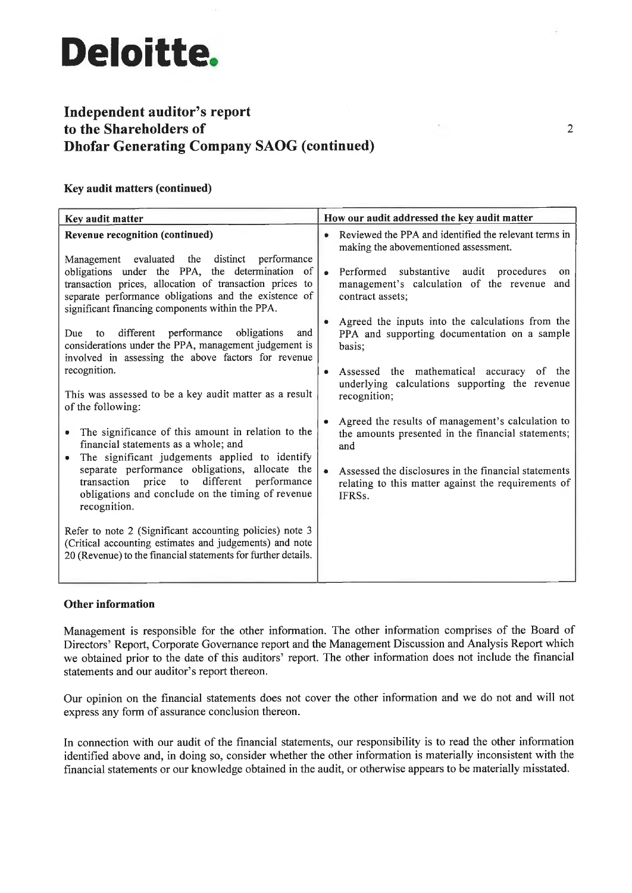Deloitte.

# Independent auditor's report to the Shareholders of Dhofar Generating Company SAOG (continued)

### Key audit matters (continued)

| Key audit matter | How our audit addressed the key audit matter |
|---|---|
| **Revenue recognition (continued)**<br><br>Management evaluated the distinct performance obligations under the PPA, the determination of transaction prices, allocation of transaction prices to separate performance obligations and the existence of significant financing components within the PPA.<br><br>Due to different performance obligations and considerations under the PPA, management judgement is involved in assessing the above factors for revenue recognition.<br><br>This was assessed to be a key audit matter as a result of the following:<br><br>• The significance of this amount in relation to the financial statements as a whole; and<br>• The significant judgements applied to identify separate performance obligations, allocate the transaction price to different performance obligations and conclude on the timing of revenue recognition.<br><br>Refer to note 2 (Significant accounting policies) note 3 (Critical accounting estimates and judgements) and note 20 (Revenue) to the financial statements for further details. | • Reviewed the PPA and identified the relevant terms in making the abovementioned assessment.<br><br>• Performed substantive audit procedures on management's calculation of the revenue and contract assets;<br><br>• Agreed the inputs into the calculations from the PPA and supporting documentation on a sample basis;<br><br>• Assessed the mathematical accuracy of the underlying calculations supporting the revenue recognition;<br><br>• Agreed the results of management's calculation to the amounts presented in the financial statements; and<br><br>• Assessed the disclosures in the financial statements relating to this matter against the requirements of IFRSs. |

### Other information

Management is responsible for the other information. The other information comprises of the Board of Directors' Report, Corporate Governance report and the Management Discussion and Analysis Report which we obtained prior to the date of this auditors' report. The other information does not include the financial statements and our auditor's report thereon.

Our opinion on the financial statements does not cover the other information and we do not and will not express any form of assurance conclusion thereon.

In connection with our audit of the financial statements, our responsibility is to read the other information identified above and, in doing so, consider whether the other information is materially inconsistent with the financial statements or our knowledge obtained in the audit, or otherwise appears to be materially misstated.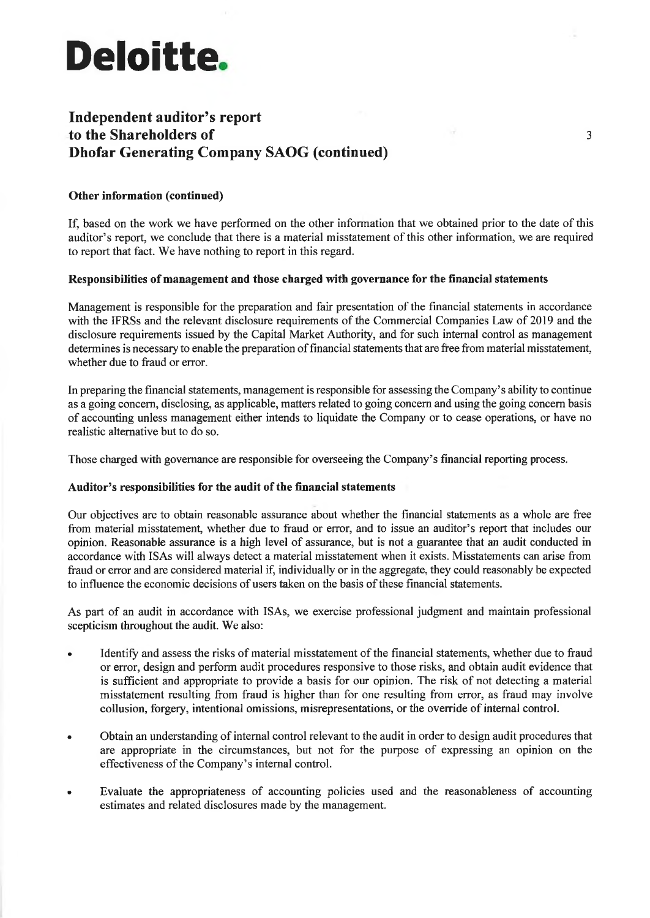# Deloitte.

## Independent auditor's report to the Shareholders of Dhofar Generating Company SAOG (continued)

**Other information (continued)**

If, based on the work we have performed on the other information that we obtained prior to the date of this auditor's report, we conclude that there is a material misstatement of this other information, we are required to report that fact. We have nothing to report in this regard.

**Responsibilities of management and those charged with governance for the financial statements**

Management is responsible for the preparation and fair presentation of the financial statements in accordance with the IFRSs and the relevant disclosure requirements of the Commercial Companies Law of 2019 and the disclosure requirements issued by the Capital Market Authority, and for such internal control as management determines is necessary to enable the preparation of financial statements that are free from material misstatement, whether due to fraud or error.

In preparing the financial statements, management is responsible for assessing the Company's ability to continue as a going concern, disclosing, as applicable, matters related to going concern and using the going concern basis of accounting unless management either intends to liquidate the Company or to cease operations, or have no realistic alternative but to do so.

Those charged with governance are responsible for overseeing the Company's financial reporting process.

**Auditor's responsibilities for the audit of the financial statements**

Our objectives are to obtain reasonable assurance about whether the financial statements as a whole are free from material misstatement, whether due to fraud or error, and to issue an auditor's report that includes our opinion. Reasonable assurance is a high level of assurance, but is not a guarantee that an audit conducted in accordance with ISAs will always detect a material misstatement when it exists. Misstatements can arise from fraud or error and are considered material if, individually or in the aggregate, they could reasonably be expected to influence the economic decisions of users taken on the basis of these financial statements.

As part of an audit in accordance with ISAs, we exercise professional judgment and maintain professional scepticism throughout the audit. We also:

- Identify and assess the risks of material misstatement of the financial statements, whether due to fraud or error, design and perform audit procedures responsive to those risks, and obtain audit evidence that is sufficient and appropriate to provide a basis for our opinion. The risk of not detecting a material misstatement resulting from fraud is higher than for one resulting from error, as fraud may involve collusion, forgery, intentional omissions, misrepresentations, or the override of internal control.

- Obtain an understanding of internal control relevant to the audit in order to design audit procedures that are appropriate in the circumstances, but not for the purpose of expressing an opinion on the effectiveness of the Company's internal control.

- Evaluate the appropriateness of accounting policies used and the reasonableness of accounting estimates and related disclosures made by the management.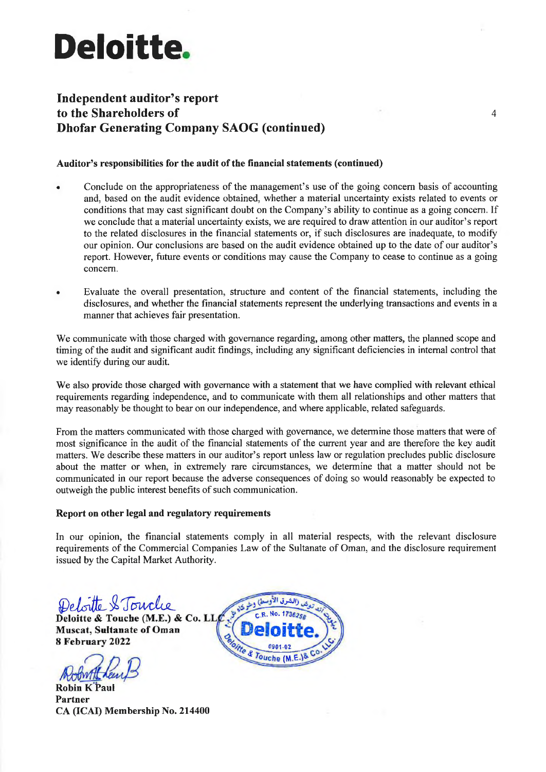# Deloitte.

## Independent auditor's report to the Shareholders of Dhofar Generating Company SAOG (continued)

**Auditor's responsibilities for the audit of the financial statements (continued)**

- Conclude on the appropriateness of the management's use of the going concern basis of accounting and, based on the audit evidence obtained, whether a material uncertainty exists related to events or conditions that may cast significant doubt on the Company's ability to continue as a going concern. If we conclude that a material uncertainty exists, we are required to draw attention in our auditor's report to the related disclosures in the financial statements or, if such disclosures are inadequate, to modify our opinion. Our conclusions are based on the audit evidence obtained up to the date of our auditor's report. However, future events or conditions may cause the Company to cease to continue as a going concern.

- Evaluate the overall presentation, structure and content of the financial statements, including the disclosures, and whether the financial statements represent the underlying transactions and events in a manner that achieves fair presentation.

We communicate with those charged with governance regarding, among other matters, the planned scope and timing of the audit and significant audit findings, including any significant deficiencies in internal control that we identify during our audit.

We also provide those charged with governance with a statement that we have complied with relevant ethical requirements regarding independence, and to communicate with them all relationships and other matters that may reasonably be thought to bear on our independence, and where applicable, related safeguards.

From the matters communicated with those charged with governance, we determine those matters that were of most significance in the audit of the financial statements of the current year and are therefore the key audit matters. We describe these matters in our auditor's report unless law or regulation precludes public disclosure about the matter or when, in extremely rare circumstances, we determine that a matter should not be communicated in our report because the adverse consequences of doing so would reasonably be expected to outweigh the public interest benefits of such communication.

**Report on other legal and regulatory requirements**

In our opinion, the financial statements comply in all material respects, with the relevant disclosure requirements of the Commercial Companies Law of the Sultanate of Oman, and the disclosure requirement issued by the Capital Market Authority.

Deloitte & Touche

**Deloitte & Touche (M.E.) & Co. LLC**
**Muscat, Sultanate of Oman**
**8 February 2022**

C.R. No. 1736258
Deloitte.
0901-02
Deloitte & Touche (M.E.) & Co. LLC
ديلويت آند توش (الشرق الأوسط) وشركاه ش.م.م

**Robin K Paul**
**Partner**
**CA (ICAI) Membership No. 214400**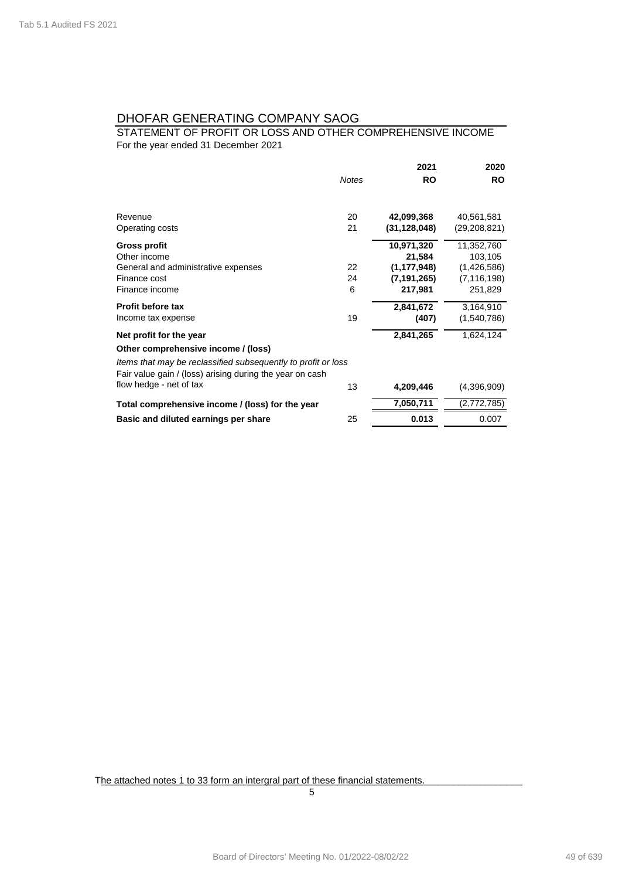# DHOFAR GENERATING COMPANY SAOG

## STATEMENT OF PROFIT OR LOSS AND OTHER COMPREHENSIVE INCOME

For the year ended 31 December 2021

| | Notes | 2021<br>RO | 2020<br>RO |
|---|---|---|---|
| Revenue | 20 | **42,099,368** | 40,561,581 |
| Operating costs | 21 | **(31,128,048)** | (29,208,821) |
| **Gross profit** | | **10,971,320** | 11,352,760 |
| Other income | | **21,584** | 103,105 |
| General and administrative expenses | 22 | **(1,177,948)** | (1,426,586) |
| Finance cost | 24 | **(7,191,265)** | (7,116,198) |
| Finance income | 6 | **217,981** | 251,829 |
| **Profit before tax** | | **2,841,672** | 3,164,910 |
| Income tax expense | 19 | **(407)** | (1,540,786) |
| **Net profit for the year** | | **2,841,265** | 1,624,124 |
| **Other comprehensive income / (loss)** | | | |
| *Items that may be reclassified subsequently to profit or loss* | | | |
| Fair value gain / (loss) arising during the year on cash flow hedge - net of tax | 13 | **4,209,446** | (4,396,909) |
| **Total comprehensive income / (loss) for the year** | | **7,050,711** | (2,772,785) |
| **Basic and diluted earnings per share** | 25 | **0.013** | 0.007 |

The attached notes 1 to 33 form an intergral part of these financial statements.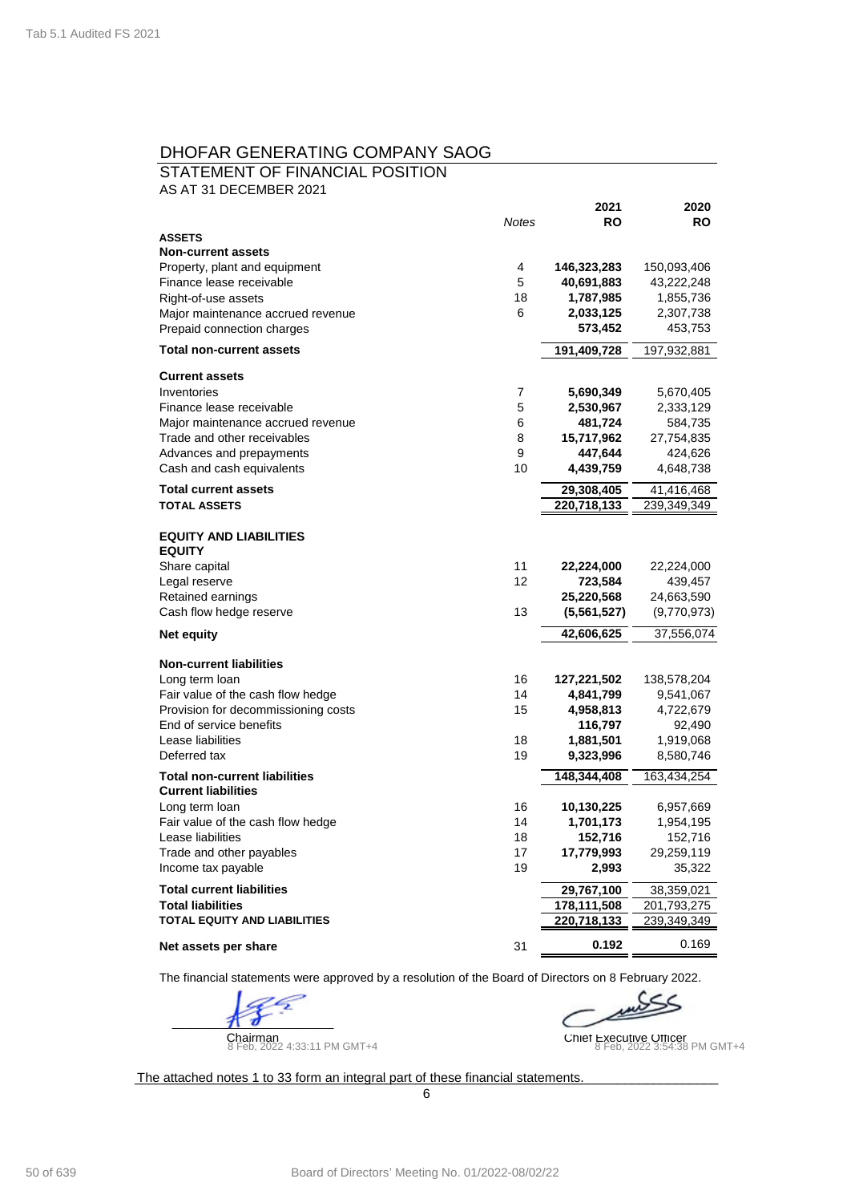# DHOFAR GENERATING COMPANY SAOG

## STATEMENT OF FINANCIAL POSITION

AS AT 31 DECEMBER 2021

| | Notes | 2021 RO | 2020 RO |
|---|---|---|---|
| **ASSETS** | | | |
| **Non-current assets** | | | |
| Property, plant and equipment | 4 | **146,323,283** | 150,093,406 |
| Finance lease receivable | 5 | **40,691,883** | 43,222,248 |
| Right-of-use assets | 18 | **1,787,985** | 1,855,736 |
| Major maintenance accrued revenue | 6 | **2,033,125** | 2,307,738 |
| Prepaid connection charges | | **573,452** | 453,753 |
| **Total non-current assets** | | **191,409,728** | 197,932,881 |
| **Current assets** | | | |
| Inventories | 7 | **5,690,349** | 5,670,405 |
| Finance lease receivable | 5 | **2,530,967** | 2,333,129 |
| Major maintenance accrued revenue | 6 | **481,724** | 584,735 |
| Trade and other receivables | 8 | **15,717,962** | 27,754,835 |
| Advances and prepayments | 9 | **447,644** | 424,626 |
| Cash and cash equivalents | 10 | **4,439,759** | 4,648,738 |
| **Total current assets** | | **29,308,405** | 41,416,468 |
| **TOTAL ASSETS** | | **220,718,133** | 239,349,349 |
| **EQUITY AND LIABILITIES** | | | |
| **EQUITY** | | | |
| Share capital | 11 | **22,224,000** | 22,224,000 |
| Legal reserve | 12 | **723,584** | 439,457 |
| Retained earnings | | **25,220,568** | 24,663,590 |
| Cash flow hedge reserve | 13 | **(5,561,527)** | (9,770,973) |
| **Net equity** | | **42,606,625** | 37,556,074 |
| **Non-current liabilities** | | | |
| Long term loan | 16 | **127,221,502** | 138,578,204 |
| Fair value of the cash flow hedge | 14 | **4,841,799** | 9,541,067 |
| Provision for decommissioning costs | 15 | **4,958,813** | 4,722,679 |
| End of service benefits | | **116,797** | 92,490 |
| Lease liabilities | 18 | **1,881,501** | 1,919,068 |
| Deferred tax | 19 | **9,323,996** | 8,580,746 |
| **Total non-current liabilities** | | **148,344,408** | 163,434,254 |
| **Current liabilities** | | | |
| Long term loan | 16 | **10,130,225** | 6,957,669 |
| Fair value of the cash flow hedge | 14 | **1,701,173** | 1,954,195 |
| Lease liabilities | 18 | **152,716** | 152,716 |
| Trade and other payables | 17 | **17,779,993** | 29,259,119 |
| Income tax payable | 19 | **2,993** | 35,322 |
| **Total current liabilities** | | **29,767,100** | 38,359,021 |
| **Total liabilities** | | **178,111,508** | 201,793,275 |
| **TOTAL EQUITY AND LIABILITIES** | | **220,718,133** | 239,349,349 |
| **Net assets per share** | 31 | **0.192** | 0.169 |

The financial statements were approved by a resolution of the Board of Directors on 8 February 2022.

Chairman
8 Feb, 2022 4:33:11 PM GMT+4

Chief Executive Officer
8 Feb, 2022 3:54:38 PM GMT+4

The attached notes 1 to 33 form an integral part of these financial statements.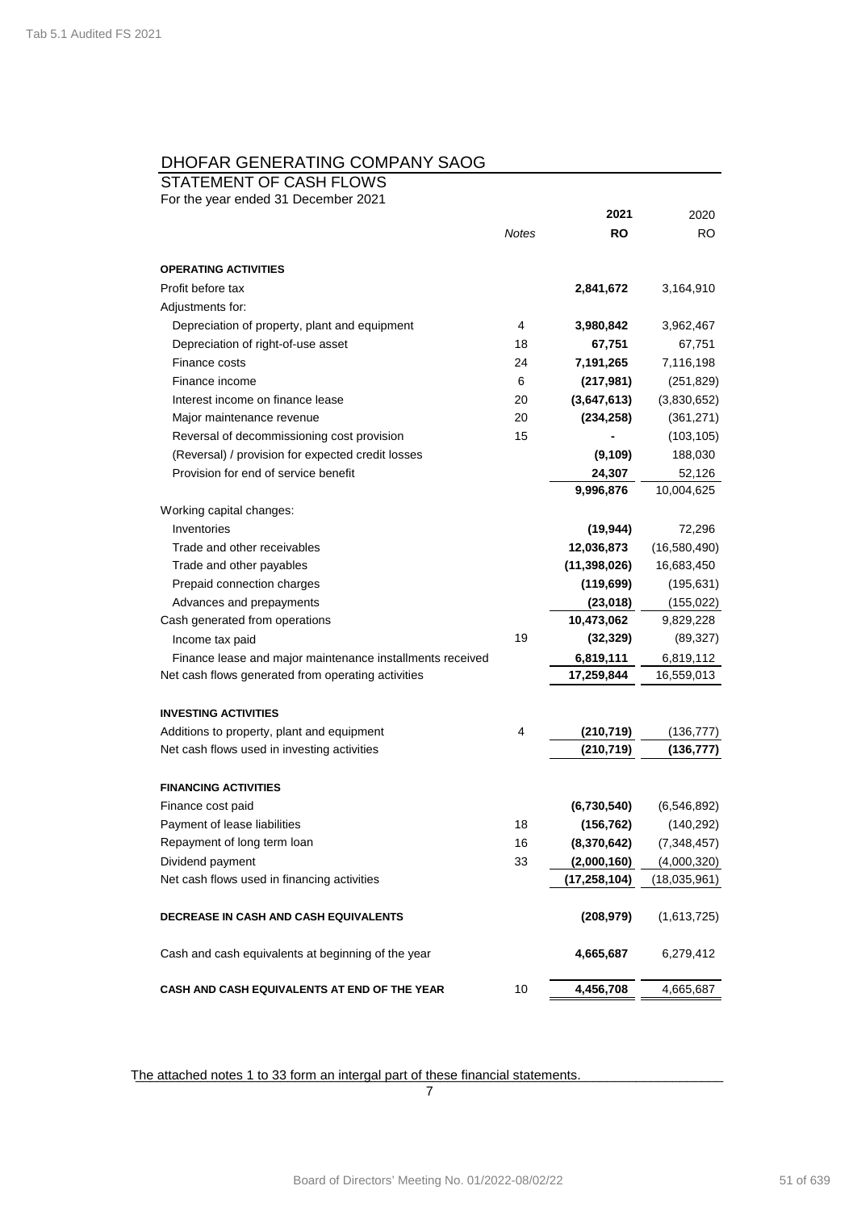# DHOFAR GENERATING COMPANY SAOG

## STATEMENT OF CASH FLOWS

For the year ended 31 December 2021

| | Notes | 2021 RO | 2020 RO |
|---|---|---|---|
| **OPERATING ACTIVITIES** | | | |
| Profit before tax | | **2,841,672** | 3,164,910 |
| Adjustments for: | | | |
| Depreciation of property, plant and equipment | 4 | **3,980,842** | 3,962,467 |
| Depreciation of right-of-use asset | 18 | **67,751** | 67,751 |
| Finance costs | 24 | **7,191,265** | 7,116,198 |
| Finance income | 6 | **(217,981)** | (251,829) |
| Interest income on finance lease | 20 | **(3,647,613)** | (3,830,652) |
| Major maintenance revenue | 20 | **(234,258)** | (361,271) |
| Reversal of decommissioning cost provision | 15 | **-** | (103,105) |
| (Reversal) / provision for expected credit losses | | **(9,109)** | 188,030 |
| Provision for end of service benefit | | **24,307** | 52,126 |
| | | **9,996,876** | 10,004,625 |
| Working capital changes: | | | |
| Inventories | | **(19,944)** | 72,296 |
| Trade and other receivables | | **12,036,873** | (16,580,490) |
| Trade and other payables | | **(11,398,026)** | 16,683,450 |
| Prepaid connection charges | | **(119,699)** | (195,631) |
| Advances and prepayments | | **(23,018)** | (155,022) |
| Cash generated from operations | | **10,473,062** | 9,829,228 |
| Income tax paid | 19 | **(32,329)** | (89,327) |
| Finance lease and major maintenance installments received | | **6,819,111** | 6,819,112 |
| Net cash flows generated from operating activities | | **17,259,844** | 16,559,013 |
| **INVESTING ACTIVITIES** | | | |
| Additions to property, plant and equipment | 4 | **(210,719)** | (136,777) |
| Net cash flows used in investing activities | | **(210,719)** | **(136,777)** |
| **FINANCING ACTIVITIES** | | | |
| Finance cost paid | | **(6,730,540)** | (6,546,892) |
| Payment of lease liabilities | 18 | **(156,762)** | (140,292) |
| Repayment of long term loan | 16 | **(8,370,642)** | (7,348,457) |
| Dividend payment | 33 | **(2,000,160)** | (4,000,320) |
| Net cash flows used in financing activities | | **(17,258,104)** | (18,035,961) |
| **DECREASE IN CASH AND CASH EQUIVALENTS** | | **(208,979)** | (1,613,725) |
| Cash and cash equivalents at beginning of the year | | **4,665,687** | 6,279,412 |
| **CASH AND CASH EQUIVALENTS AT END OF THE YEAR** | 10 | **4,456,708** | 4,665,687 |

The attached notes 1 to 33 form an intergal part of these financial statements.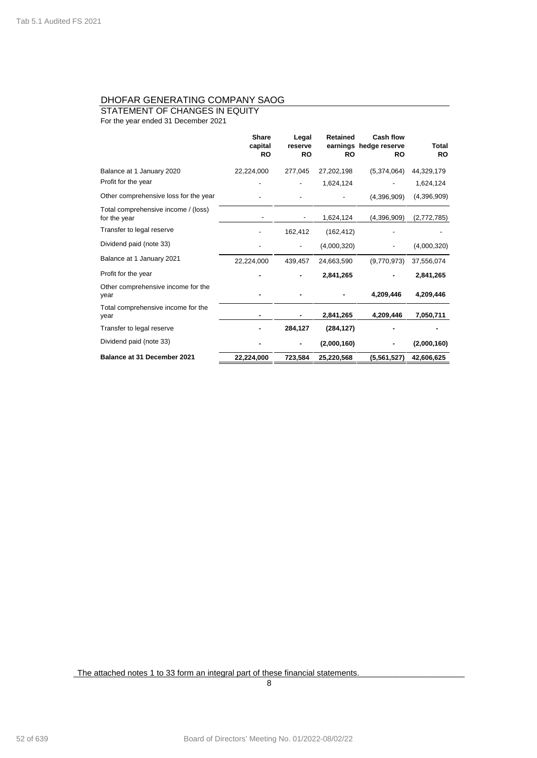# DHOFAR GENERATING COMPANY SAOG

## STATEMENT OF CHANGES IN EQUITY

For the year ended 31 December 2021

| | Share capital RO | Legal reserve RO | Retained earnings RO | Cash flow hedge reserve RO | Total RO |
|---|---|---|---|---|---|
| Balance at 1 January 2020 | 22,224,000 | 277,045 | 27,202,198 | (5,374,064) | 44,329,179 |
| Profit for the year | - | - | 1,624,124 | - | 1,624,124 |
| Other comprehensive loss for the year | - | - | - | (4,396,909) | (4,396,909) |
| Total comprehensive income / (loss) for the year | - | - | 1,624,124 | (4,396,909) | (2,772,785) |
| Transfer to legal reserve | - | 162,412 | (162,412) | - | - |
| Dividend paid (note 33) | - | - | (4,000,320) | - | (4,000,320) |
| Balance at 1 January 2021 | 22,224,000 | 439,457 | 24,663,590 | (9,770,973) | 37,556,074 |
| Profit for the year | **-** | **-** | **2,841,265** | **-** | **2,841,265** |
| Other comprehensive income for the year | **-** | **-** | **-** | **4,209,446** | **4,209,446** |
| Total comprehensive income for the year | **-** | **-** | **2,841,265** | **4,209,446** | **7,050,711** |
| Transfer to legal reserve | **-** | **284,127** | **(284,127)** | **-** | **-** |
| Dividend paid (note 33) | **-** | **-** | **(2,000,160)** | **-** | **(2,000,160)** |
| **Balance at 31 December 2021** | **22,224,000** | **723,584** | **25,220,568** | **(5,561,527)** | **42,606,625** |

The attached notes 1 to 33 form an integral part of these financial statements.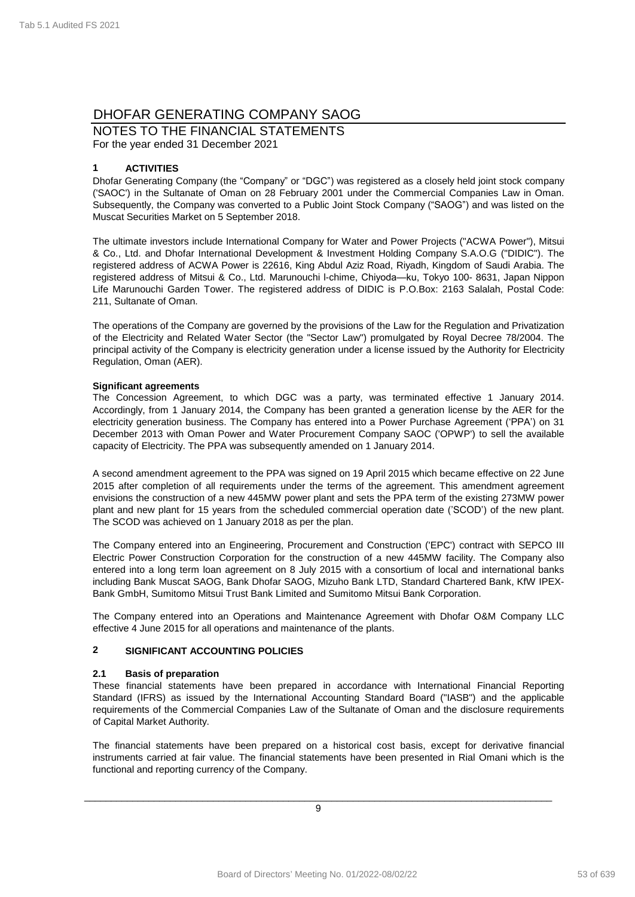# DHOFAR GENERATING COMPANY SAOG

## NOTES TO THE FINANCIAL STATEMENTS

For the year ended 31 December 2021

### 1 ACTIVITIES

Dhofar Generating Company (the "Company" or "DGC") was registered as a closely held joint stock company ('SAOC') in the Sultanate of Oman on 28 February 2001 under the Commercial Companies Law in Oman. Subsequently, the Company was converted to a Public Joint Stock Company ("SAOG") and was listed on the Muscat Securities Market on 5 September 2018.

The ultimate investors include International Company for Water and Power Projects ("ACWA Power"), Mitsui & Co., Ltd. and Dhofar International Development & Investment Holding Company S.A.O.G ("DIDIC"). The registered address of ACWA Power is 22616, King Abdul Aziz Road, Riyadh, Kingdom of Saudi Arabia. The registered address of Mitsui & Co., Ltd. Marunouchi l-chime, Chiyoda—ku, Tokyo 100- 8631, Japan Nippon Life Marunouchi Garden Tower. The registered address of DIDIC is P.O.Box: 2163 Salalah, Postal Code: 211, Sultanate of Oman.

The operations of the Company are governed by the provisions of the Law for the Regulation and Privatization of the Electricity and Related Water Sector (the "Sector Law") promulgated by Royal Decree 78/2004. The principal activity of the Company is electricity generation under a license issued by the Authority for Electricity Regulation, Oman (AER).

**Significant agreements**

The Concession Agreement, to which DGC was a party, was terminated effective 1 January 2014. Accordingly, from 1 January 2014, the Company has been granted a generation license by the AER for the electricity generation business. The Company has entered into a Power Purchase Agreement ('PPA') on 31 December 2013 with Oman Power and Water Procurement Company SAOC ('OPWP') to sell the available capacity of Electricity. The PPA was subsequently amended on 1 January 2014.

A second amendment agreement to the PPA was signed on 19 April 2015 which became effective on 22 June 2015 after completion of all requirements under the terms of the agreement. This amendment agreement envisions the construction of a new 445MW power plant and sets the PPA term of the existing 273MW power plant and new plant for 15 years from the scheduled commercial operation date ('SCOD') of the new plant. The SCOD was achieved on 1 January 2018 as per the plan.

The Company entered into an Engineering, Procurement and Construction ('EPC') contract with SEPCO III Electric Power Construction Corporation for the construction of a new 445MW facility. The Company also entered into a long term loan agreement on 8 July 2015 with a consortium of local and international banks including Bank Muscat SAOG, Bank Dhofar SAOG, Mizuho Bank LTD, Standard Chartered Bank, KfW IPEX-Bank GmbH, Sumitomo Mitsui Trust Bank Limited and Sumitomo Mitsui Bank Corporation.

The Company entered into an Operations and Maintenance Agreement with Dhofar O&M Company LLC effective 4 June 2015 for all operations and maintenance of the plants.

### 2 SIGNIFICANT ACCOUNTING POLICIES

#### 2.1 Basis of preparation

These financial statements have been prepared in accordance with International Financial Reporting Standard (IFRS) as issued by the International Accounting Standard Board ("IASB") and the applicable requirements of the Commercial Companies Law of the Sultanate of Oman and the disclosure requirements of Capital Market Authority.

The financial statements have been prepared on a historical cost basis, except for derivative financial instruments carried at fair value. The financial statements have been presented in Rial Omani which is the functional and reporting currency of the Company.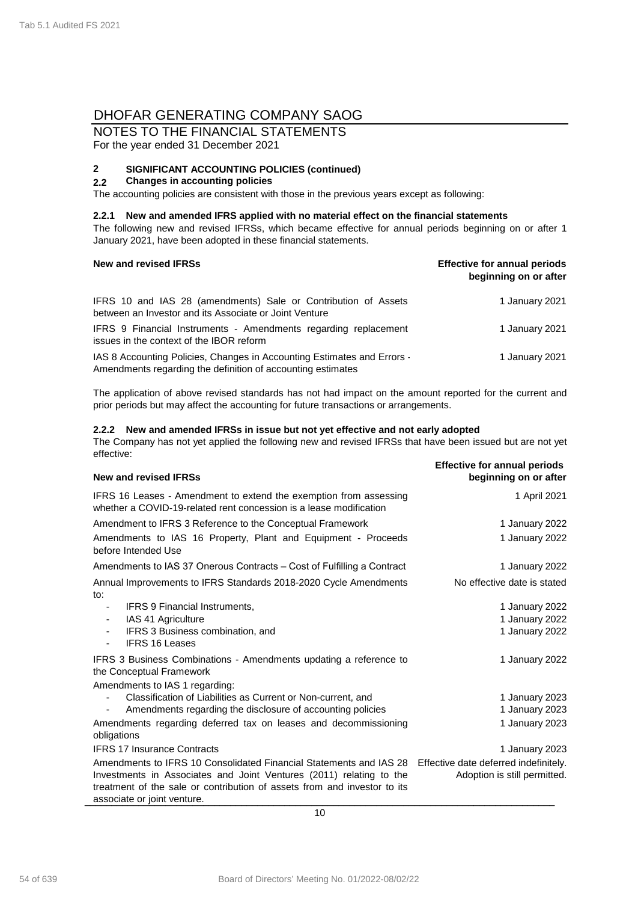# DHOFAR GENERATING COMPANY SAOG

## NOTES TO THE FINANCIAL STATEMENTS

For the year ended 31 December 2021

### 2 SIGNIFICANT ACCOUNTING POLICIES (continued)

### 2.2 Changes in accounting policies

The accounting policies are consistent with those in the previous years except as following:

#### 2.2.1 New and amended IFRS applied with no material effect on the financial statements

The following new and revised IFRSs, which became effective for annual periods beginning on or after 1 January 2021, have been adopted in these financial statements.

| New and revised IFRSs | Effective for annual periods beginning on or after |
|---|---|
| IFRS 10 and IAS 28 (amendments) Sale or Contribution of Assets between an Investor and its Associate or Joint Venture | 1 January 2021 |
| IFRS 9 Financial Instruments - Amendments regarding replacement issues in the context of the IBOR reform | 1 January 2021 |
| IAS 8 Accounting Policies, Changes in Accounting Estimates and Errors - Amendments regarding the definition of accounting estimates | 1 January 2021 |

The application of above revised standards has not had impact on the amount reported for the current and prior periods but may affect the accounting for future transactions or arrangements.

#### 2.2.2 New and amended IFRSs in issue but not yet effective and not early adopted

The Company has not yet applied the following new and revised IFRSs that have been issued but are not yet effective:

| New and revised IFRSs | Effective for annual periods beginning on or after |
|---|---|
| IFRS 16 Leases - Amendment to extend the exemption from assessing whether a COVID-19-related rent concession is a lease modification | 1 April 2021 |
| Amendment to IFRS 3 Reference to the Conceptual Framework | 1 January 2022 |
| Amendments to IAS 16 Property, Plant and Equipment - Proceeds before Intended Use | 1 January 2022 |
| Amendments to IAS 37 Onerous Contracts – Cost of Fulfilling a Contract | 1 January 2022 |
| Annual Improvements to IFRS Standards 2018-2020 Cycle Amendments to: | No effective date is stated |
| - IFRS 9 Financial Instruments, | 1 January 2022 |
| - IAS 41 Agriculture | 1 January 2022 |
| - IFRS 3 Business combination, and | 1 January 2022 |
| - IFRS 16 Leases | |
| IFRS 3 Business Combinations - Amendments updating a reference to the Conceptual Framework | 1 January 2022 |
| Amendments to IAS 1 regarding: | |
| - Classification of Liabilities as Current or Non-current, and | 1 January 2023 |
| - Amendments regarding the disclosure of accounting policies | 1 January 2023 |
| Amendments regarding deferred tax on leases and decommissioning obligations | 1 January 2023 |
| IFRS 17 Insurance Contracts | 1 January 2023 |
| Amendments to IFRS 10 Consolidated Financial Statements and IAS 28 Investments in Associates and Joint Ventures (2011) relating to the treatment of the sale or contribution of assets from and investor to its associate or joint venture. | Effective date deferred indefinitely. Adoption is still permitted. |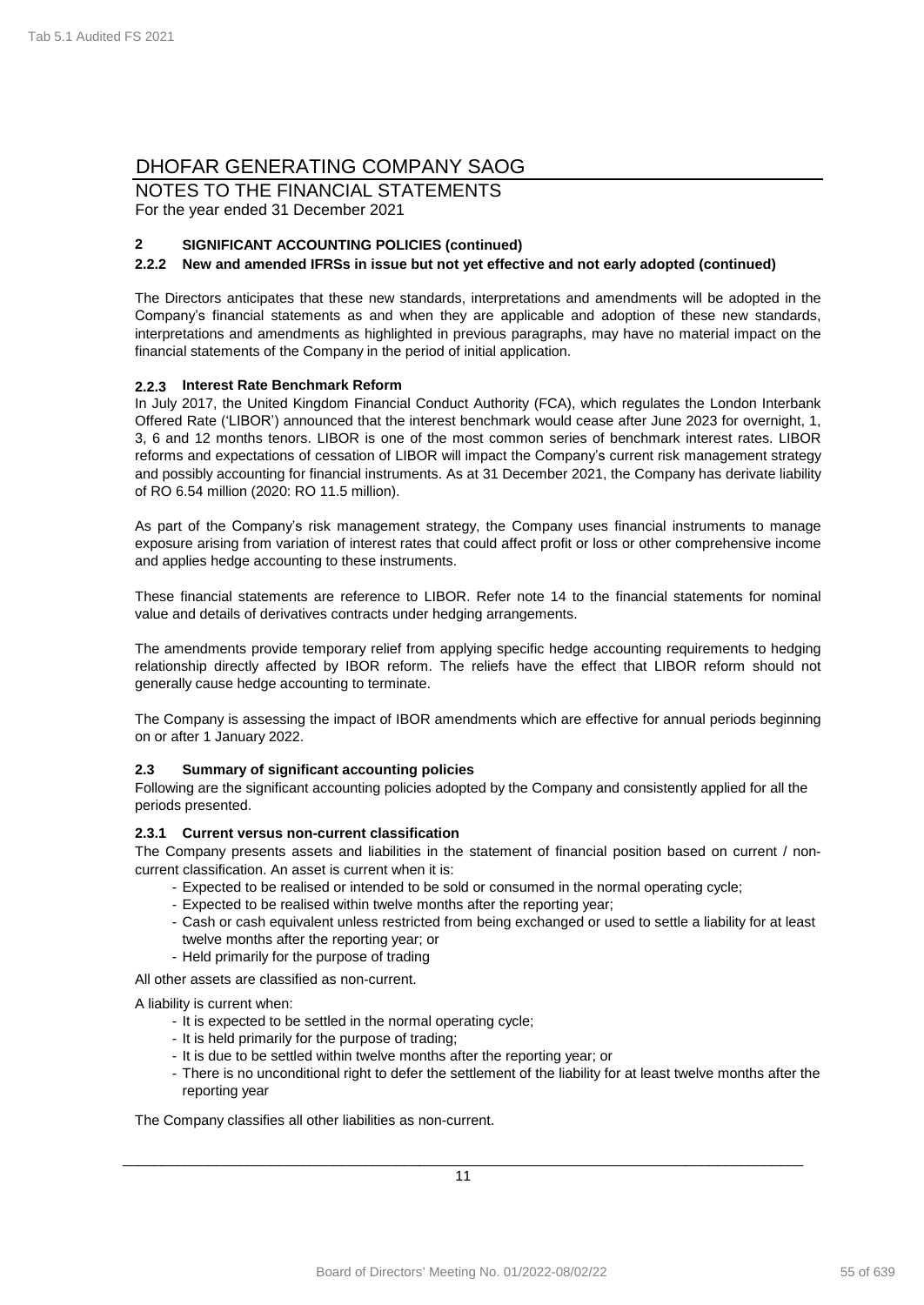# DHOFAR GENERATING COMPANY SAOG

NOTES TO THE FINANCIAL STATEMENTS
For the year ended 31 December 2021

## 2 SIGNIFICANT ACCOUNTING POLICIES (continued)

### 2.2.2 New and amended IFRSs in issue but not yet effective and not early adopted (continued)

The Directors anticipates that these new standards, interpretations and amendments will be adopted in the Company's financial statements as and when they are applicable and adoption of these new standards, interpretations and amendments as highlighted in previous paragraphs, may have no material impact on the financial statements of the Company in the period of initial application.

### 2.2.3 Interest Rate Benchmark Reform

In July 2017, the United Kingdom Financial Conduct Authority (FCA), which regulates the London Interbank Offered Rate ('LIBOR') announced that the interest benchmark would cease after June 2023 for overnight, 1, 3, 6 and 12 months tenors. LIBOR is one of the most common series of benchmark interest rates. LIBOR reforms and expectations of cessation of LIBOR will impact the Company's current risk management strategy and possibly accounting for financial instruments. As at 31 December 2021, the Company has derivate liability of RO 6.54 million (2020: RO 11.5 million).

As part of the Company's risk management strategy, the Company uses financial instruments to manage exposure arising from variation of interest rates that could affect profit or loss or other comprehensive income and applies hedge accounting to these instruments.

These financial statements are reference to LIBOR. Refer note 14 to the financial statements for nominal value and details of derivatives contracts under hedging arrangements.

The amendments provide temporary relief from applying specific hedge accounting requirements to hedging relationship directly affected by IBOR reform. The reliefs have the effect that LIBOR reform should not generally cause hedge accounting to terminate.

The Company is assessing the impact of IBOR amendments which are effective for annual periods beginning on or after 1 January 2022.

### 2.3 Summary of significant accounting policies

Following are the significant accounting policies adopted by the Company and consistently applied for all the periods presented.

#### 2.3.1 Current versus non-current classification

The Company presents assets and liabilities in the statement of financial position based on current / non-current classification. An asset is current when it is:

- Expected to be realised or intended to be sold or consumed in the normal operating cycle;
- Expected to be realised within twelve months after the reporting year;
- Cash or cash equivalent unless restricted from being exchanged or used to settle a liability for at least twelve months after the reporting year; or
- Held primarily for the purpose of trading

All other assets are classified as non-current.

A liability is current when:

- It is expected to be settled in the normal operating cycle;
- It is held primarily for the purpose of trading;
- It is due to be settled within twelve months after the reporting year; or
- There is no unconditional right to defer the settlement of the liability for at least twelve months after the reporting year

The Company classifies all other liabilities as non-current.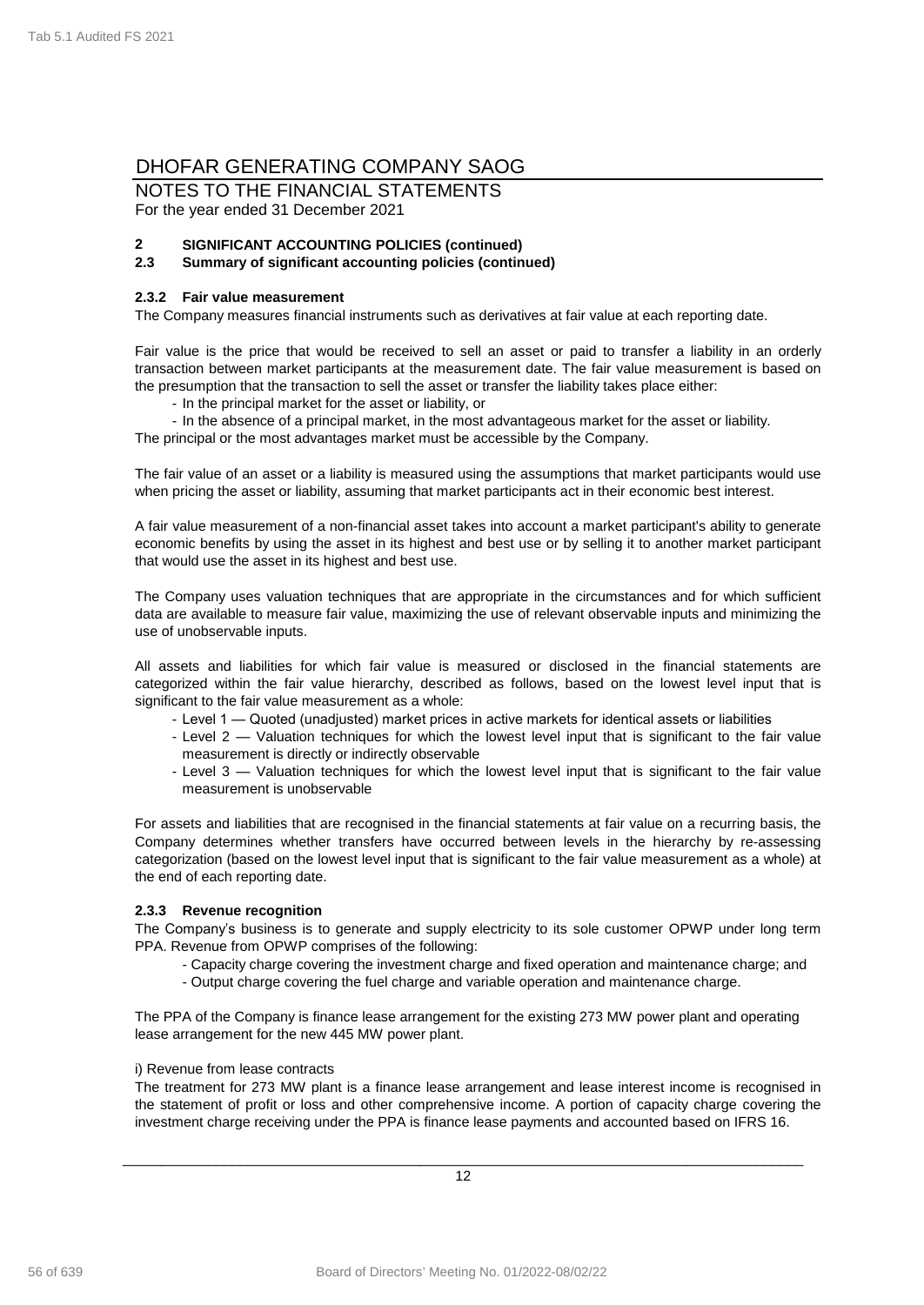# DHOFAR GENERATING COMPANY SAOG

NOTES TO THE FINANCIAL STATEMENTS
For the year ended 31 December 2021

## 2 SIGNIFICANT ACCOUNTING POLICIES (continued)

### 2.3 Summary of significant accounting policies (continued)

#### 2.3.2 Fair value measurement

The Company measures financial instruments such as derivatives at fair value at each reporting date.

Fair value is the price that would be received to sell an asset or paid to transfer a liability in an orderly transaction between market participants at the measurement date. The fair value measurement is based on the presumption that the transaction to sell the asset or transfer the liability takes place either:

- In the principal market for the asset or liability, or
- In the absence of a principal market, in the most advantageous market for the asset or liability.

The principal or the most advantages market must be accessible by the Company.

The fair value of an asset or a liability is measured using the assumptions that market participants would use when pricing the asset or liability, assuming that market participants act in their economic best interest.

A fair value measurement of a non-financial asset takes into account a market participant's ability to generate economic benefits by using the asset in its highest and best use or by selling it to another market participant that would use the asset in its highest and best use.

The Company uses valuation techniques that are appropriate in the circumstances and for which sufficient data are available to measure fair value, maximizing the use of relevant observable inputs and minimizing the use of unobservable inputs.

All assets and liabilities for which fair value is measured or disclosed in the financial statements are categorized within the fair value hierarchy, described as follows, based on the lowest level input that is significant to the fair value measurement as a whole:

- Level 1 — Quoted (unadjusted) market prices in active markets for identical assets or liabilities
- Level 2 — Valuation techniques for which the lowest level input that is significant to the fair value measurement is directly or indirectly observable
- Level 3 — Valuation techniques for which the lowest level input that is significant to the fair value measurement is unobservable

For assets and liabilities that are recognised in the financial statements at fair value on a recurring basis, the Company determines whether transfers have occurred between levels in the hierarchy by re-assessing categorization (based on the lowest level input that is significant to the fair value measurement as a whole) at the end of each reporting date.

#### 2.3.3 Revenue recognition

The Company's business is to generate and supply electricity to its sole customer OPWP under long term PPA. Revenue from OPWP comprises of the following:

- Capacity charge covering the investment charge and fixed operation and maintenance charge; and
- Output charge covering the fuel charge and variable operation and maintenance charge.

The PPA of the Company is finance lease arrangement for the existing 273 MW power plant and operating lease arrangement for the new 445 MW power plant.

i) Revenue from lease contracts

The treatment for 273 MW plant is a finance lease arrangement and lease interest income is recognised in the statement of profit or loss and other comprehensive income. A portion of capacity charge covering the investment charge receiving under the PPA is finance lease payments and accounted based on IFRS 16.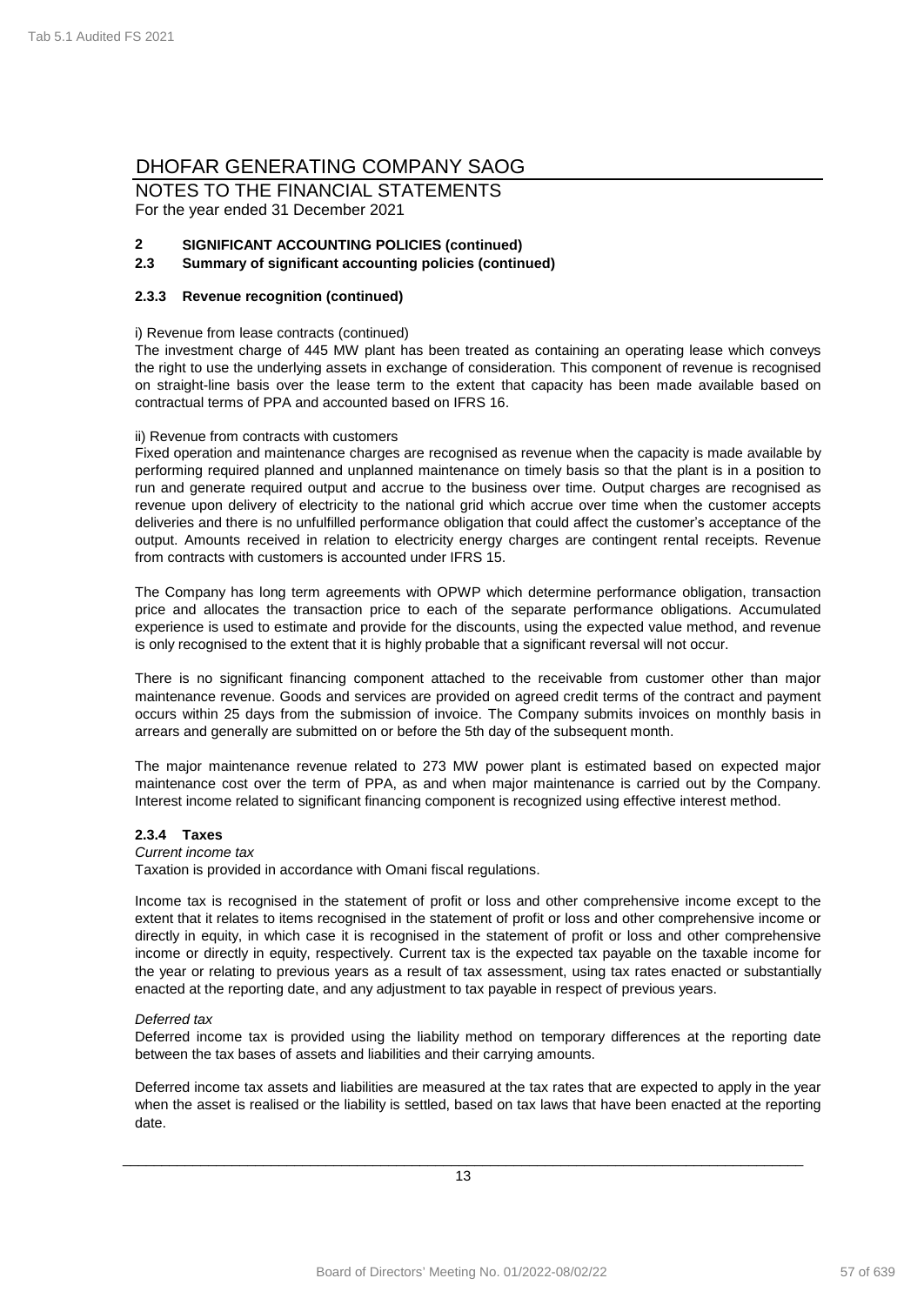# DHOFAR GENERATING COMPANY SAOG

NOTES TO THE FINANCIAL STATEMENTS
For the year ended 31 December 2021

## 2 SIGNIFICANT ACCOUNTING POLICIES (continued)

### 2.3 Summary of significant accounting policies (continued)

#### 2.3.3 Revenue recognition (continued)

i) Revenue from lease contracts (continued)

The investment charge of 445 MW plant has been treated as containing an operating lease which conveys the right to use the underlying assets in exchange of consideration. This component of revenue is recognised on straight-line basis over the lease term to the extent that capacity has been made available based on contractual terms of PPA and accounted based on IFRS 16.

ii) Revenue from contracts with customers

Fixed operation and maintenance charges are recognised as revenue when the capacity is made available by performing required planned and unplanned maintenance on timely basis so that the plant is in a position to run and generate required output and accrue to the business over time. Output charges are recognised as revenue upon delivery of electricity to the national grid which accrue over time when the customer accepts deliveries and there is no unfulfilled performance obligation that could affect the customer's acceptance of the output. Amounts received in relation to electricity energy charges are contingent rental receipts. Revenue from contracts with customers is accounted under IFRS 15.

The Company has long term agreements with OPWP which determine performance obligation, transaction price and allocates the transaction price to each of the separate performance obligations. Accumulated experience is used to estimate and provide for the discounts, using the expected value method, and revenue is only recognised to the extent that it is highly probable that a significant reversal will not occur.

There is no significant financing component attached to the receivable from customer other than major maintenance revenue. Goods and services are provided on agreed credit terms of the contract and payment occurs within 25 days from the submission of invoice. The Company submits invoices on monthly basis in arrears and generally are submitted on or before the 5th day of the subsequent month.

The major maintenance revenue related to 273 MW power plant is estimated based on expected major maintenance cost over the term of PPA, as and when major maintenance is carried out by the Company. Interest income related to significant financing component is recognized using effective interest method.

#### 2.3.4 Taxes

*Current income tax*

Taxation is provided in accordance with Omani fiscal regulations.

Income tax is recognised in the statement of profit or loss and other comprehensive income except to the extent that it relates to items recognised in the statement of profit or loss and other comprehensive income or directly in equity, in which case it is recognised in the statement of profit or loss and other comprehensive income or directly in equity, respectively. Current tax is the expected tax payable on the taxable income for the year or relating to previous years as a result of tax assessment, using tax rates enacted or substantially enacted at the reporting date, and any adjustment to tax payable in respect of previous years.

*Deferred tax*

Deferred income tax is provided using the liability method on temporary differences at the reporting date between the tax bases of assets and liabilities and their carrying amounts.

Deferred income tax assets and liabilities are measured at the tax rates that are expected to apply in the year when the asset is realised or the liability is settled, based on tax laws that have been enacted at the reporting date.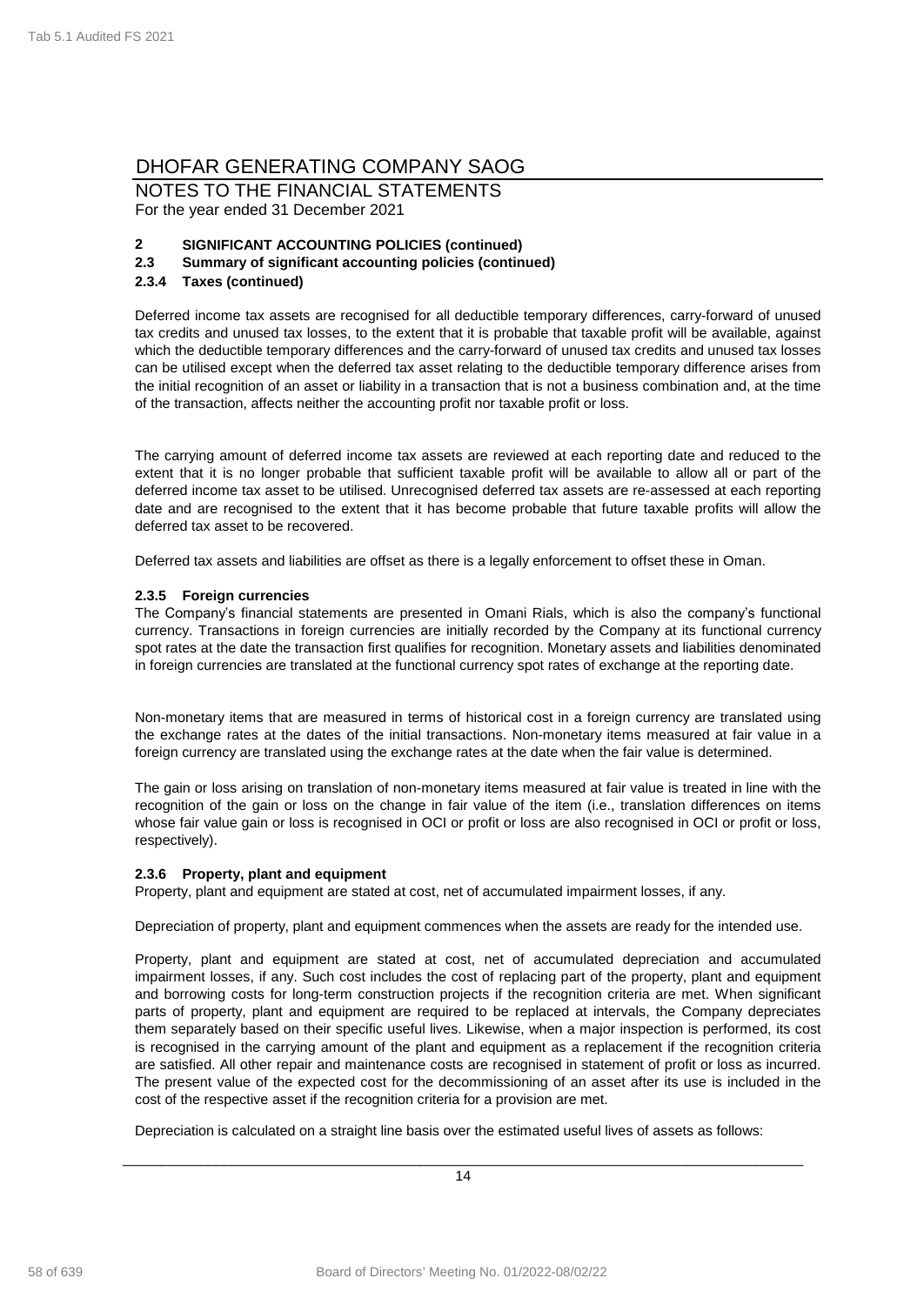# DHOFAR GENERATING COMPANY SAOG

NOTES TO THE FINANCIAL STATEMENTS
For the year ended 31 December 2021

**2 SIGNIFICANT ACCOUNTING POLICIES (continued)**

**2.3 Summary of significant accounting policies (continued)**

**2.3.4 Taxes (continued)**

Deferred income tax assets are recognised for all deductible temporary differences, carry-forward of unused tax credits and unused tax losses, to the extent that it is probable that taxable profit will be available, against which the deductible temporary differences and the carry-forward of unused tax credits and unused tax losses can be utilised except when the deferred tax asset relating to the deductible temporary difference arises from the initial recognition of an asset or liability in a transaction that is not a business combination and, at the time of the transaction, affects neither the accounting profit nor taxable profit or loss.

The carrying amount of deferred income tax assets are reviewed at each reporting date and reduced to the extent that it is no longer probable that sufficient taxable profit will be available to allow all or part of the deferred income tax asset to be utilised. Unrecognised deferred tax assets are re-assessed at each reporting date and are recognised to the extent that it has become probable that future taxable profits will allow the deferred tax asset to be recovered.

Deferred tax assets and liabilities are offset as there is a legally enforcement to offset these in Oman.

**2.3.5 Foreign currencies**

The Company's financial statements are presented in Omani Rials, which is also the company's functional currency. Transactions in foreign currencies are initially recorded by the Company at its functional currency spot rates at the date the transaction first qualifies for recognition. Monetary assets and liabilities denominated in foreign currencies are translated at the functional currency spot rates of exchange at the reporting date.

Non-monetary items that are measured in terms of historical cost in a foreign currency are translated using the exchange rates at the dates of the initial transactions. Non-monetary items measured at fair value in a foreign currency are translated using the exchange rates at the date when the fair value is determined.

The gain or loss arising on translation of non-monetary items measured at fair value is treated in line with the recognition of the gain or loss on the change in fair value of the item (i.e., translation differences on items whose fair value gain or loss is recognised in OCI or profit or loss are also recognised in OCI or profit or loss, respectively).

**2.3.6 Property, plant and equipment**

Property, plant and equipment are stated at cost, net of accumulated impairment losses, if any.

Depreciation of property, plant and equipment commences when the assets are ready for the intended use.

Property, plant and equipment are stated at cost, net of accumulated depreciation and accumulated impairment losses, if any. Such cost includes the cost of replacing part of the property, plant and equipment and borrowing costs for long-term construction projects if the recognition criteria are met. When significant parts of property, plant and equipment are required to be replaced at intervals, the Company depreciates them separately based on their specific useful lives. Likewise, when a major inspection is performed, its cost is recognised in the carrying amount of the plant and equipment as a replacement if the recognition criteria are satisfied. All other repair and maintenance costs are recognised in statement of profit or loss as incurred. The present value of the expected cost for the decommissioning of an asset after its use is included in the cost of the respective asset if the recognition criteria for a provision are met.

Depreciation is calculated on a straight line basis over the estimated useful lives of assets as follows: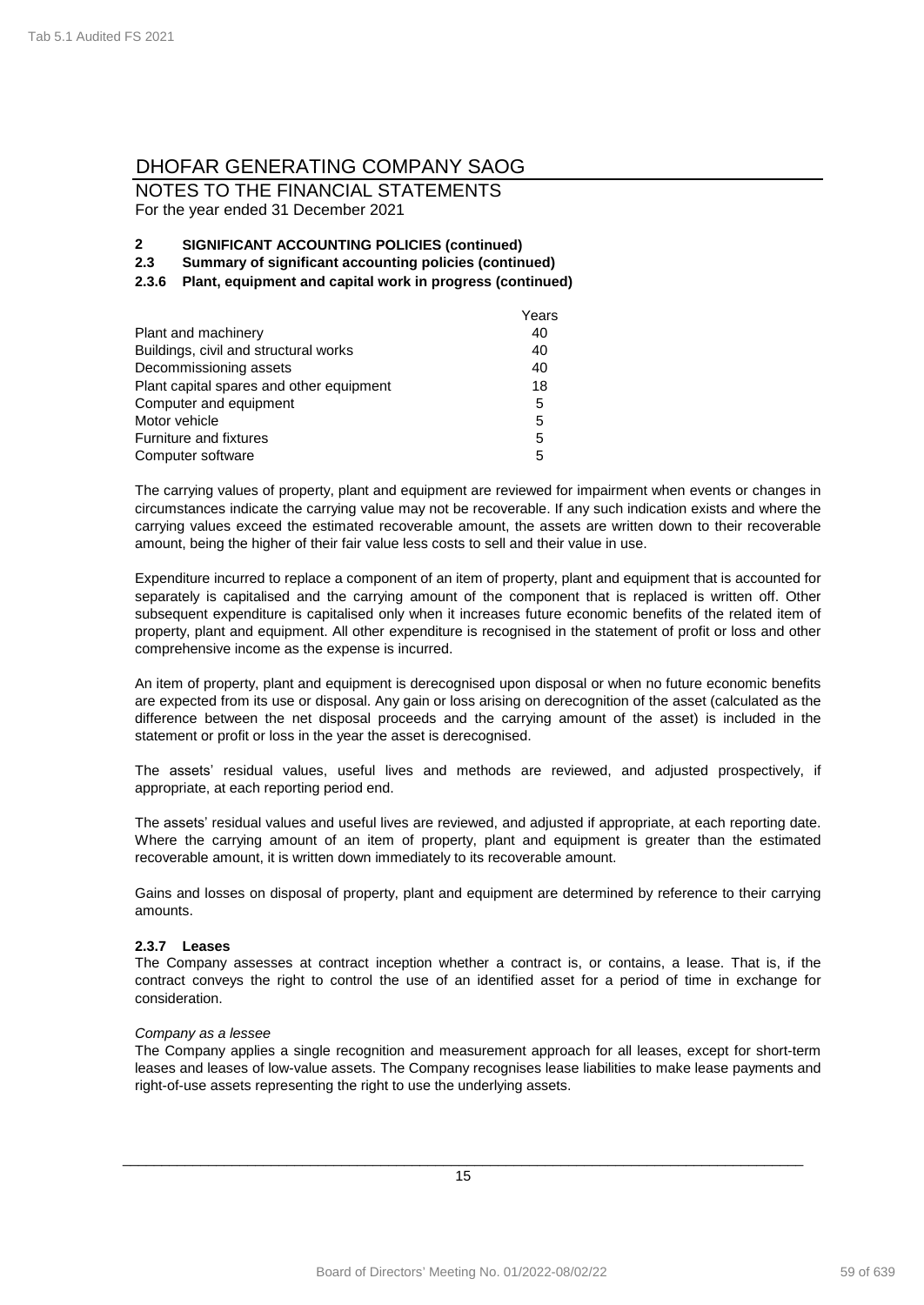# DHOFAR GENERATING COMPANY SAOG

NOTES TO THE FINANCIAL STATEMENTS
For the year ended 31 December 2021

**2 SIGNIFICANT ACCOUNTING POLICIES (continued)**

**2.3 Summary of significant accounting policies (continued)**

**2.3.6 Plant, equipment and capital work in progress (continued)**

| | Years |
|---|---|
| Plant and machinery | 40 |
| Buildings, civil and structural works | 40 |
| Decommissioning assets | 40 |
| Plant capital spares and other equipment | 18 |
| Computer and equipment | 5 |
| Motor vehicle | 5 |
| Furniture and fixtures | 5 |
| Computer software | 5 |

The carrying values of property, plant and equipment are reviewed for impairment when events or changes in circumstances indicate the carrying value may not be recoverable. If any such indication exists and where the carrying values exceed the estimated recoverable amount, the assets are written down to their recoverable amount, being the higher of their fair value less costs to sell and their value in use.

Expenditure incurred to replace a component of an item of property, plant and equipment that is accounted for separately is capitalised and the carrying amount of the component that is replaced is written off. Other subsequent expenditure is capitalised only when it increases future economic benefits of the related item of property, plant and equipment. All other expenditure is recognised in the statement of profit or loss and other comprehensive income as the expense is incurred.

An item of property, plant and equipment is derecognised upon disposal or when no future economic benefits are expected from its use or disposal. Any gain or loss arising on derecognition of the asset (calculated as the difference between the net disposal proceeds and the carrying amount of the asset) is included in the statement or profit or loss in the year the asset is derecognised.

The assets' residual values, useful lives and methods are reviewed, and adjusted prospectively, if appropriate, at each reporting period end.

The assets' residual values and useful lives are reviewed, and adjusted if appropriate, at each reporting date. Where the carrying amount of an item of property, plant and equipment is greater than the estimated recoverable amount, it is written down immediately to its recoverable amount.

Gains and losses on disposal of property, plant and equipment are determined by reference to their carrying amounts.

**2.3.7 Leases**

The Company assesses at contract inception whether a contract is, or contains, a lease. That is, if the contract conveys the right to control the use of an identified asset for a period of time in exchange for consideration.

*Company as a lessee*

The Company applies a single recognition and measurement approach for all leases, except for short-term leases and leases of low-value assets. The Company recognises lease liabilities to make lease payments and right-of-use assets representing the right to use the underlying assets.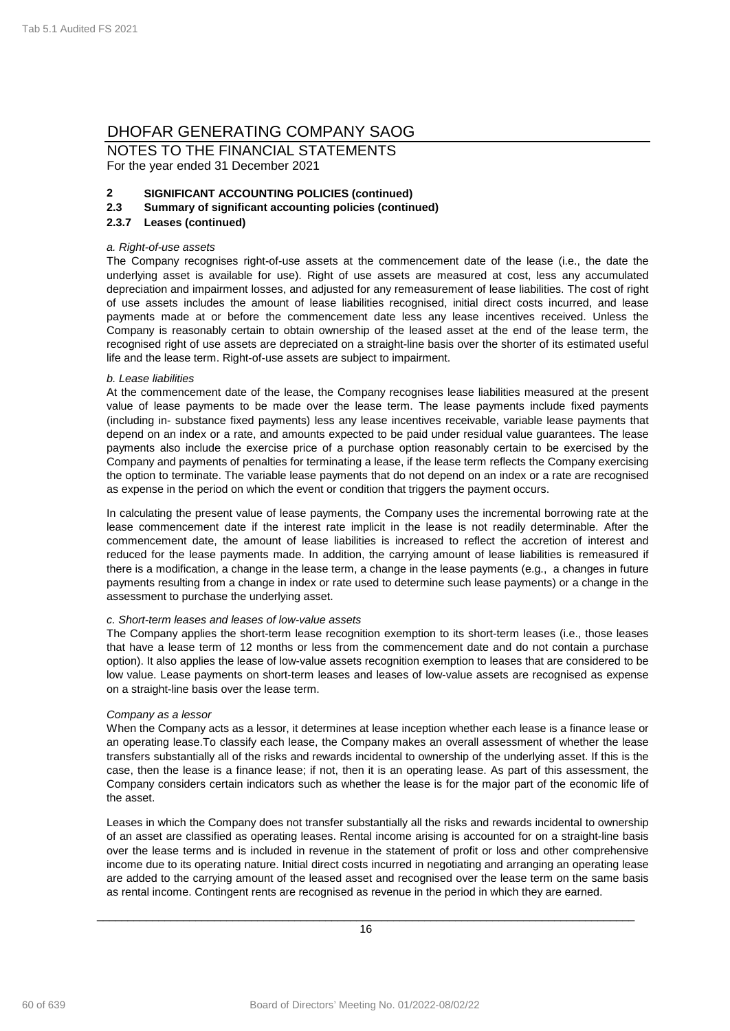# DHOFAR GENERATING COMPANY SAOG

NOTES TO THE FINANCIAL STATEMENTS
For the year ended 31 December 2021

## 2 SIGNIFICANT ACCOUNTING POLICIES (continued)

### 2.3 Summary of significant accounting policies (continued)

### 2.3.7 Leases (continued)

*a. Right-of-use assets*

The Company recognises right-of-use assets at the commencement date of the lease (i.e., the date the underlying asset is available for use). Right of use assets are measured at cost, less any accumulated depreciation and impairment losses, and adjusted for any remeasurement of lease liabilities. The cost of right of use assets includes the amount of lease liabilities recognised, initial direct costs incurred, and lease payments made at or before the commencement date less any lease incentives received. Unless the Company is reasonably certain to obtain ownership of the leased asset at the end of the lease term, the recognised right of use assets are depreciated on a straight-line basis over the shorter of its estimated useful life and the lease term. Right-of-use assets are subject to impairment.

*b. Lease liabilities*

At the commencement date of the lease, the Company recognises lease liabilities measured at the present value of lease payments to be made over the lease term. The lease payments include fixed payments (including in- substance fixed payments) less any lease incentives receivable, variable lease payments that depend on an index or a rate, and amounts expected to be paid under residual value guarantees. The lease payments also include the exercise price of a purchase option reasonably certain to be exercised by the Company and payments of penalties for terminating a lease, if the lease term reflects the Company exercising the option to terminate. The variable lease payments that do not depend on an index or a rate are recognised as expense in the period on which the event or condition that triggers the payment occurs.

In calculating the present value of lease payments, the Company uses the incremental borrowing rate at the lease commencement date if the interest rate implicit in the lease is not readily determinable. After the commencement date, the amount of lease liabilities is increased to reflect the accretion of interest and reduced for the lease payments made. In addition, the carrying amount of lease liabilities is remeasured if there is a modification, a change in the lease term, a change in the lease payments (e.g., a changes in future payments resulting from a change in index or rate used to determine such lease payments) or a change in the assessment to purchase the underlying asset.

*c. Short-term leases and leases of low-value assets*

The Company applies the short-term lease recognition exemption to its short-term leases (i.e., those leases that have a lease term of 12 months or less from the commencement date and do not contain a purchase option). It also applies the lease of low-value assets recognition exemption to leases that are considered to be low value. Lease payments on short-term leases and leases of low-value assets are recognised as expense on a straight-line basis over the lease term.

*Company as a lessor*

When the Company acts as a lessor, it determines at lease inception whether each lease is a finance lease or an operating lease.To classify each lease, the Company makes an overall assessment of whether the lease transfers substantially all of the risks and rewards incidental to ownership of the underlying asset. If this is the case, then the lease is a finance lease; if not, then it is an operating lease. As part of this assessment, the Company considers certain indicators such as whether the lease is for the major part of the economic life of the asset.

Leases in which the Company does not transfer substantially all the risks and rewards incidental to ownership of an asset are classified as operating leases. Rental income arising is accounted for on a straight-line basis over the lease terms and is included in revenue in the statement of profit or loss and other comprehensive income due to its operating nature. Initial direct costs incurred in negotiating and arranging an operating lease are added to the carrying amount of the leased asset and recognised over the lease term on the same basis as rental income. Contingent rents are recognised as revenue in the period in which they are earned.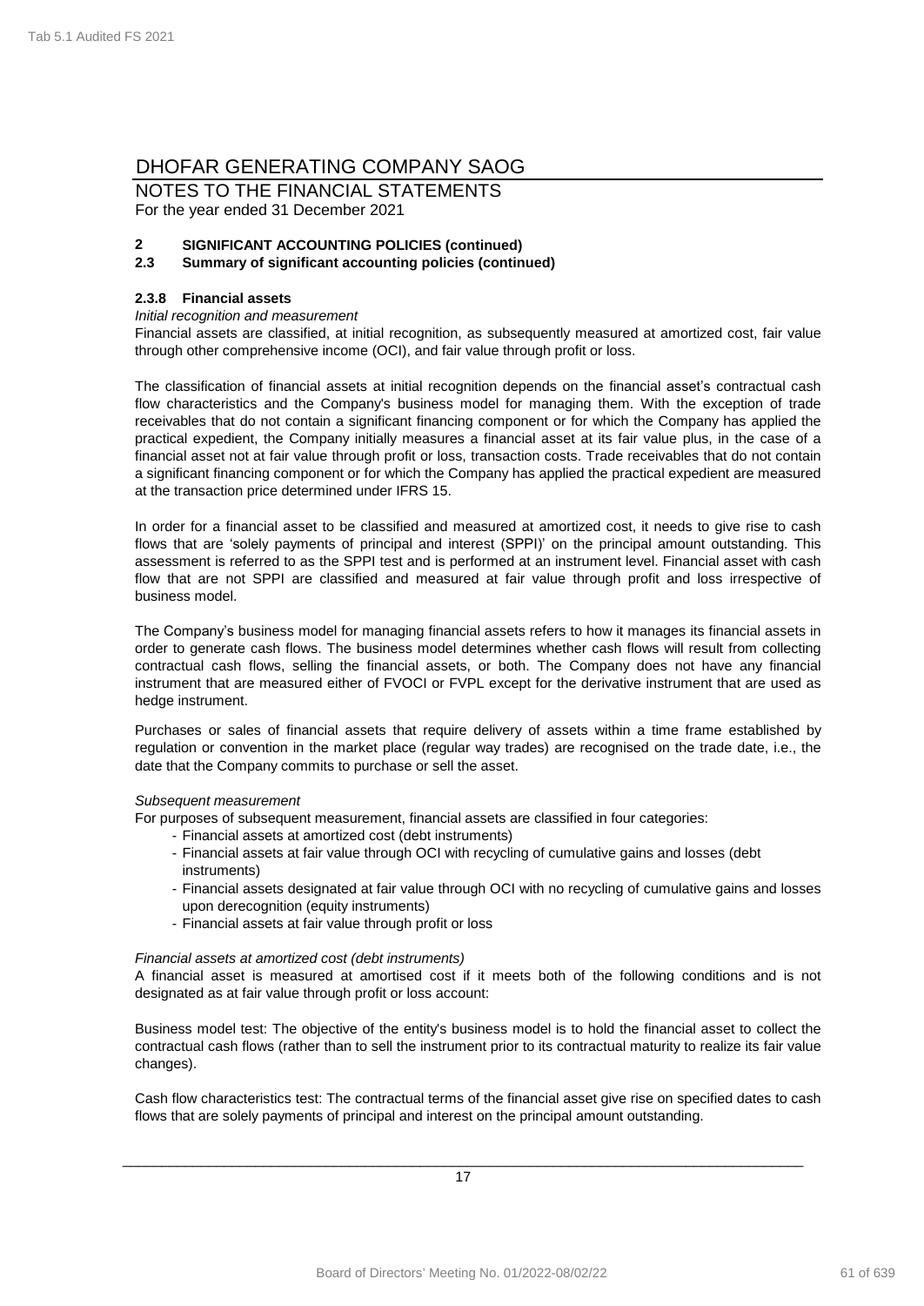# DHOFAR GENERATING COMPANY SAOG

NOTES TO THE FINANCIAL STATEMENTS
For the year ended 31 December 2021

## 2 SIGNIFICANT ACCOUNTING POLICIES (continued)

### 2.3 Summary of significant accounting policies (continued)

#### 2.3.8 Financial assets

*Initial recognition and measurement*

Financial assets are classified, at initial recognition, as subsequently measured at amortized cost, fair value through other comprehensive income (OCI), and fair value through profit or loss.

The classification of financial assets at initial recognition depends on the financial asset's contractual cash flow characteristics and the Company's business model for managing them. With the exception of trade receivables that do not contain a significant financing component or for which the Company has applied the practical expedient, the Company initially measures a financial asset at its fair value plus, in the case of a financial asset not at fair value through profit or loss, transaction costs. Trade receivables that do not contain a significant financing component or for which the Company has applied the practical expedient are measured at the transaction price determined under IFRS 15.

In order for a financial asset to be classified and measured at amortized cost, it needs to give rise to cash flows that are 'solely payments of principal and interest (SPPI)' on the principal amount outstanding. This assessment is referred to as the SPPI test and is performed at an instrument level. Financial asset with cash flow that are not SPPI are classified and measured at fair value through profit and loss irrespective of business model.

The Company's business model for managing financial assets refers to how it manages its financial assets in order to generate cash flows. The business model determines whether cash flows will result from collecting contractual cash flows, selling the financial assets, or both. The Company does not have any financial instrument that are measured either of FVOCI or FVPL except for the derivative instrument that are used as hedge instrument.

Purchases or sales of financial assets that require delivery of assets within a time frame established by regulation or convention in the market place (regular way trades) are recognised on the trade date, i.e., the date that the Company commits to purchase or sell the asset.

*Subsequent measurement*

For purposes of subsequent measurement, financial assets are classified in four categories:

- Financial assets at amortized cost (debt instruments)
- Financial assets at fair value through OCI with recycling of cumulative gains and losses (debt instruments)
- Financial assets designated at fair value through OCI with no recycling of cumulative gains and losses upon derecognition (equity instruments)
- Financial assets at fair value through profit or loss

*Financial assets at amortized cost (debt instruments)*

A financial asset is measured at amortised cost if it meets both of the following conditions and is not designated as at fair value through profit or loss account:

Business model test: The objective of the entity's business model is to hold the financial asset to collect the contractual cash flows (rather than to sell the instrument prior to its contractual maturity to realize its fair value changes).

Cash flow characteristics test: The contractual terms of the financial asset give rise on specified dates to cash flows that are solely payments of principal and interest on the principal amount outstanding.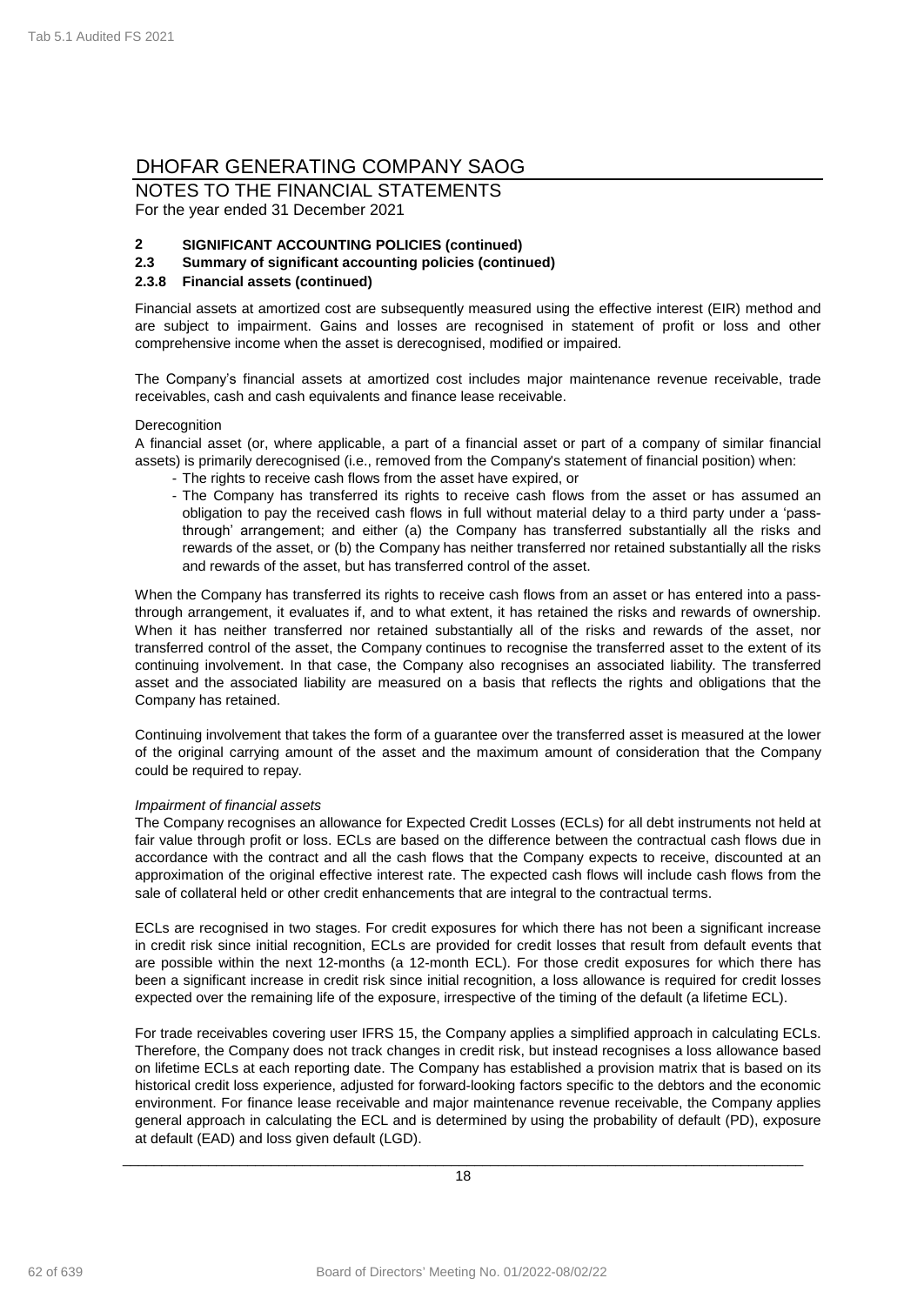# DHOFAR GENERATING COMPANY SAOG

NOTES TO THE FINANCIAL STATEMENTS
For the year ended 31 December 2021

**2 SIGNIFICANT ACCOUNTING POLICIES (continued)**

**2.3 Summary of significant accounting policies (continued)**

**2.3.8 Financial assets (continued)**

Financial assets at amortized cost are subsequently measured using the effective interest (EIR) method and are subject to impairment. Gains and losses are recognised in statement of profit or loss and other comprehensive income when the asset is derecognised, modified or impaired.

The Company's financial assets at amortized cost includes major maintenance revenue receivable, trade receivables, cash and cash equivalents and finance lease receivable.

Derecognition

A financial asset (or, where applicable, a part of a financial asset or part of a company of similar financial assets) is primarily derecognised (i.e., removed from the Company's statement of financial position) when:

- The rights to receive cash flows from the asset have expired, or
- The Company has transferred its rights to receive cash flows from the asset or has assumed an obligation to pay the received cash flows in full without material delay to a third party under a 'pass-through' arrangement; and either (a) the Company has transferred substantially all the risks and rewards of the asset, or (b) the Company has neither transferred nor retained substantially all the risks and rewards of the asset, but has transferred control of the asset.

When the Company has transferred its rights to receive cash flows from an asset or has entered into a pass-through arrangement, it evaluates if, and to what extent, it has retained the risks and rewards of ownership. When it has neither transferred nor retained substantially all of the risks and rewards of the asset, nor transferred control of the asset, the Company continues to recognise the transferred asset to the extent of its continuing involvement. In that case, the Company also recognises an associated liability. The transferred asset and the associated liability are measured on a basis that reflects the rights and obligations that the Company has retained.

Continuing involvement that takes the form of a guarantee over the transferred asset is measured at the lower of the original carrying amount of the asset and the maximum amount of consideration that the Company could be required to repay.

*Impairment of financial assets*

The Company recognises an allowance for Expected Credit Losses (ECLs) for all debt instruments not held at fair value through profit or loss. ECLs are based on the difference between the contractual cash flows due in accordance with the contract and all the cash flows that the Company expects to receive, discounted at an approximation of the original effective interest rate. The expected cash flows will include cash flows from the sale of collateral held or other credit enhancements that are integral to the contractual terms.

ECLs are recognised in two stages. For credit exposures for which there has not been a significant increase in credit risk since initial recognition, ECLs are provided for credit losses that result from default events that are possible within the next 12-months (a 12-month ECL). For those credit exposures for which there has been a significant increase in credit risk since initial recognition, a loss allowance is required for credit losses expected over the remaining life of the exposure, irrespective of the timing of the default (a lifetime ECL).

For trade receivables covering user IFRS 15, the Company applies a simplified approach in calculating ECLs. Therefore, the Company does not track changes in credit risk, but instead recognises a loss allowance based on lifetime ECLs at each reporting date. The Company has established a provision matrix that is based on its historical credit loss experience, adjusted for forward-looking factors specific to the debtors and the economic environment. For finance lease receivable and major maintenance revenue receivable, the Company applies general approach in calculating the ECL and is determined by using the probability of default (PD), exposure at default (EAD) and loss given default (LGD).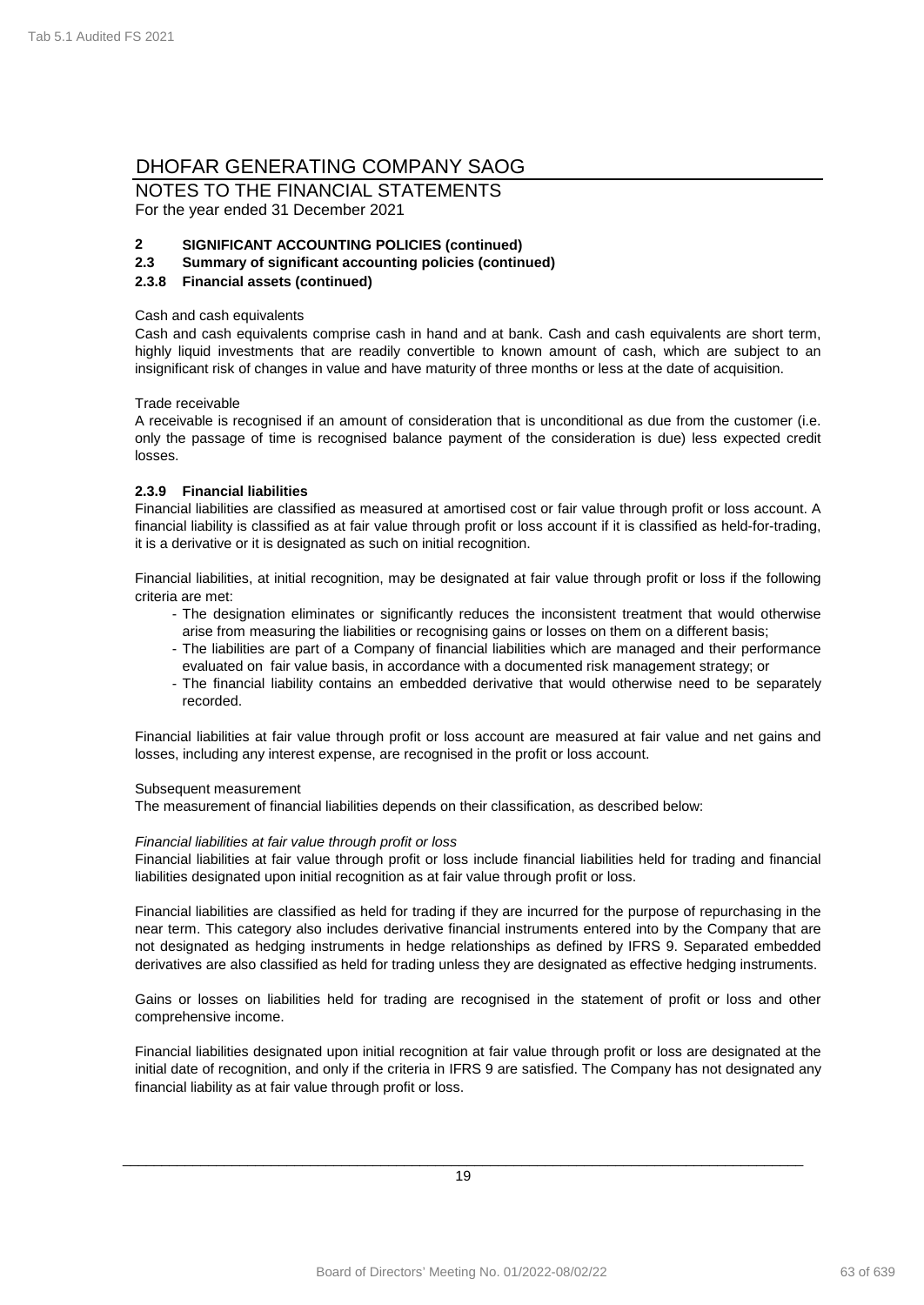# DHOFAR GENERATING COMPANY SAOG

NOTES TO THE FINANCIAL STATEMENTS
For the year ended 31 December 2021

## 2 SIGNIFICANT ACCOUNTING POLICIES (continued)

### 2.3 Summary of significant accounting policies (continued)

#### 2.3.8 Financial assets (continued)

Cash and cash equivalents

Cash and cash equivalents comprise cash in hand and at bank. Cash and cash equivalents are short term, highly liquid investments that are readily convertible to known amount of cash, which are subject to an insignificant risk of changes in value and have maturity of three months or less at the date of acquisition.

Trade receivable

A receivable is recognised if an amount of consideration that is unconditional as due from the customer (i.e. only the passage of time is recognised balance payment of the consideration is due) less expected credit losses.

#### 2.3.9 Financial liabilities

Financial liabilities are classified as measured at amortised cost or fair value through profit or loss account. A financial liability is classified as at fair value through profit or loss account if it is classified as held-for-trading, it is a derivative or it is designated as such on initial recognition.

Financial liabilities, at initial recognition, may be designated at fair value through profit or loss if the following criteria are met:

- The designation eliminates or significantly reduces the inconsistent treatment that would otherwise arise from measuring the liabilities or recognising gains or losses on them on a different basis;
- The liabilities are part of a Company of financial liabilities which are managed and their performance evaluated on fair value basis, in accordance with a documented risk management strategy; or
- The financial liability contains an embedded derivative that would otherwise need to be separately recorded.

Financial liabilities at fair value through profit or loss account are measured at fair value and net gains and losses, including any interest expense, are recognised in the profit or loss account.

Subsequent measurement

The measurement of financial liabilities depends on their classification, as described below:

*Financial liabilities at fair value through profit or loss*

Financial liabilities at fair value through profit or loss include financial liabilities held for trading and financial liabilities designated upon initial recognition as at fair value through profit or loss.

Financial liabilities are classified as held for trading if they are incurred for the purpose of repurchasing in the near term. This category also includes derivative financial instruments entered into by the Company that are not designated as hedging instruments in hedge relationships as defined by IFRS 9. Separated embedded derivatives are also classified as held for trading unless they are designated as effective hedging instruments.

Gains or losses on liabilities held for trading are recognised in the statement of profit or loss and other comprehensive income.

Financial liabilities designated upon initial recognition at fair value through profit or loss are designated at the initial date of recognition, and only if the criteria in IFRS 9 are satisfied. The Company has not designated any financial liability as at fair value through profit or loss.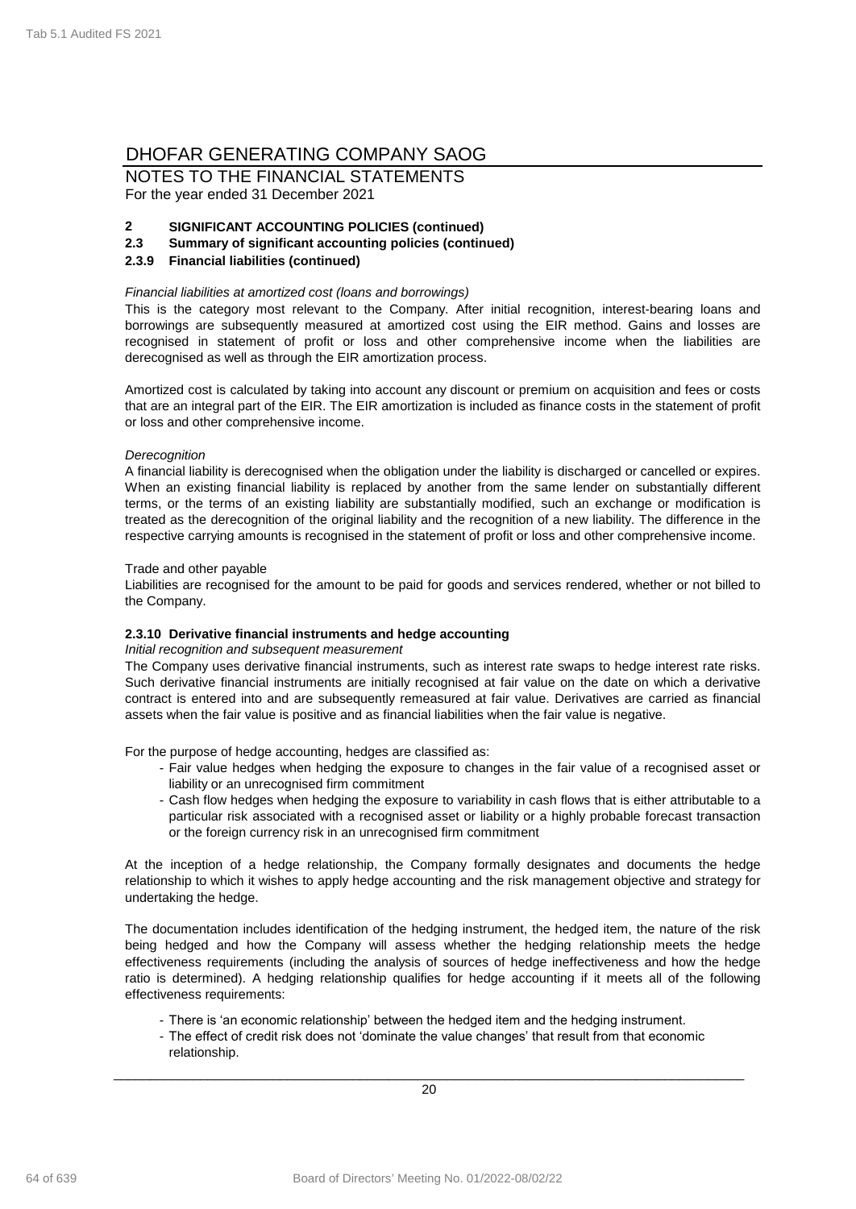# DHOFAR GENERATING COMPANY SAOG

NOTES TO THE FINANCIAL STATEMENTS
For the year ended 31 December 2021

**2 SIGNIFICANT ACCOUNTING POLICIES (continued)**

**2.3 Summary of significant accounting policies (continued)**

**2.3.9 Financial liabilities (continued)**

*Financial liabilities at amortized cost (loans and borrowings)*

This is the category most relevant to the Company. After initial recognition, interest-bearing loans and borrowings are subsequently measured at amortized cost using the EIR method. Gains and losses are recognised in statement of profit or loss and other comprehensive income when the liabilities are derecognised as well as through the EIR amortization process.

Amortized cost is calculated by taking into account any discount or premium on acquisition and fees or costs that are an integral part of the EIR. The EIR amortization is included as finance costs in the statement of profit or loss and other comprehensive income.

*Derecognition*

A financial liability is derecognised when the obligation under the liability is discharged or cancelled or expires. When an existing financial liability is replaced by another from the same lender on substantially different terms, or the terms of an existing liability are substantially modified, such an exchange or modification is treated as the derecognition of the original liability and the recognition of a new liability. The difference in the respective carrying amounts is recognised in the statement of profit or loss and other comprehensive income.

Trade and other payable

Liabilities are recognised for the amount to be paid for goods and services rendered, whether or not billed to the Company.

**2.3.10 Derivative financial instruments and hedge accounting**

*Initial recognition and subsequent measurement*

The Company uses derivative financial instruments, such as interest rate swaps to hedge interest rate risks. Such derivative financial instruments are initially recognised at fair value on the date on which a derivative contract is entered into and are subsequently remeasured at fair value. Derivatives are carried as financial assets when the fair value is positive and as financial liabilities when the fair value is negative.

For the purpose of hedge accounting, hedges are classified as:

- Fair value hedges when hedging the exposure to changes in the fair value of a recognised asset or liability or an unrecognised firm commitment
- Cash flow hedges when hedging the exposure to variability in cash flows that is either attributable to a particular risk associated with a recognised asset or liability or a highly probable forecast transaction or the foreign currency risk in an unrecognised firm commitment

At the inception of a hedge relationship, the Company formally designates and documents the hedge relationship to which it wishes to apply hedge accounting and the risk management objective and strategy for undertaking the hedge.

The documentation includes identification of the hedging instrument, the hedged item, the nature of the risk being hedged and how the Company will assess whether the hedging relationship meets the hedge effectiveness requirements (including the analysis of sources of hedge ineffectiveness and how the hedge ratio is determined). A hedging relationship qualifies for hedge accounting if it meets all of the following effectiveness requirements:

- There is 'an economic relationship' between the hedged item and the hedging instrument.
- The effect of credit risk does not 'dominate the value changes' that result from that economic relationship.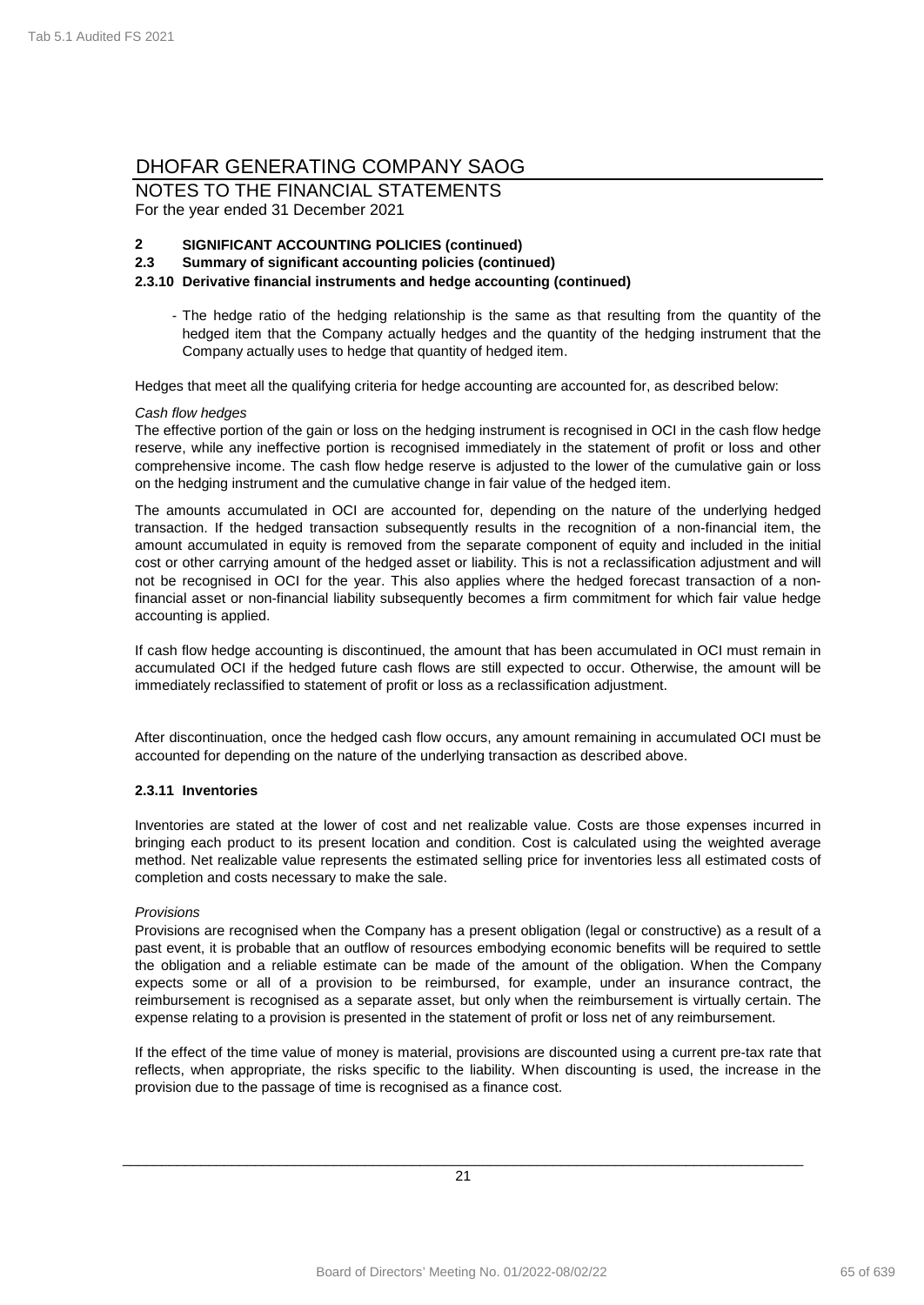# DHOFAR GENERATING COMPANY SAOG

NOTES TO THE FINANCIAL STATEMENTS
For the year ended 31 December 2021

**2 SIGNIFICANT ACCOUNTING POLICIES (continued)**

**2.3 Summary of significant accounting policies (continued)**

**2.3.10 Derivative financial instruments and hedge accounting (continued)**

- The hedge ratio of the hedging relationship is the same as that resulting from the quantity of the hedged item that the Company actually hedges and the quantity of the hedging instrument that the Company actually uses to hedge that quantity of hedged item.

Hedges that meet all the qualifying criteria for hedge accounting are accounted for, as described below:

*Cash flow hedges*

The effective portion of the gain or loss on the hedging instrument is recognised in OCI in the cash flow hedge reserve, while any ineffective portion is recognised immediately in the statement of profit or loss and other comprehensive income. The cash flow hedge reserve is adjusted to the lower of the cumulative gain or loss on the hedging instrument and the cumulative change in fair value of the hedged item.

The amounts accumulated in OCI are accounted for, depending on the nature of the underlying hedged transaction. If the hedged transaction subsequently results in the recognition of a non-financial item, the amount accumulated in equity is removed from the separate component of equity and included in the initial cost or other carrying amount of the hedged asset or liability. This is not a reclassification adjustment and will not be recognised in OCI for the year. This also applies where the hedged forecast transaction of a non-financial asset or non-financial liability subsequently becomes a firm commitment for which fair value hedge accounting is applied.

If cash flow hedge accounting is discontinued, the amount that has been accumulated in OCI must remain in accumulated OCI if the hedged future cash flows are still expected to occur. Otherwise, the amount will be immediately reclassified to statement of profit or loss as a reclassification adjustment.

After discontinuation, once the hedged cash flow occurs, any amount remaining in accumulated OCI must be accounted for depending on the nature of the underlying transaction as described above.

**2.3.11 Inventories**

Inventories are stated at the lower of cost and net realizable value. Costs are those expenses incurred in bringing each product to its present location and condition. Cost is calculated using the weighted average method. Net realizable value represents the estimated selling price for inventories less all estimated costs of completion and costs necessary to make the sale.

*Provisions*

Provisions are recognised when the Company has a present obligation (legal or constructive) as a result of a past event, it is probable that an outflow of resources embodying economic benefits will be required to settle the obligation and a reliable estimate can be made of the amount of the obligation. When the Company expects some or all of a provision to be reimbursed, for example, under an insurance contract, the reimbursement is recognised as a separate asset, but only when the reimbursement is virtually certain. The expense relating to a provision is presented in the statement of profit or loss net of any reimbursement.

If the effect of the time value of money is material, provisions are discounted using a current pre-tax rate that reflects, when appropriate, the risks specific to the liability. When discounting is used, the increase in the provision due to the passage of time is recognised as a finance cost.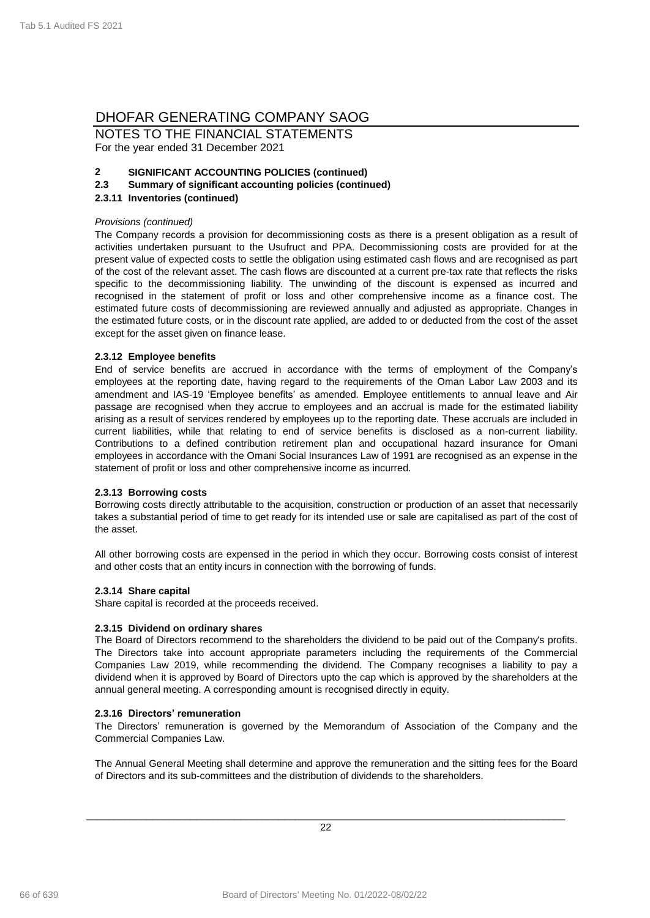# DHOFAR GENERATING COMPANY SAOG

NOTES TO THE FINANCIAL STATEMENTS
For the year ended 31 December 2021

**2 SIGNIFICANT ACCOUNTING POLICIES (continued)**

**2.3 Summary of significant accounting policies (continued)**

**2.3.11 Inventories (continued)**

*Provisions (continued)*

The Company records a provision for decommissioning costs as there is a present obligation as a result of activities undertaken pursuant to the Usufruct and PPA. Decommissioning costs are provided for at the present value of expected costs to settle the obligation using estimated cash flows and are recognised as part of the cost of the relevant asset. The cash flows are discounted at a current pre-tax rate that reflects the risks specific to the decommissioning liability. The unwinding of the discount is expensed as incurred and recognised in the statement of profit or loss and other comprehensive income as a finance cost. The estimated future costs of decommissioning are reviewed annually and adjusted as appropriate. Changes in the estimated future costs, or in the discount rate applied, are added to or deducted from the cost of the asset except for the asset given on finance lease.

**2.3.12 Employee benefits**

End of service benefits are accrued in accordance with the terms of employment of the Company's employees at the reporting date, having regard to the requirements of the Oman Labor Law 2003 and its amendment and IAS-19 'Employee benefits' as amended. Employee entitlements to annual leave and Air passage are recognised when they accrue to employees and an accrual is made for the estimated liability arising as a result of services rendered by employees up to the reporting date. These accruals are included in current liabilities, while that relating to end of service benefits is disclosed as a non-current liability. Contributions to a defined contribution retirement plan and occupational hazard insurance for Omani employees in accordance with the Omani Social Insurances Law of 1991 are recognised as an expense in the statement of profit or loss and other comprehensive income as incurred.

**2.3.13 Borrowing costs**

Borrowing costs directly attributable to the acquisition, construction or production of an asset that necessarily takes a substantial period of time to get ready for its intended use or sale are capitalised as part of the cost of the asset.

All other borrowing costs are expensed in the period in which they occur. Borrowing costs consist of interest and other costs that an entity incurs in connection with the borrowing of funds.

**2.3.14 Share capital**

Share capital is recorded at the proceeds received.

**2.3.15 Dividend on ordinary shares**

The Board of Directors recommend to the shareholders the dividend to be paid out of the Company's profits. The Directors take into account appropriate parameters including the requirements of the Commercial Companies Law 2019, while recommending the dividend. The Company recognises a liability to pay a dividend when it is approved by Board of Directors upto the cap which is approved by the shareholders at the annual general meeting. A corresponding amount is recognised directly in equity.

**2.3.16 Directors' remuneration**

The Directors' remuneration is governed by the Memorandum of Association of the Company and the Commercial Companies Law.

The Annual General Meeting shall determine and approve the remuneration and the sitting fees for the Board of Directors and its sub-committees and the distribution of dividends to the shareholders.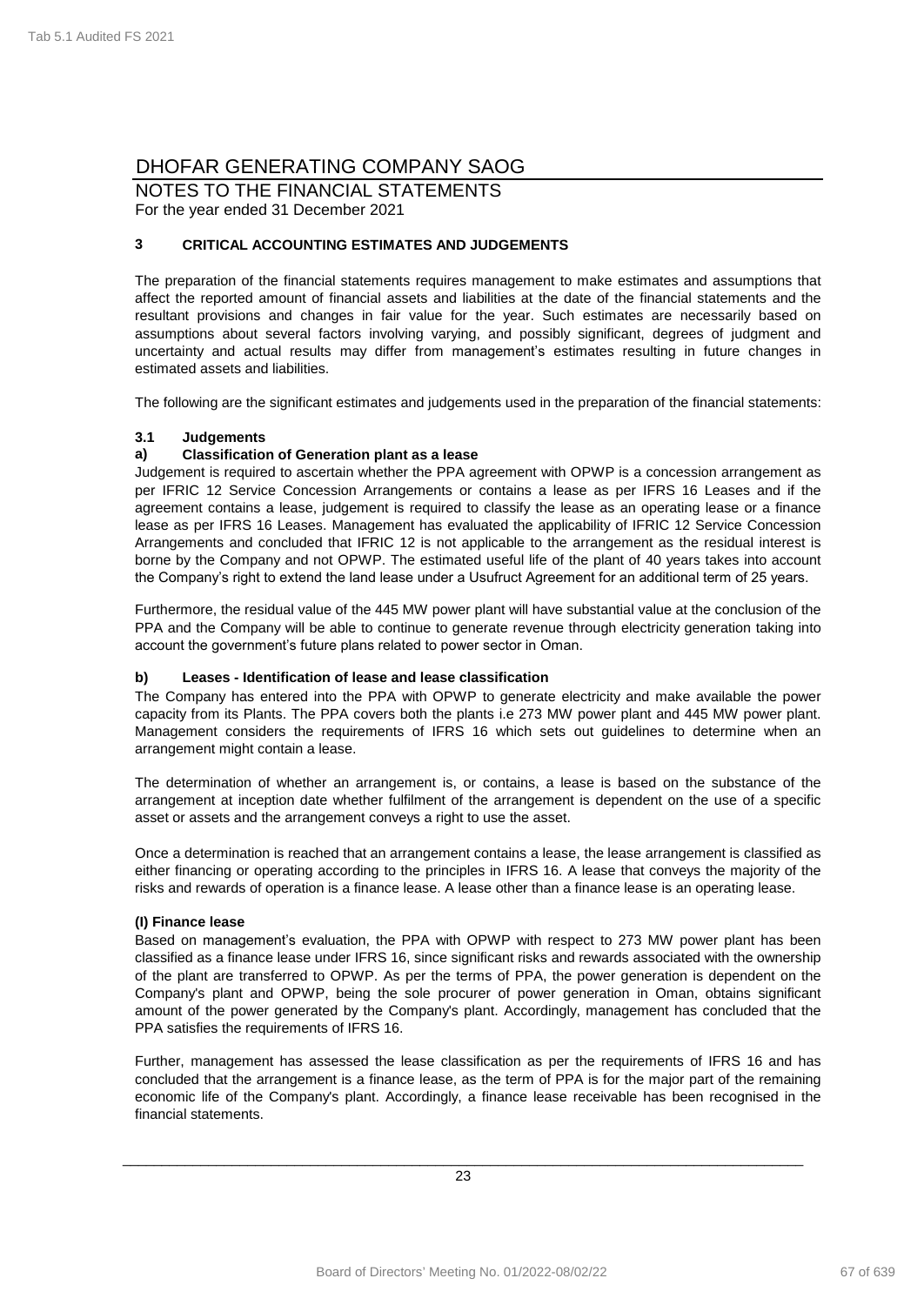# DHOFAR GENERATING COMPANY SAOG

NOTES TO THE FINANCIAL STATEMENTS
For the year ended 31 December 2021

## 3 CRITICAL ACCOUNTING ESTIMATES AND JUDGEMENTS

The preparation of the financial statements requires management to make estimates and assumptions that affect the reported amount of financial assets and liabilities at the date of the financial statements and the resultant provisions and changes in fair value for the year. Such estimates are necessarily based on assumptions about several factors involving varying, and possibly significant, degrees of judgment and uncertainty and actual results may differ from management's estimates resulting in future changes in estimated assets and liabilities.

The following are the significant estimates and judgements used in the preparation of the financial statements:

### 3.1 Judgements

#### a) Classification of Generation plant as a lease

Judgement is required to ascertain whether the PPA agreement with OPWP is a concession arrangement as per IFRIC 12 Service Concession Arrangements or contains a lease as per IFRS 16 Leases and if the agreement contains a lease, judgement is required to classify the lease as an operating lease or a finance lease as per IFRS 16 Leases. Management has evaluated the applicability of IFRIC 12 Service Concession Arrangements and concluded that IFRIC 12 is not applicable to the arrangement as the residual interest is borne by the Company and not OPWP. The estimated useful life of the plant of 40 years takes into account the Company's right to extend the land lease under a Usufruct Agreement for an additional term of 25 years.

Furthermore, the residual value of the 445 MW power plant will have substantial value at the conclusion of the PPA and the Company will be able to continue to generate revenue through electricity generation taking into account the government's future plans related to power sector in Oman.

#### b) Leases - Identification of lease and lease classification

The Company has entered into the PPA with OPWP to generate electricity and make available the power capacity from its Plants. The PPA covers both the plants i.e 273 MW power plant and 445 MW power plant. Management considers the requirements of IFRS 16 which sets out guidelines to determine when an arrangement might contain a lease.

The determination of whether an arrangement is, or contains, a lease is based on the substance of the arrangement at inception date whether fulfilment of the arrangement is dependent on the use of a specific asset or assets and the arrangement conveys a right to use the asset.

Once a determination is reached that an arrangement contains a lease, the lease arrangement is classified as either financing or operating according to the principles in IFRS 16. A lease that conveys the majority of the risks and rewards of operation is a finance lease. A lease other than a finance lease is an operating lease.

**(I) Finance lease**

Based on management's evaluation, the PPA with OPWP with respect to 273 MW power plant has been classified as a finance lease under IFRS 16, since significant risks and rewards associated with the ownership of the plant are transferred to OPWP. As per the terms of PPA, the power generation is dependent on the Company's plant and OPWP, being the sole procurer of power generation in Oman, obtains significant amount of the power generated by the Company's plant. Accordingly, management has concluded that the PPA satisfies the requirements of IFRS 16.

Further, management has assessed the lease classification as per the requirements of IFRS 16 and has concluded that the arrangement is a finance lease, as the term of PPA is for the major part of the remaining economic life of the Company's plant. Accordingly, a finance lease receivable has been recognised in the financial statements.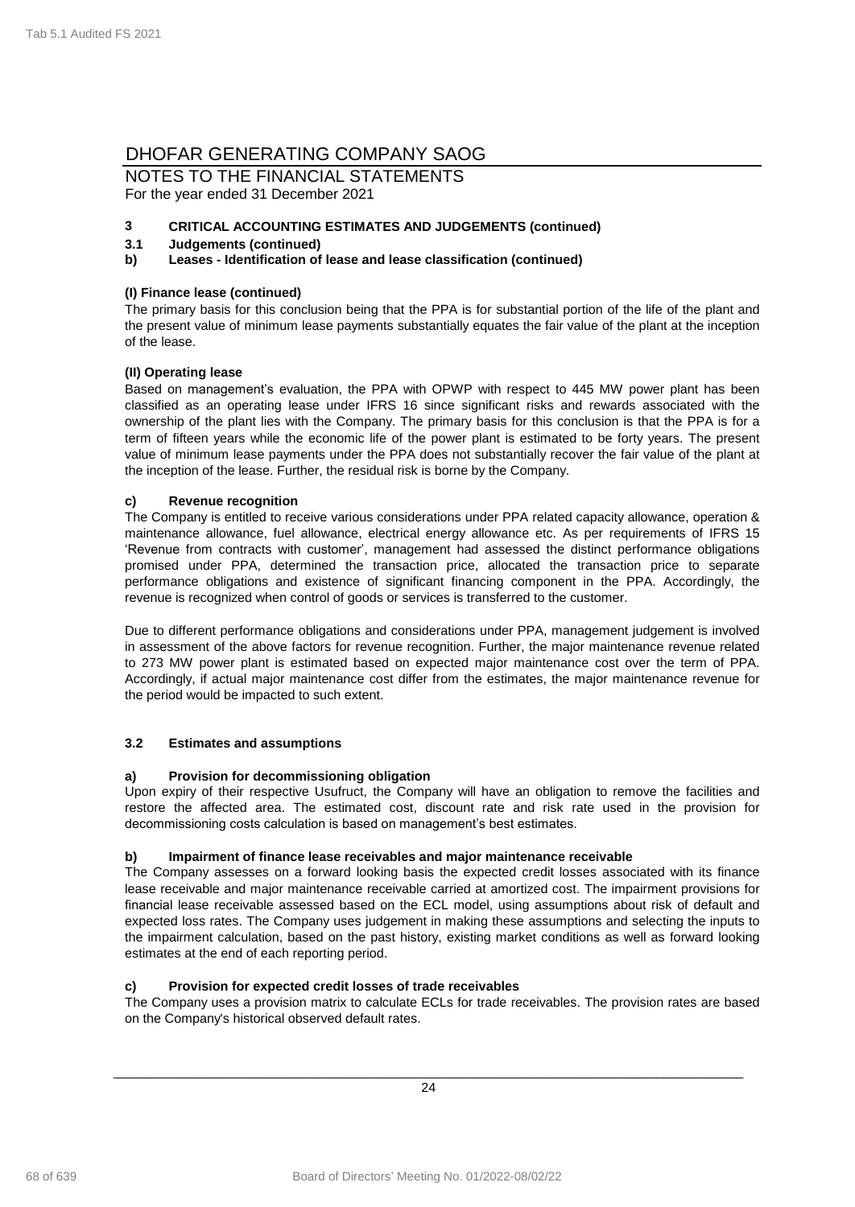# DHOFAR GENERATING COMPANY SAOG

## NOTES TO THE FINANCIAL STATEMENTS

For the year ended 31 December 2021

### 3 CRITICAL ACCOUNTING ESTIMATES AND JUDGEMENTS (continued)

### 3.1 Judgements (continued)

### b) Leases - Identification of lease and lease classification (continued)

**(I) Finance lease (continued)**

The primary basis for this conclusion being that the PPA is for substantial portion of the life of the plant and the present value of minimum lease payments substantially equates the fair value of the plant at the inception of the lease.

**(II) Operating lease**

Based on management's evaluation, the PPA with OPWP with respect to 445 MW power plant has been classified as an operating lease under IFRS 16 since significant risks and rewards associated with the ownership of the plant lies with the Company. The primary basis for this conclusion is that the PPA is for a term of fifteen years while the economic life of the power plant is estimated to be forty years. The present value of minimum lease payments under the PPA does not substantially recover the fair value of the plant at the inception of the lease. Further, the residual risk is borne by the Company.

### c) Revenue recognition

The Company is entitled to receive various considerations under PPA related capacity allowance, operation & maintenance allowance, fuel allowance, electrical energy allowance etc. As per requirements of IFRS 15 'Revenue from contracts with customer', management had assessed the distinct performance obligations promised under PPA, determined the transaction price, allocated the transaction price to separate performance obligations and existence of significant financing component in the PPA. Accordingly, the revenue is recognized when control of goods or services is transferred to the customer.

Due to different performance obligations and considerations under PPA, management judgement is involved in assessment of the above factors for revenue recognition. Further, the major maintenance revenue related to 273 MW power plant is estimated based on expected major maintenance cost over the term of PPA. Accordingly, if actual major maintenance cost differ from the estimates, the major maintenance revenue for the period would be impacted to such extent.

### 3.2 Estimates and assumptions

### a) Provision for decommissioning obligation

Upon expiry of their respective Usufruct, the Company will have an obligation to remove the facilities and restore the affected area. The estimated cost, discount rate and risk rate used in the provision for decommissioning costs calculation is based on management's best estimates.

### b) Impairment of finance lease receivables and major maintenance receivable

The Company assesses on a forward looking basis the expected credit losses associated with its finance lease receivable and major maintenance receivable carried at amortized cost. The impairment provisions for financial lease receivable assessed based on the ECL model, using assumptions about risk of default and expected loss rates. The Company uses judgement in making these assumptions and selecting the inputs to the impairment calculation, based on the past history, existing market conditions as well as forward looking estimates at the end of each reporting period.

### c) Provision for expected credit losses of trade receivables

The Company uses a provision matrix to calculate ECLs for trade receivables. The provision rates are based on the Company's historical observed default rates.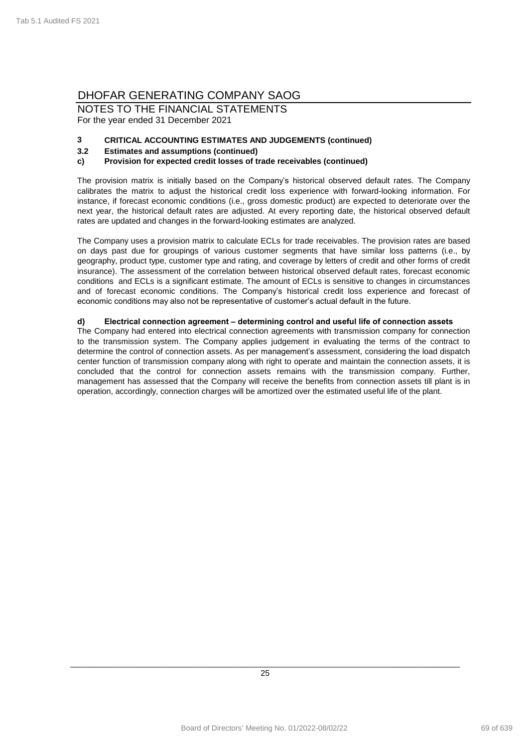# DHOFAR GENERATING COMPANY SAOG

NOTES TO THE FINANCIAL STATEMENTS
For the year ended 31 December 2021

**3 CRITICAL ACCOUNTING ESTIMATES AND JUDGEMENTS (continued)**

**3.2 Estimates and assumptions (continued)**

**c) Provision for expected credit losses of trade receivables (continued)**

The provision matrix is initially based on the Company's historical observed default rates. The Company calibrates the matrix to adjust the historical credit loss experience with forward-looking information. For instance, if forecast economic conditions (i.e., gross domestic product) are expected to deteriorate over the next year, the historical default rates are adjusted. At every reporting date, the historical observed default rates are updated and changes in the forward-looking estimates are analyzed.

The Company uses a provision matrix to calculate ECLs for trade receivables. The provision rates are based on days past due for groupings of various customer segments that have similar loss patterns (i.e., by geography, product type, customer type and rating, and coverage by letters of credit and other forms of credit insurance). The assessment of the correlation between historical observed default rates, forecast economic conditions and ECLs is a significant estimate. The amount of ECLs is sensitive to changes in circumstances and of forecast economic conditions. The Company's historical credit loss experience and forecast of economic conditions may also not be representative of customer's actual default in the future.

**d) Electrical connection agreement – determining control and useful life of connection assets**

The Company had entered into electrical connection agreements with transmission company for connection to the transmission system. The Company applies judgement in evaluating the terms of the contract to determine the control of connection assets. As per management's assessment, considering the load dispatch center function of transmission company along with right to operate and maintain the connection assets, it is concluded that the control for connection assets remains with the transmission company. Further, management has assessed that the Company will receive the benefits from connection assets till plant is in operation, accordingly, connection charges will be amortized over the estimated useful life of the plant.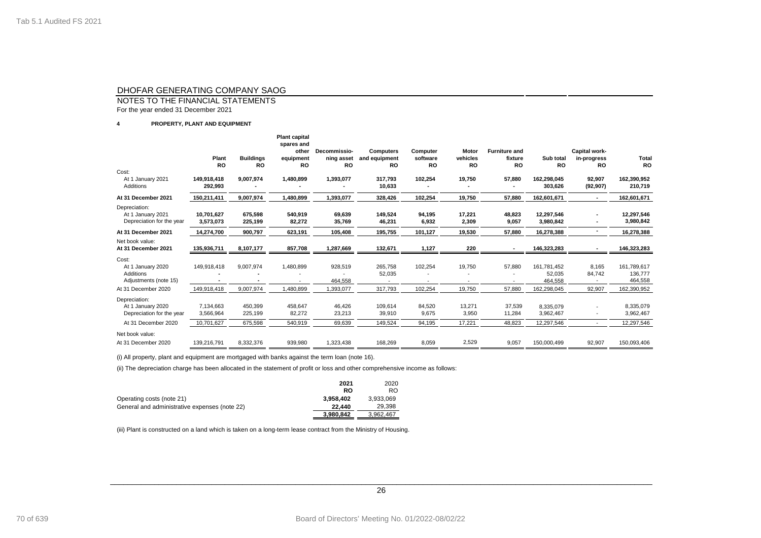# DHOFAR GENERATING COMPANY SAOG

NOTES TO THE FINANCIAL STATEMENTS
For the year ended 31 December 2021

**4 PROPERTY, PLANT AND EQUIPMENT**

| | Plant RO | Buildings RO | Plant capital spares and other equipment RO | Decommissio-ning asset RO | Computers and equipment RO | Computer software RO | Motor vehicles RO | Furniture and fixture RO | Sub total RO | Capital work-in-progress RO | Total RO |
|---|---|---|---|---|---|---|---|---|---|---|---|
| Cost: | | | | | | | | | | | |
| At 1 January 2021 | **149,918,418** | **9,007,974** | **1,480,899** | **1,393,077** | **317,793** | **102,254** | **19,750** | **57,880** | **162,298,045** | **92,907** | **162,390,952** |
| Additions | **292,993** | **-** | **-** | **-** | **10,633** | **-** | **-** | **-** | **303,626** | **(92,907)** | **210,719** |
| **At 31 December 2021** | **150,211,411** | **9,007,974** | **1,480,899** | **1,393,077** | **328,426** | **102,254** | **19,750** | **57,880** | **162,601,671** | **-** | **162,601,671** |
| Depreciation: | | | | | | | | | | | |
| At 1 January 2021 | **10,701,627** | **675,598** | **540,919** | **69,639** | **149,524** | **94,195** | **17,221** | **48,823** | **12,297,546** | **-** | **12,297,546** |
| Depreciation for the year | **3,573,073** | **225,199** | **82,272** | **35,769** | **46,231** | **6,932** | **2,309** | **9,057** | **3,980,842** | **-** | **3,980,842** |
| **At 31 December 2021** | **14,274,700** | **900,797** | **623,191** | **105,408** | **195,755** | **101,127** | **19,530** | **57,880** | **16,278,388** | **-** | **16,278,388** |
| Net book value: | | | | | | | | | | | |
| **At 31 December 2021** | **135,936,711** | **8,107,177** | **857,708** | **1,287,669** | **132,671** | **1,127** | **220** | **-** | **146,323,283** | **-** | **146,323,283** |
| Cost: | | | | | | | | | | | |
| At 1 January 2020 | 149,918,418 | 9,007,974 | 1,480,899 | 928,519 | 265,758 | 102,254 | 19,750 | 57,880 | 161,781,452 | 8,165 | 161,789,617 |
| Additions | - | - | - | - | 52,035 | - | - | - | 52,035 | 84,742 | 136,777 |
| Adjustments (note 15) | - | - | - | 464,558 | - | - | - | - | 464,558 | - | 464,558 |
| At 31 December 2020 | 149,918,418 | 9,007,974 | 1,480,899 | 1,393,077 | 317,793 | 102,254 | 19,750 | 57,880 | 162,298,045 | 92,907 | 162,390,952 |
| Depreciation: | | | | | | | | | | | |
| At 1 January 2020 | 7,134,663 | 450,399 | 458,647 | 46,426 | 109,614 | 84,520 | 13,271 | 37,539 | 8,335,079 | - | 8,335,079 |
| Depreciation for the year | 3,566,964 | 225,199 | 82,272 | 23,213 | 39,910 | 9,675 | 3,950 | 11,284 | 3,962,467 | - | 3,962,467 |
| At 31 December 2020 | 10,701,627 | 675,598 | 540,919 | 69,639 | 149,524 | 94,195 | 17,221 | 48,823 | 12,297,546 | - | 12,297,546 |
| Net book value: | | | | | | | | | | | |
| At 31 December 2020 | 139,216,791 | 8,332,376 | 939,980 | 1,323,438 | 168,269 | 8,059 | 2,529 | 9,057 | 150,000,499 | 92,907 | 150,093,406 |

(i) All property, plant and equipment are mortgaged with banks against the term loan (note 16).

(ii) The depreciation charge has been allocated in the statement of profit or loss and other comprehensive income as follows:

| | 2021 RO | 2020 RO |
|---|---|---|
| Operating costs (note 21) | **3,958,402** | 3,933,069 |
| General and administrative expenses (note 22) | **22,440** | 29,398 |
| | **3,980,842** | 3,962,467 |

(iii) Plant is constructed on a land which is taken on a long-term lease contract from the Ministry of Housing.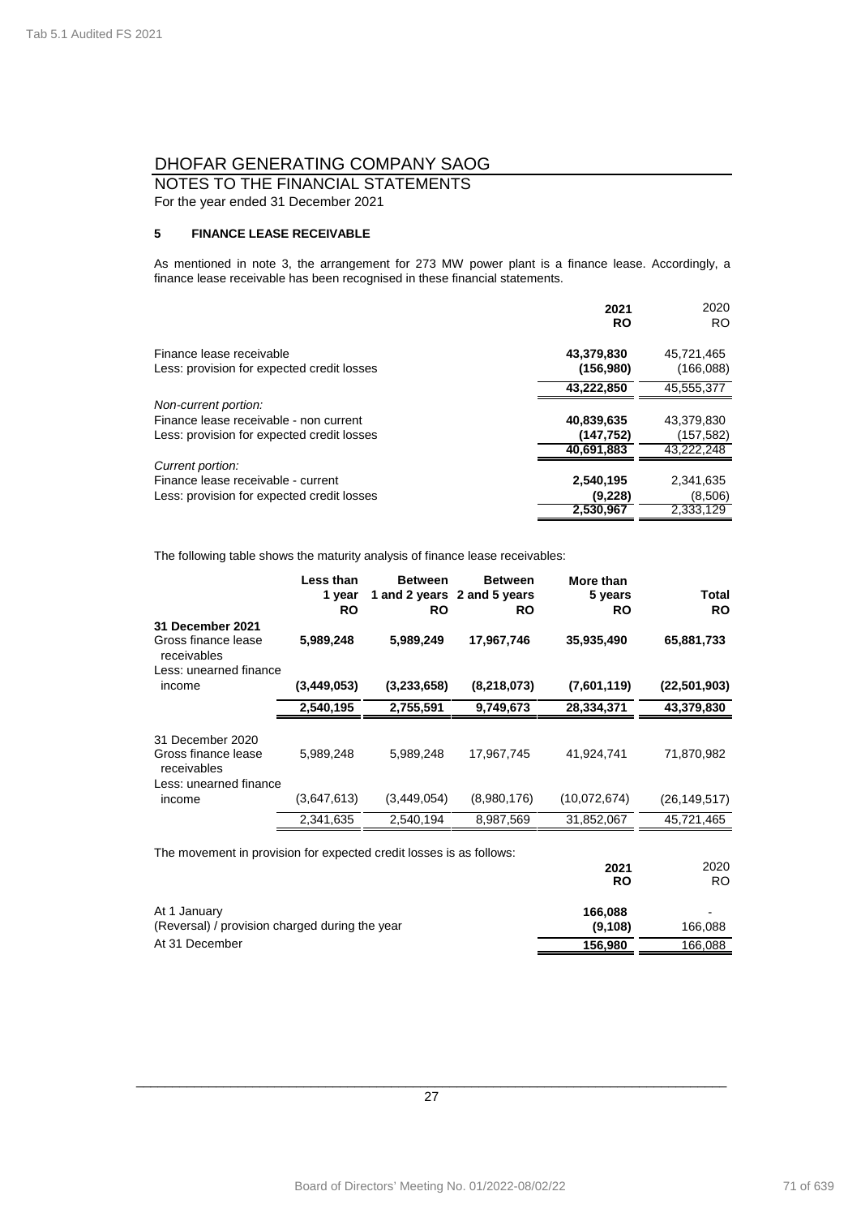# DHOFAR GENERATING COMPANY SAOG

## NOTES TO THE FINANCIAL STATEMENTS

For the year ended 31 December 2021

### 5 FINANCE LEASE RECEIVABLE

As mentioned in note 3, the arrangement for 273 MW power plant is a finance lease. Accordingly, a finance lease receivable has been recognised in these financial statements.

| | **2021 RO** | 2020 RO |
|---|---|---|
| Finance lease receivable | **43,379,830** | 45,721,465 |
| Less: provision for expected credit losses | **(156,980)** | (166,088) |
| | **43,222,850** | 45,555,377 |
| *Non-current portion:* | | |
| Finance lease receivable - non current | **40,839,635** | 43,379,830 |
| Less: provision for expected credit losses | **(147,752)** | (157,582) |
| | **40,691,883** | 43,222,248 |
| *Current portion:* | | |
| Finance lease receivable - current | **2,540,195** | 2,341,635 |
| Less: provision for expected credit losses | **(9,228)** | (8,506) |
| | **2,530,967** | 2,333,129 |

The following table shows the maturity analysis of finance lease receivables:

| | **Less than 1 year RO** | **Between 1 and 2 years RO** | **Between 2 and 5 years RO** | **More than 5 years RO** | **Total RO** |
|---|---|---|---|---|---|
| **31 December 2021** | | | | | |
| Gross finance lease receivables | **5,989,248** | **5,989,249** | **17,967,746** | **35,935,490** | **65,881,733** |
| Less: unearned finance income | **(3,449,053)** | **(3,233,658)** | **(8,218,073)** | **(7,601,119)** | **(22,501,903)** |
| | **2,540,195** | **2,755,591** | **9,749,673** | **28,334,371** | **43,379,830** |
| 31 December 2020 | | | | | |
| Gross finance lease receivables | 5,989,248 | 5,989,248 | 17,967,745 | 41,924,741 | 71,870,982 |
| Less: unearned finance income | (3,647,613) | (3,449,054) | (8,980,176) | (10,072,674) | (26,149,517) |
| | 2,341,635 | 2,540,194 | 8,987,569 | 31,852,067 | 45,721,465 |

The movement in provision for expected credit losses is as follows:

| | **2021 RO** | 2020 RO |
|---|---|---|
| At 1 January | **166,088** | - |
| (Reversal) / provision charged during the year | **(9,108)** | 166,088 |
| At 31 December | **156,980** | 166,088 |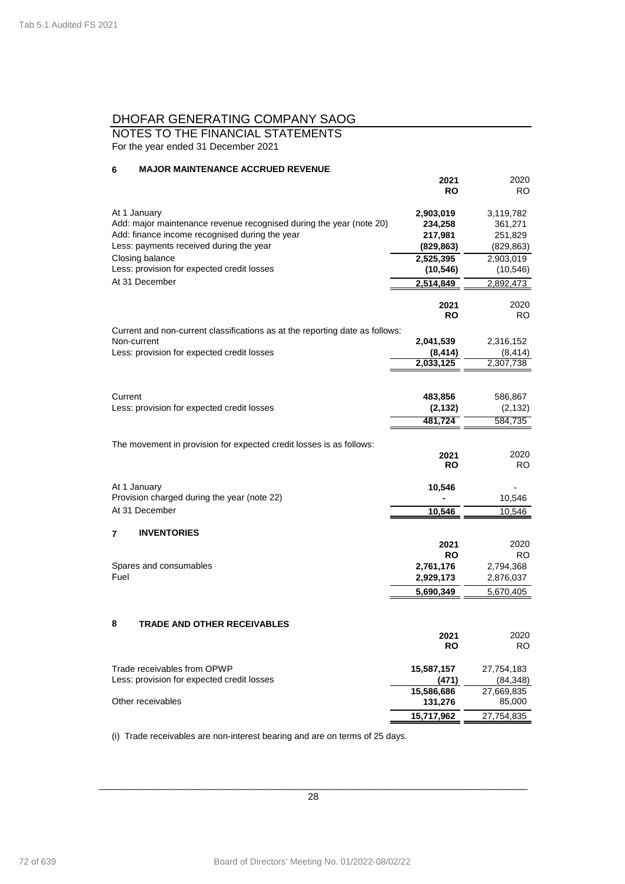# DHOFAR GENERATING COMPANY SAOG

## NOTES TO THE FINANCIAL STATEMENTS

For the year ended 31 December 2021

### 6 MAJOR MAINTENANCE ACCRUED REVENUE

| | 2021 RO | 2020 RO |
|---|---|---|
| At 1 January | **2,903,019** | 3,119,782 |
| Add: major maintenance revenue recognised during the year (note 20) | **234,258** | 361,271 |
| Add: finance income recognised during the year | **217,981** | 251,829 |
| Less: payments received during the year | **(829,863)** | (829,863) |
| Closing balance | **2,525,395** | 2,903,019 |
| Less: provision for expected credit losses | **(10,546)** | (10,546) |
| At 31 December | **2,514,849** | 2,892,473 |

| | 2021 RO | 2020 RO |
|---|---|---|
| Current and non-current classifications as at the reporting date as follows: | | |
| Non-current | **2,041,539** | 2,316,152 |
| Less: provision for expected credit losses | **(8,414)** | (8,414) |
| | **2,033,125** | 2,307,738 |
| Current | **483,856** | 586,867 |
| Less: provision for expected credit losses | **(2,132)** | (2,132) |
| | **481,724** | 584,735 |

The movement in provision for expected credit losses is as follows:

| | 2021 RO | 2020 RO |
|---|---|---|
| At 1 January | **10,546** | - |
| Provision charged during the year (note 22) | **-** | 10,546 |
| At 31 December | **10,546** | 10,546 |

### 7 INVENTORIES

| | 2021 RO | 2020 RO |
|---|---|---|
| Spares and consumables | **2,761,176** | 2,794,368 |
| Fuel | **2,929,173** | 2,876,037 |
| | **5,690,349** | 5,670,405 |

### 8 TRADE AND OTHER RECEIVABLES

| | 2021 RO | 2020 RO |
|---|---|---|
| Trade receivables from OPWP | **15,587,157** | 27,754,183 |
| Less: provision for expected credit losses | **(471)** | (84,348) |
| | **15,586,686** | 27,669,835 |
| Other receivables | **131,276** | 85,000 |
| | **15,717,962** | 27,754,835 |

(i) Trade receivables are non-interest bearing and are on terms of 25 days.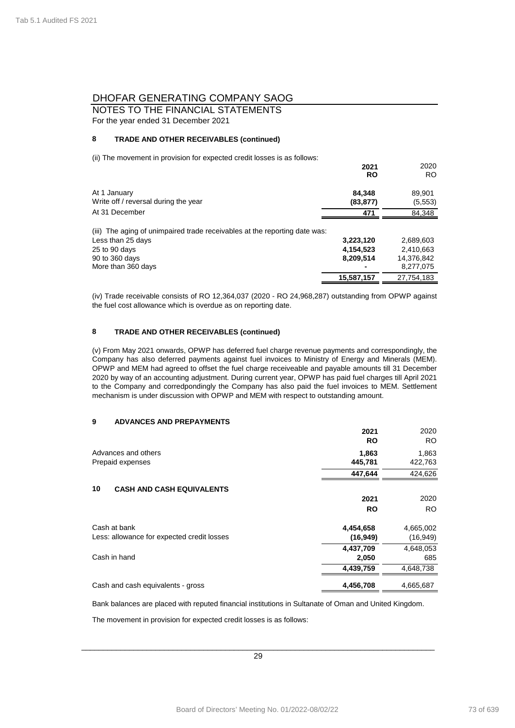# DHOFAR GENERATING COMPANY SAOG

## NOTES TO THE FINANCIAL STATEMENTS

For the year ended 31 December 2021

### 8 TRADE AND OTHER RECEIVABLES (continued)

(ii) The movement in provision for expected credit losses is as follows:

| | **2021** | 2020 |
|---|---|---|
| | **RO** | RO |
| At 1 January | **84,348** | 89,901 |
| Write off / reversal during the year | **(83,877)** | (5,553) |
| At 31 December | **471** | 84,348 |

(iii) The aging of unimpaired trade receivables at the reporting date was:

| | **2021** | 2020 |
|---|---|---|
| Less than 25 days | **3,223,120** | 2,689,603 |
| 25 to 90 days | **4,154,523** | 2,410,663 |
| 90 to 360 days | **8,209,514** | 14,376,842 |
| More than 360 days | **-** | 8,277,075 |
| | **15,587,157** | 27,754,183 |

(iv) Trade receivable consists of RO 12,364,037 (2020 - RO 24,968,287) outstanding from OPWP against the fuel cost allowance which is overdue as on reporting date.

### 8 TRADE AND OTHER RECEIVABLES (continued)

(v) From May 2021 onwards, OPWP has deferred fuel charge revenue payments and correspondingly, the Company has also deferred payments against fuel invoices to Ministry of Energy and Minerals (MEM). OPWP and MEM had agreed to offset the fuel charge receiveable and payable amounts till 31 December 2020 by way of an accounting adjustment. During current year, OPWP has paid fuel charges till April 2021 to the Company and corredpondingly the Company has also paid the fuel invoices to MEM. Settlement mechanism is under discussion with OPWP and MEM with respect to outstanding amount.

### 9 ADVANCES AND PREPAYMENTS

| | **2021** | 2020 |
|---|---|---|
| | **RO** | RO |
| Advances and others | **1,863** | 1,863 |
| Prepaid expenses | **445,781** | 422,763 |
| | **447,644** | 424,626 |

### 10 CASH AND CASH EQUIVALENTS

| | **2021** | 2020 |
|---|---|---|
| | **RO** | RO |
| Cash at bank | **4,454,658** | 4,665,002 |
| Less: allowance for expected credit losses | **(16,949)** | (16,949) |
| | **4,437,709** | 4,648,053 |
| Cash in hand | **2,050** | 685 |
| | **4,439,759** | 4,648,738 |
| Cash and cash equivalents - gross | **4,456,708** | 4,665,687 |

Bank balances are placed with reputed financial institutions in Sultanate of Oman and United Kingdom.

The movement in provision for expected credit losses is as follows: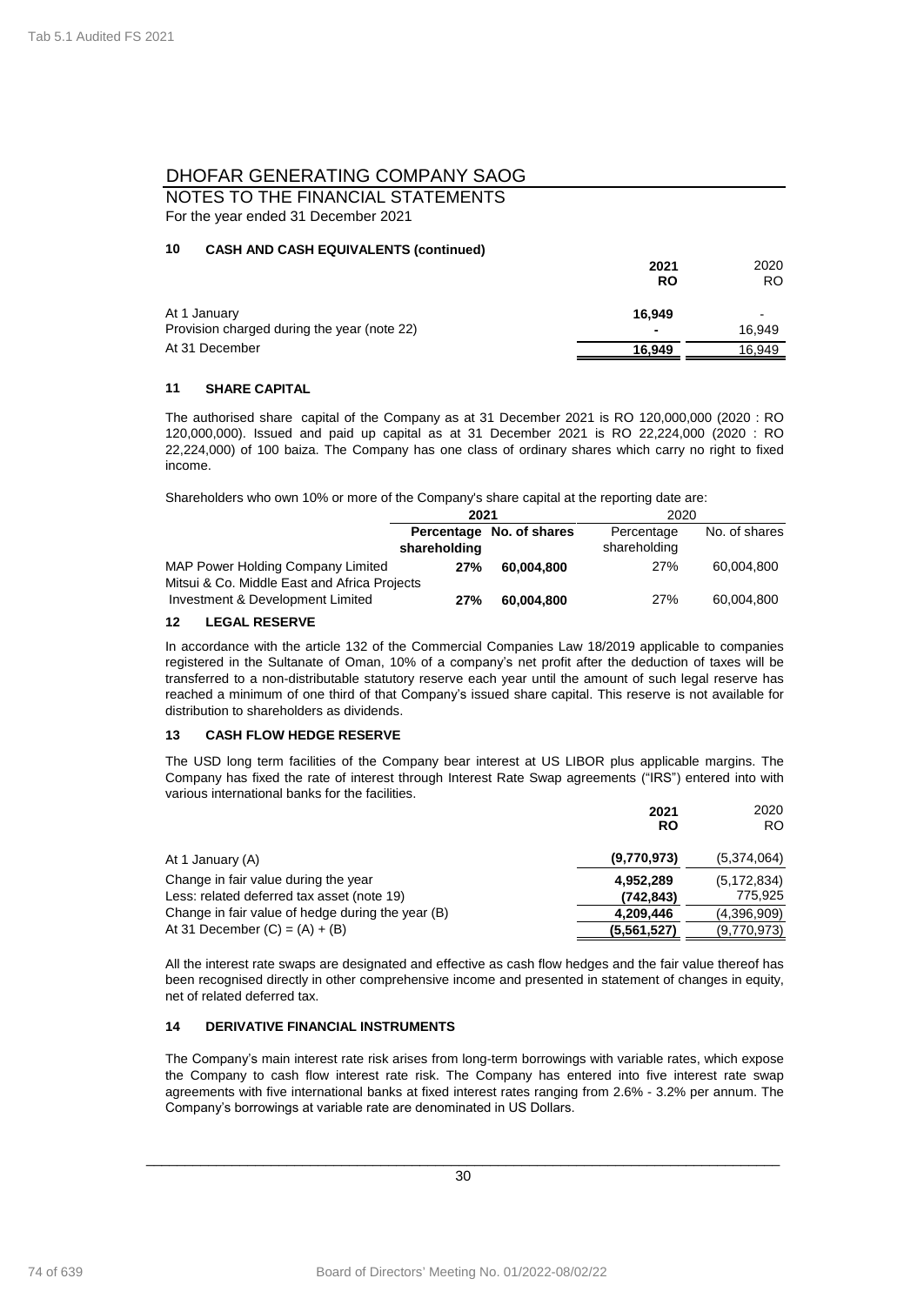# DHOFAR GENERATING COMPANY SAOG

NOTES TO THE FINANCIAL STATEMENTS
For the year ended 31 December 2021

## 10 CASH AND CASH EQUIVALENTS (continued)

| | 2021 RO | 2020 RO |
|---|---|---|
| At 1 January | **16,949** | - |
| Provision charged during the year (note 22) | **-** | 16,949 |
| At 31 December | **16,949** | 16,949 |

## 11 SHARE CAPITAL

The authorised share capital of the Company as at 31 December 2021 is RO 120,000,000 (2020 : RO 120,000,000). Issued and paid up capital as at 31 December 2021 is RO 22,224,000 (2020 : RO 22,224,000) of 100 baiza. The Company has one class of ordinary shares which carry no right to fixed income.

Shareholders who own 10% or more of the Company's share capital at the reporting date are:

| | 2021 | | 2020 | |
|---|---|---|---|---|
| | **Percentage shareholding** | **No. of shares** | Percentage shareholding | No. of shares |
| MAP Power Holding Company Limited | **27%** | **60,004,800** | 27% | 60,004,800 |
| Mitsui & Co. Middle East and Africa Projects Investment & Development Limited | **27%** | **60,004,800** | 27% | 60,004,800 |

## 12 LEGAL RESERVE

In accordance with the article 132 of the Commercial Companies Law 18/2019 applicable to companies registered in the Sultanate of Oman, 10% of a company's net profit after the deduction of taxes will be transferred to a non-distributable statutory reserve each year until the amount of such legal reserve has reached a minimum of one third of that Company's issued share capital. This reserve is not available for distribution to shareholders as dividends.

## 13 CASH FLOW HEDGE RESERVE

The USD long term facilities of the Company bear interest at US LIBOR plus applicable margins. The Company has fixed the rate of interest through Interest Rate Swap agreements ("IRS") entered into with various international banks for the facilities.

| | 2021 RO | 2020 RO |
|---|---|---|
| At 1 January (A) | **(9,770,973)** | (5,374,064) |
| Change in fair value during the year | **4,952,289** | (5,172,834) |
| Less: related deferred tax asset (note 19) | **(742,843)** | 775,925 |
| Change in fair value of hedge during the year (B) | **4,209,446** | (4,396,909) |
| At 31 December (C) = (A) + (B) | **(5,561,527)** | (9,770,973) |

All the interest rate swaps are designated and effective as cash flow hedges and the fair value thereof has been recognised directly in other comprehensive income and presented in statement of changes in equity, net of related deferred tax.

## 14 DERIVATIVE FINANCIAL INSTRUMENTS

The Company's main interest rate risk arises from long-term borrowings with variable rates, which expose the Company to cash flow interest rate risk. The Company has entered into five interest rate swap agreements with five international banks at fixed interest rates ranging from 2.6% - 3.2% per annum. The Company's borrowings at variable rate are denominated in US Dollars.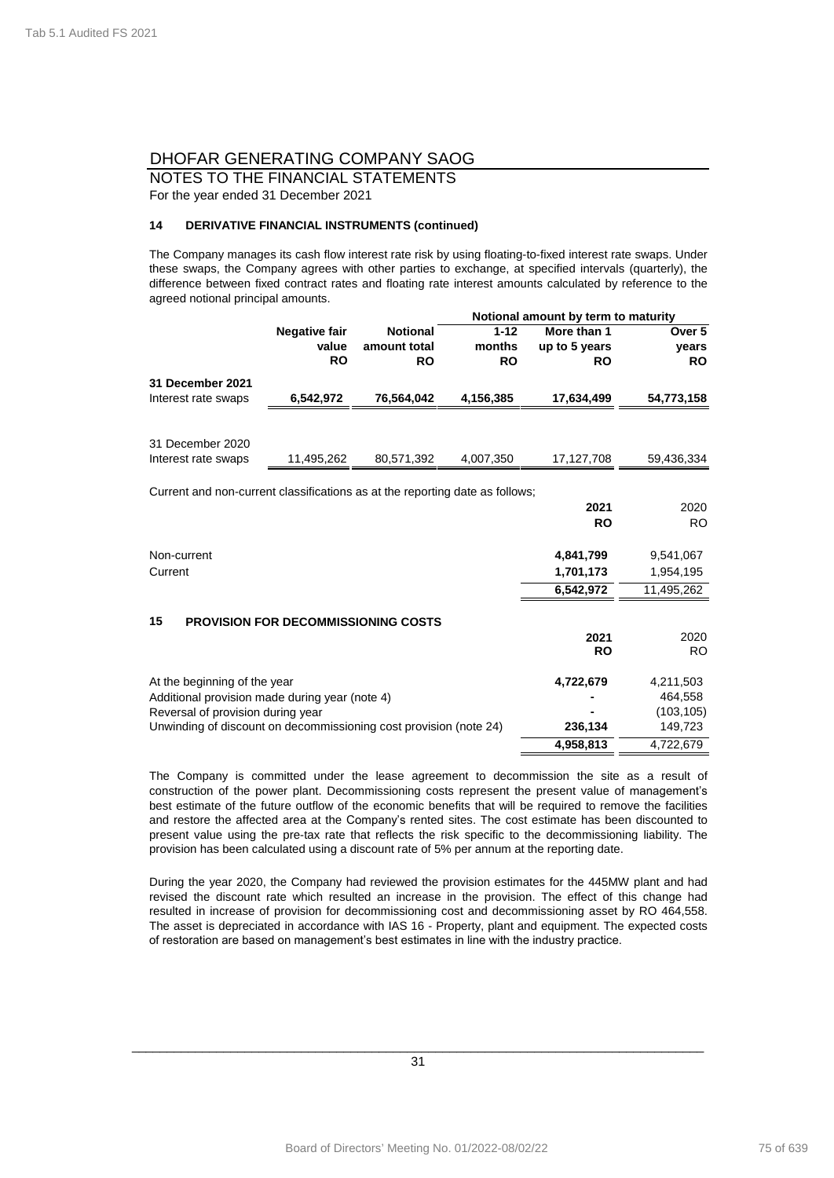# DHOFAR GENERATING COMPANY SAOG

## NOTES TO THE FINANCIAL STATEMENTS

For the year ended 31 December 2021

### 14 DERIVATIVE FINANCIAL INSTRUMENTS (continued)

The Company manages its cash flow interest rate risk by using floating-to-fixed interest rate swaps. Under these swaps, the Company agrees with other parties to exchange, at specified intervals (quarterly), the difference between fixed contract rates and floating rate interest amounts calculated by reference to the agreed notional principal amounts.

| | | | Notional amount by term to maturity | | |
|---|---|---|---|---|---|
| | **Negative fair value RO** | **Notional amount total RO** | **1-12 months RO** | **More than 1 up to 5 years RO** | **Over 5 years RO** |
| **31 December 2021** | | | | | |
| Interest rate swaps | **6,542,972** | **76,564,042** | **4,156,385** | **17,634,499** | **54,773,158** |
| 31 December 2020 | | | | | |
| Interest rate swaps | 11,495,262 | 80,571,392 | 4,007,350 | 17,127,708 | 59,436,334 |

Current and non-current classifications as at the reporting date as follows;

| | **2021 RO** | 2020 RO |
|---|---|---|
| Non-current | **4,841,799** | 9,541,067 |
| Current | **1,701,173** | 1,954,195 |
| | **6,542,972** | 11,495,262 |

### 15 PROVISION FOR DECOMMISSIONING COSTS

| | **2021 RO** | 2020 RO |
|---|---|---|
| At the beginning of the year | **4,722,679** | 4,211,503 |
| Additional provision made during year (note 4) | **-** | 464,558 |
| Reversal of provision during year | **-** | (103,105) |
| Unwinding of discount on decommissioning cost provision (note 24) | **236,134** | 149,723 |
| | **4,958,813** | 4,722,679 |

The Company is committed under the lease agreement to decommission the site as a result of construction of the power plant. Decommissioning costs represent the present value of management's best estimate of the future outflow of the economic benefits that will be required to remove the facilities and restore the affected area at the Company's rented sites. The cost estimate has been discounted to present value using the pre-tax rate that reflects the risk specific to the decommissioning liability. The provision has been calculated using a discount rate of 5% per annum at the reporting date.

During the year 2020, the Company had reviewed the provision estimates for the 445MW plant and had revised the discount rate which resulted an increase in the provision. The effect of this change had resulted in increase of provision for decommissioning cost and decommissioning asset by RO 464,558. The asset is depreciated in accordance with IAS 16 - Property, plant and equipment. The expected costs of restoration are based on management's best estimates in line with the industry practice.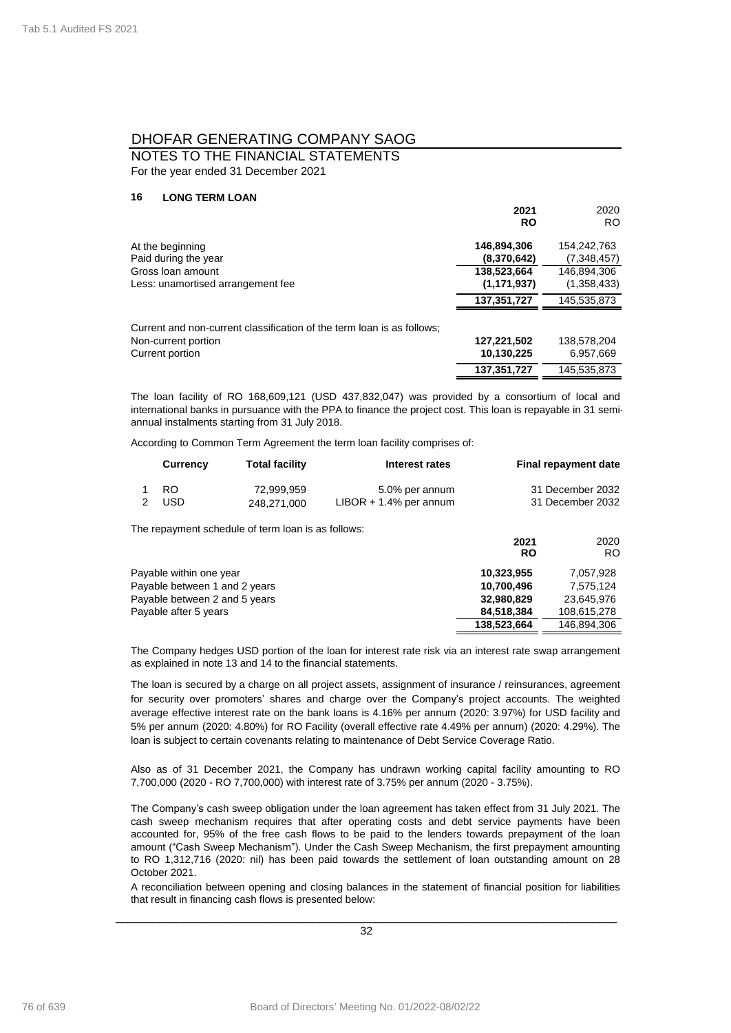# DHOFAR GENERATING COMPANY SAOG

NOTES TO THE FINANCIAL STATEMENTS
For the year ended 31 December 2021

## 16 LONG TERM LOAN

| | **2021 RO** | 2020 RO |
|---|---|---|
| At the beginning | **146,894,306** | 154,242,763 |
| Paid during the year | **(8,370,642)** | (7,348,457) |
| Gross loan amount | **138,523,664** | 146,894,306 |
| Less: unamortised arrangement fee | **(1,171,937)** | (1,358,433) |
| | **137,351,727** | 145,535,873 |
| Current and non-current classification of the term loan is as follows; | | |
| Non-current portion | **127,221,502** | 138,578,204 |
| Current portion | **10,130,225** | 6,957,669 |
| | **137,351,727** | 145,535,873 |

The loan facility of RO 168,609,121 (USD 437,832,047) was provided by a consortium of local and international banks in pursuance with the PPA to finance the project cost. This loan is repayable in 31 semi-annual instalments starting from 31 July 2018.

According to Common Term Agreement the term loan facility comprises of:

| | **Currency** | **Total facility** | **Interest rates** | **Final repayment date** |
|---|---|---|---|---|
| 1 | RO | 72,999,959 | 5.0% per annum | 31 December 2032 |
| 2 | USD | 248,271,000 | LIBOR + 1.4% per annum | 31 December 2032 |

The repayment schedule of term loan is as follows:

| | **2021 RO** | 2020 RO |
|---|---|---|
| Payable within one year | **10,323,955** | 7,057,928 |
| Payable between 1 and 2 years | **10,700,496** | 7,575,124 |
| Payable between 2 and 5 years | **32,980,829** | 23,645,976 |
| Payable after 5 years | **84,518,384** | 108,615,278 |
| | **138,523,664** | 146,894,306 |

The Company hedges USD portion of the loan for interest rate risk via an interest rate swap arrangement as explained in note 13 and 14 to the financial statements.

The loan is secured by a charge on all project assets, assignment of insurance / reinsurances, agreement for security over promoters' shares and charge over the Company's project accounts. The weighted average effective interest rate on the bank loans is 4.16% per annum (2020: 3.97%) for USD facility and 5% per annum (2020: 4.80%) for RO Facility (overall effective rate 4.49% per annum) (2020: 4.29%). The loan is subject to certain covenants relating to maintenance of Debt Service Coverage Ratio.

Also as of 31 December 2021, the Company has undrawn working capital facility amounting to RO 7,700,000 (2020 - RO 7,700,000) with interest rate of 3.75% per annum (2020 - 3.75%).

The Company's cash sweep obligation under the loan agreement has taken effect from 31 July 2021. The cash sweep mechanism requires that after operating costs and debt service payments have been accounted for, 95% of the free cash flows to be paid to the lenders towards prepayment of the loan amount ("Cash Sweep Mechanism"). Under the Cash Sweep Mechanism, the first prepayment amounting to RO 1,312,716 (2020: nil) has been paid towards the settlement of loan outstanding amount on 28 October 2021.

A reconciliation between opening and closing balances in the statement of financial position for liabilities that result in financing cash flows is presented below: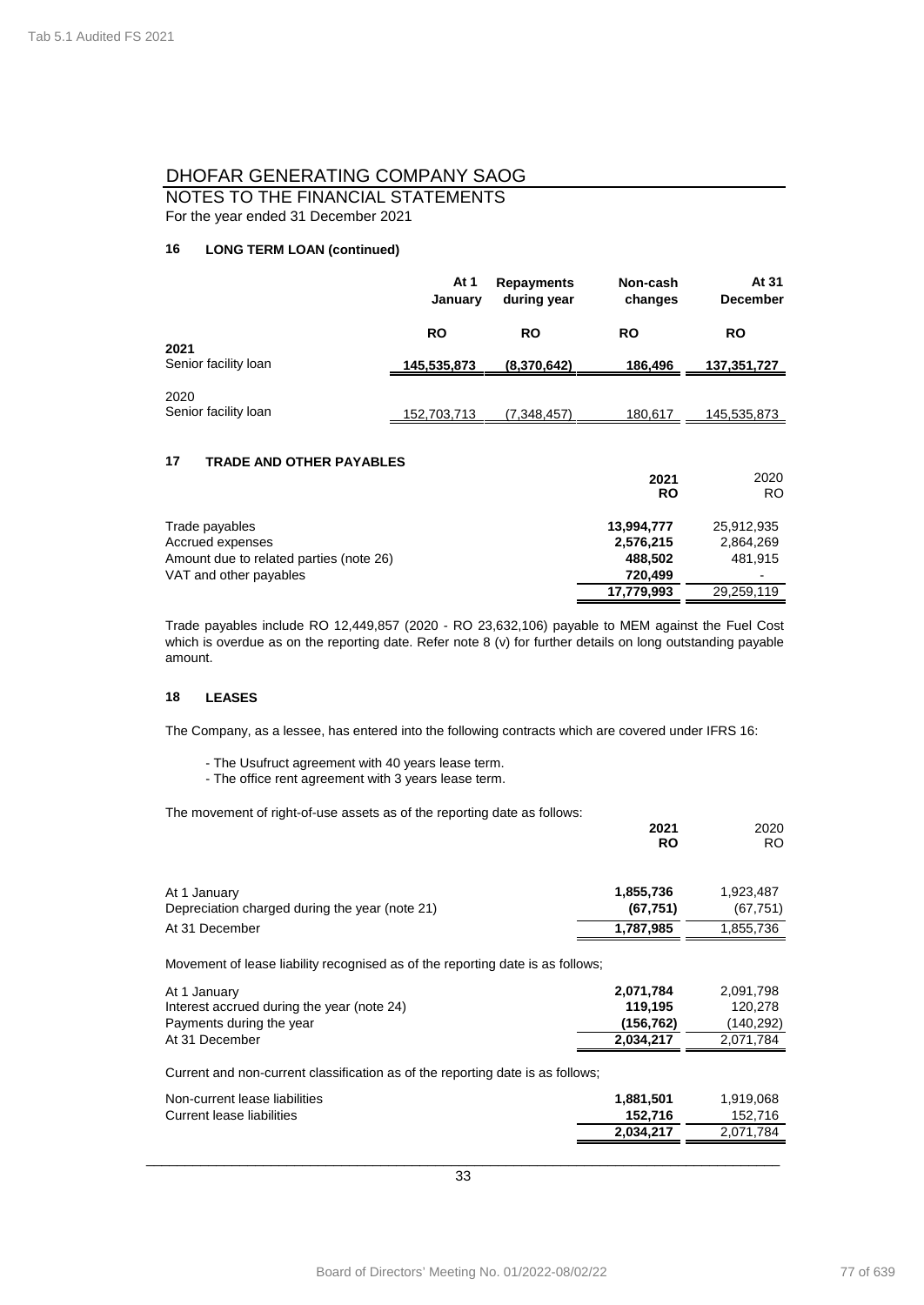# DHOFAR GENERATING COMPANY SAOG

## NOTES TO THE FINANCIAL STATEMENTS

For the year ended 31 December 2021

### 16 LONG TERM LOAN (continued)

| | At 1 January | Repayments during year | Non-cash changes | At 31 December |
|---|---|---|---|---|
| | RO | RO | RO | RO |
| **2021** | | | | |
| Senior facility loan | **145,535,873** | **(8,370,642)** | **186,496** | **137,351,727** |
| 2020 | | | | |
| Senior facility loan | 152,703,713 | (7,348,457) | 180,617 | 145,535,873 |

### 17 TRADE AND OTHER PAYABLES

| | 2021 RO | 2020 RO |
|---|---|---|
| Trade payables | **13,994,777** | 25,912,935 |
| Accrued expenses | **2,576,215** | 2,864,269 |
| Amount due to related parties (note 26) | **488,502** | 481,915 |
| VAT and other payables | **720,499** | - |
| | **17,779,993** | 29,259,119 |

Trade payables include RO 12,449,857 (2020 - RO 23,632,106) payable to MEM against the Fuel Cost which is overdue as on the reporting date. Refer note 8 (v) for further details on long outstanding payable amount.

### 18 LEASES

The Company, as a lessee, has entered into the following contracts which are covered under IFRS 16:

- The Usufruct agreement with 40 years lease term.
- The office rent agreement with 3 years lease term.

The movement of right-of-use assets as of the reporting date as follows:

| | 2021 RO | 2020 RO |
|---|---|---|
| At 1 January | **1,855,736** | 1,923,487 |
| Depreciation charged during the year (note 21) | **(67,751)** | (67,751) |
| At 31 December | **1,787,985** | 1,855,736 |

Movement of lease liability recognised as of the reporting date is as follows;

| | 2021 RO | 2020 RO |
|---|---|---|
| At 1 January | **2,071,784** | 2,091,798 |
| Interest accrued during the year (note 24) | **119,195** | 120,278 |
| Payments during the year | **(156,762)** | (140,292) |
| At 31 December | **2,034,217** | 2,071,784 |

Current and non-current classification as of the reporting date is as follows;

| | 2021 RO | 2020 RO |
|---|---|---|
| Non-current lease liabilities | **1,881,501** | 1,919,068 |
| Current lease liabilities | **152,716** | 152,716 |
| | **2,034,217** | 2,071,784 |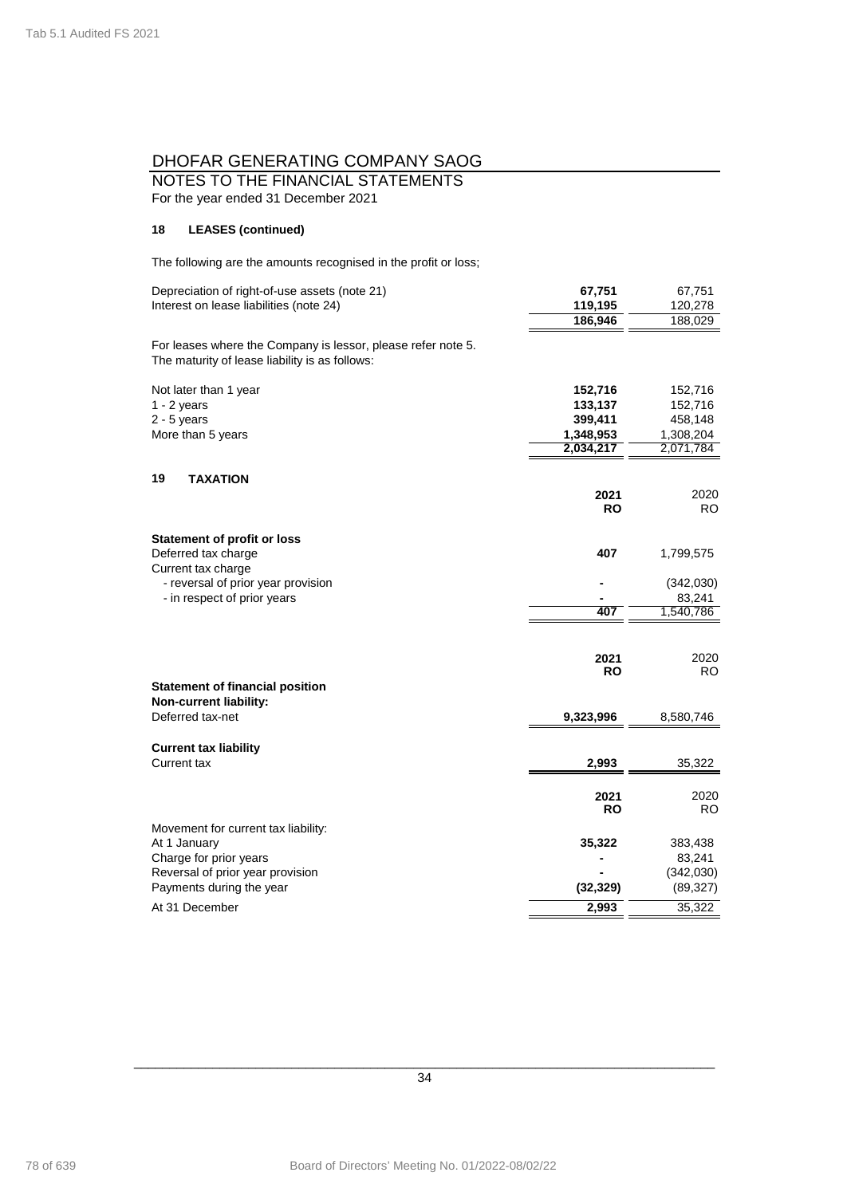# DHOFAR GENERATING COMPANY SAOG

NOTES TO THE FINANCIAL STATEMENTS
For the year ended 31 December 2021

### 18 LEASES (continued)

The following are the amounts recognised in the profit or loss;

| | 2021 | 2020 |
|---|---|---|
| Depreciation of right-of-use assets (note 21) | **67,751** | 67,751 |
| Interest on lease liabilities (note 24) | **119,195** | 120,278 |
| | **186,946** | 188,029 |

For leases where the Company is lessor, please refer note 5.
The maturity of lease liability is as follows:

| | 2021 | 2020 |
|---|---|---|
| Not later than 1 year | **152,716** | 152,716 |
| 1 - 2 years | **133,137** | 152,716 |
| 2 - 5 years | **399,411** | 458,148 |
| More than 5 years | **1,348,953** | 1,308,204 |
| | **2,034,217** | 2,071,784 |

### 19 TAXATION

| | 2021 RO | 2020 RO |
|---|---|---|
| **Statement of profit or loss** | | |
| Deferred tax charge | **407** | 1,799,575 |
| Current tax charge | | |
| - reversal of prior year provision | **-** | (342,030) |
| - in respect of prior years | **-** | 83,241 |
| | **407** | 1,540,786 |

| | 2021 RO | 2020 RO |
|---|---|---|
| **Statement of financial position** | | |
| **Non-current liability:** | | |
| Deferred tax-net | **9,323,996** | 8,580,746 |
| **Current tax liability** | | |
| Current tax | **2,993** | 35,322 |

| | 2021 RO | 2020 RO |
|---|---|---|
| Movement for current tax liability: | | |
| At 1 January | **35,322** | 383,438 |
| Charge for prior years | **-** | 83,241 |
| Reversal of prior year provision | **-** | (342,030) |
| Payments during the year | **(32,329)** | (89,327) |
| At 31 December | **2,993** | 35,322 |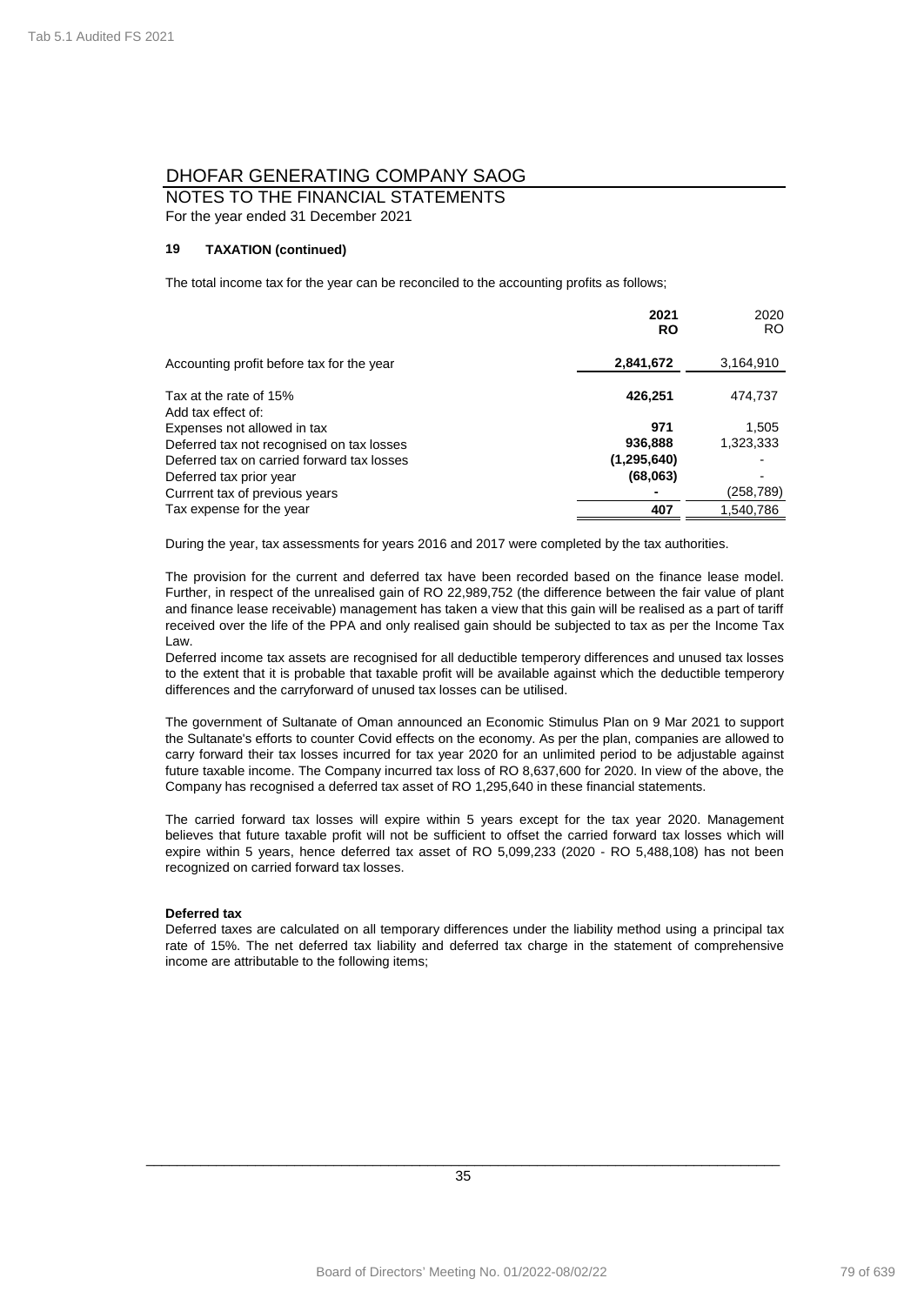# DHOFAR GENERATING COMPANY SAOG

## NOTES TO THE FINANCIAL STATEMENTS

For the year ended 31 December 2021

### 19 TAXATION (continued)

The total income tax for the year can be reconciled to the accounting profits as follows;

| | **2021 RO** | 2020 RO |
|---|---|---|
| Accounting profit before tax for the year | **2,841,672** | 3,164,910 |
| Tax at the rate of 15% | **426,251** | 474,737 |
| Add tax effect of: | | |
| Expenses not allowed in tax | **971** | 1,505 |
| Deferred tax not recognised on tax losses | **936,888** | 1,323,333 |
| Deferred tax on carried forward tax losses | **(1,295,640)** | - |
| Deferred tax prior year | **(68,063)** | - |
| Currrent tax of previous years | **-** | (258,789) |
| Tax expense for the year | **407** | 1,540,786 |

During the year, tax assessments for years 2016 and 2017 were completed by the tax authorities.

The provision for the current and deferred tax have been recorded based on the finance lease model. Further, in respect of the unrealised gain of RO 22,989,752 (the difference between the fair value of plant and finance lease receivable) management has taken a view that this gain will be realised as a part of tariff received over the life of the PPA and only realised gain should be subjected to tax as per the Income Tax Law.
Deferred income tax assets are recognised for all deductible temperory differences and unused tax losses to the extent that it is probable that taxable profit will be available against which the deductible temperory differences and the carryforward of unused tax losses can be utilised.

The government of Sultanate of Oman announced an Economic Stimulus Plan on 9 Mar 2021 to support the Sultanate's efforts to counter Covid effects on the economy. As per the plan, companies are allowed to carry forward their tax losses incurred for tax year 2020 for an unlimited period to be adjustable against future taxable income. The Company incurred tax loss of RO 8,637,600 for 2020. In view of the above, the Company has recognised a deferred tax asset of RO 1,295,640 in these financial statements.

The carried forward tax losses will expire within 5 years except for the tax year 2020. Management believes that future taxable profit will not be sufficient to offset the carried forward tax losses which will expire within 5 years, hence deferred tax asset of RO 5,099,233 (2020 - RO 5,488,108) has not been recognized on carried forward tax losses.

**Deferred tax**

Deferred taxes are calculated on all temporary differences under the liability method using a principal tax rate of 15%. The net deferred tax liability and deferred tax charge in the statement of comprehensive income are attributable to the following items;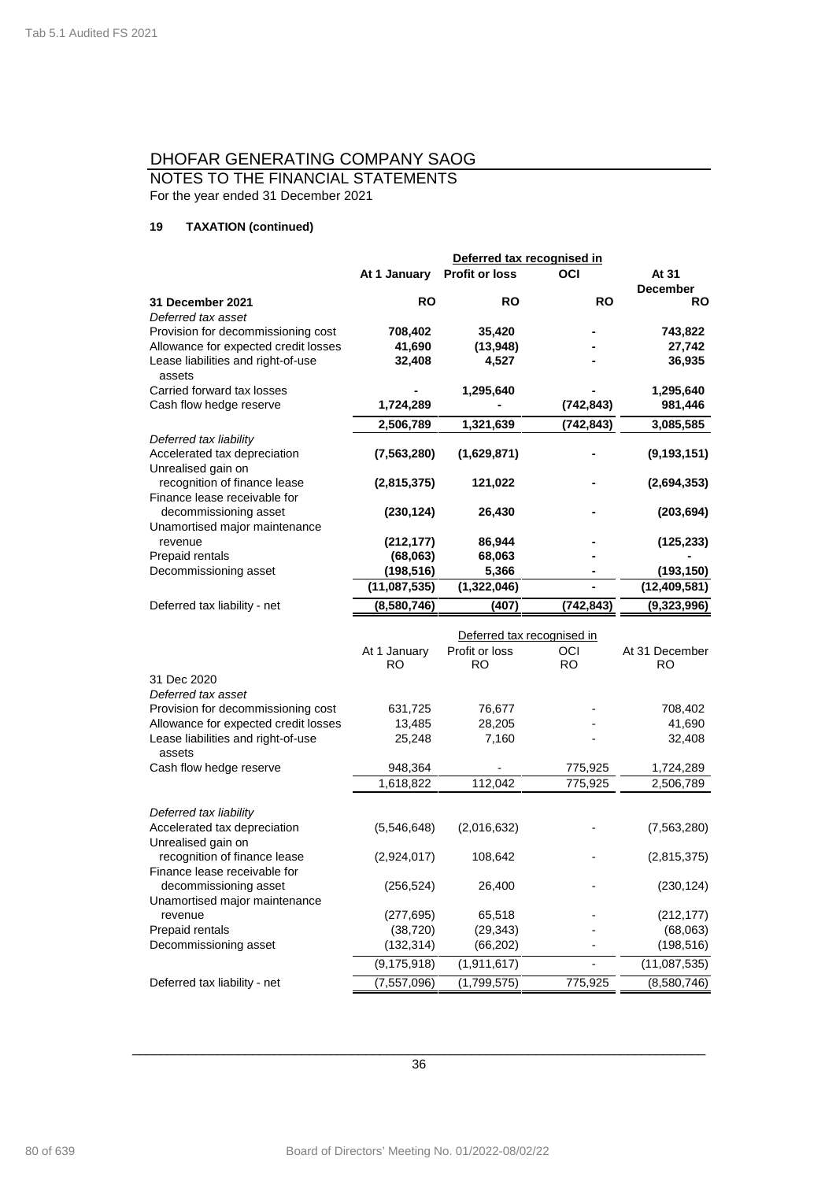# DHOFAR GENERATING COMPANY SAOG

## NOTES TO THE FINANCIAL STATEMENTS

For the year ended 31 December 2021

### 19 TAXATION (continued)

| | At 1 January | Deferred tax recognised in Profit or loss | Deferred tax recognised in OCI | At 31 December |
|---|---|---|---|---|
| **31 December 2021** | **RO** | **RO** | **RO** | **RO** |
| *Deferred tax asset* | | | | |
| Provision for decommissioning cost | **708,402** | **35,420** | **-** | **743,822** |
| Allowance for expected credit losses | **41,690** | **(13,948)** | **-** | **27,742** |
| Lease liabilities and right-of-use assets | **32,408** | **4,527** | **-** | **36,935** |
| Carried forward tax losses | **-** | **1,295,640** | **-** | **1,295,640** |
| Cash flow hedge reserve | **1,724,289** | **-** | **(742,843)** | **981,446** |
| | **2,506,789** | **1,321,639** | **(742,843)** | **3,085,585** |
| *Deferred tax liability* | | | | |
| Accelerated tax depreciation | **(7,563,280)** | **(1,629,871)** | **-** | **(9,193,151)** |
| Unrealised gain on recognition of finance lease | **(2,815,375)** | **121,022** | **-** | **(2,694,353)** |
| Finance lease receivable for decommissioning asset | **(230,124)** | **26,430** | **-** | **(203,694)** |
| Unamortised major maintenance revenue | **(212,177)** | **86,944** | **-** | **(125,233)** |
| Prepaid rentals | **(68,063)** | **68,063** | **-** | **-** |
| Decommissioning asset | **(198,516)** | **5,366** | **-** | **(193,150)** |
| | **(11,087,535)** | **(1,322,046)** | **-** | **(12,409,581)** |
| Deferred tax liability - net | **(8,580,746)** | **(407)** | **(742,843)** | **(9,323,996)** |

| | At 1 January | Deferred tax recognised in Profit or loss | Deferred tax recognised in OCI | At 31 December |
|---|---|---|---|---|
| | RO | RO | RO | RO |
| 31 Dec 2020 | | | | |
| *Deferred tax asset* | | | | |
| Provision for decommissioning cost | 631,725 | 76,677 | - | 708,402 |
| Allowance for expected credit losses | 13,485 | 28,205 | - | 41,690 |
| Lease liabilities and right-of-use assets | 25,248 | 7,160 | - | 32,408 |
| Cash flow hedge reserve | 948,364 | - | 775,925 | 1,724,289 |
| | 1,618,822 | 112,042 | 775,925 | 2,506,789 |
| *Deferred tax liability* | | | | |
| Accelerated tax depreciation | (5,546,648) | (2,016,632) | - | (7,563,280) |
| Unrealised gain on recognition of finance lease | (2,924,017) | 108,642 | - | (2,815,375) |
| Finance lease receivable for decommissioning asset | (256,524) | 26,400 | - | (230,124) |
| Unamortised major maintenance revenue | (277,695) | 65,518 | - | (212,177) |
| Prepaid rentals | (38,720) | (29,343) | - | (68,063) |
| Decommissioning asset | (132,314) | (66,202) | - | (198,516) |
| | (9,175,918) | (1,911,617) | - | (11,087,535) |
| Deferred tax liability - net | (7,557,096) | (1,799,575) | 775,925 | (8,580,746) |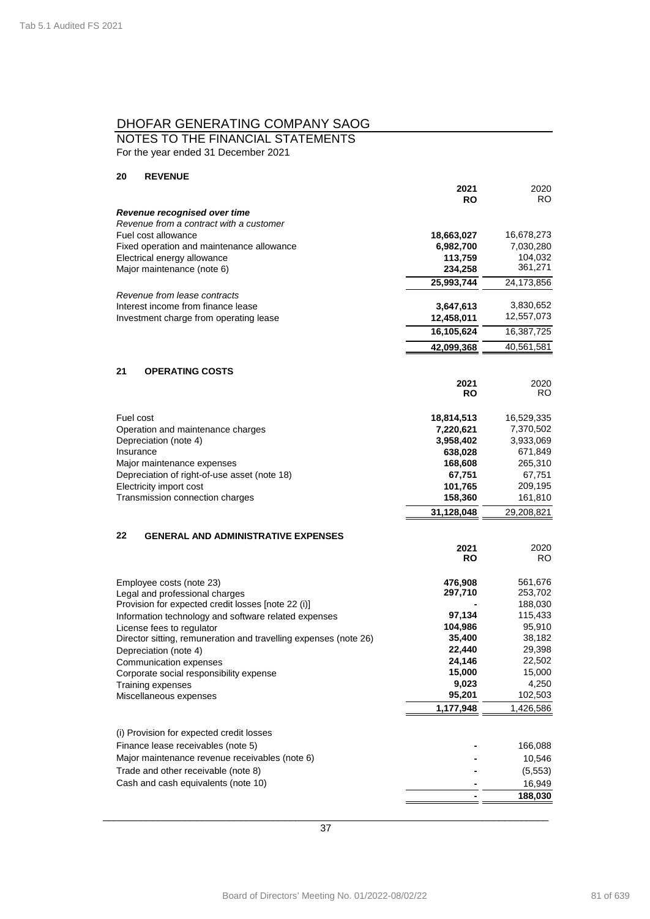# DHOFAR GENERATING COMPANY SAOG

## NOTES TO THE FINANCIAL STATEMENTS

For the year ended 31 December 2021

### 20 REVENUE

| | 2021 RO | 2020 RO |
|---|---|---|
| ***Revenue recognised over time*** | | |
| *Revenue from a contract with a customer* | | |
| Fuel cost allowance | **18,663,027** | 16,678,273 |
| Fixed operation and maintenance allowance | **6,982,700** | 7,030,280 |
| Electrical energy allowance | **113,759** | 104,032 |
| Major maintenance (note 6) | **234,258** | 361,271 |
| | **25,993,744** | 24,173,856 |
| *Revenue from lease contracts* | | |
| Interest income from finance lease | **3,647,613** | 3,830,652 |
| Investment charge from operating lease | **12,458,011** | 12,557,073 |
| | **16,105,624** | 16,387,725 |
| | **42,099,368** | 40,561,581 |

### 21 OPERATING COSTS

| | 2021 RO | 2020 RO |
|---|---|---|
| Fuel cost | **18,814,513** | 16,529,335 |
| Operation and maintenance charges | **7,220,621** | 7,370,502 |
| Depreciation (note 4) | **3,958,402** | 3,933,069 |
| Insurance | **638,028** | 671,849 |
| Major maintenance expenses | **168,608** | 265,310 |
| Depreciation of right-of-use asset (note 18) | **67,751** | 67,751 |
| Electricity import cost | **101,765** | 209,195 |
| Transmission connection charges | **158,360** | 161,810 |
| | **31,128,048** | 29,208,821 |

### 22 GENERAL AND ADMINISTRATIVE EXPENSES

| | 2021 RO | 2020 RO |
|---|---|---|
| Employee costs (note 23) | **476,908** | 561,676 |
| Legal and professional charges | **297,710** | 253,702 |
| Provision for expected credit losses [note 22 (i)] | **-** | 188,030 |
| Information technology and software related expenses | **97,134** | 115,433 |
| License fees to regulator | **104,986** | 95,910 |
| Director sitting, remuneration and travelling expenses (note 26) | **35,400** | 38,182 |
| Depreciation (note 4) | **22,440** | 29,398 |
| Communication expenses | **24,146** | 22,502 |
| Corporate social responsibility expense | **15,000** | 15,000 |
| Training expenses | **9,023** | 4,250 |
| Miscellaneous expenses | **95,201** | 102,503 |
| | **1,177,948** | 1,426,586 |

| (i) Provision for expected credit losses | | |
|---|---|---|
| Finance lease receivables (note 5) | **-** | 166,088 |
| Major maintenance revenue receivables (note 6) | **-** | 10,546 |
| Trade and other receivable (note 8) | **-** | (5,553) |
| Cash and cash equivalents (note 10) | **-** | 16,949 |
| | **-** | **188,030** |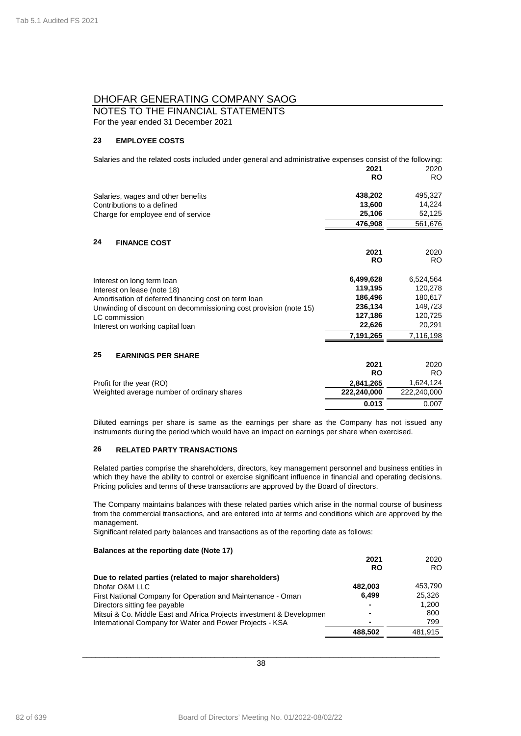# DHOFAR GENERATING COMPANY SAOG

## NOTES TO THE FINANCIAL STATEMENTS

For the year ended 31 December 2021

### 23 EMPLOYEE COSTS

Salaries and the related costs included under general and administrative expenses consist of the following:

| | **2021** | 2020 |
|---|---|---|
| | **RO** | RO |
| Salaries, wages and other benefits | **438,202** | 495,327 |
| Contributions to a defined | **13,600** | 14,224 |
| Charge for employee end of service | **25,106** | 52,125 |
| | **476,908** | 561,676 |

### 24 FINANCE COST

| | **2021** | 2020 |
|---|---|---|
| | **RO** | RO |
| Interest on long term loan | **6,499,628** | 6,524,564 |
| Interest on lease (note 18) | **119,195** | 120,278 |
| Amortisation of deferred financing cost on term loan | **186,496** | 180,617 |
| Unwinding of discount on decommissioning cost provision (note 15) | **236,134** | 149,723 |
| LC commission | **127,186** | 120,725 |
| Interest on working capital loan | **22,626** | 20,291 |
| | **7,191,265** | 7,116,198 |

### 25 EARNINGS PER SHARE

| | **2021** | 2020 |
|---|---|---|
| | **RO** | RO |
| Profit for the year (RO) | **2,841,265** | 1,624,124 |
| Weighted average number of ordinary shares | **222,240,000** | 222,240,000 |
| | **0.013** | 0.007 |

Diluted earnings per share is same as the earnings per share as the Company has not issued any instruments during the period which would have an impact on earnings per share when exercised.

### 26 RELATED PARTY TRANSACTIONS

Related parties comprise the shareholders, directors, key management personnel and business entities in which they have the ability to control or exercise significant influence in financial and operating decisions. Pricing policies and terms of these transactions are approved by the Board of directors.

The Company maintains balances with these related parties which arise in the normal course of business from the commercial transactions, and are entered into at terms and conditions which are approved by the management.

Significant related party balances and transactions as of the reporting date as follows:

**Balances at the reporting date (Note 17)**

| | **2021** | 2020 |
|---|---|---|
| | **RO** | RO |
| **Due to related parties (related to major shareholders)** | | |
| Dhofar O&M LLC | **482,003** | 453,790 |
| First National Company for Operation and Maintenance - Oman | **6,499** | 25,326 |
| Directors sitting fee payable | **-** | 1,200 |
| Mitsui & Co. Middle East and Africa Projects investment & Developmen | **-** | 800 |
| International Company for Water and Power Projects - KSA | **-** | 799 |
| | **488,502** | 481,915 |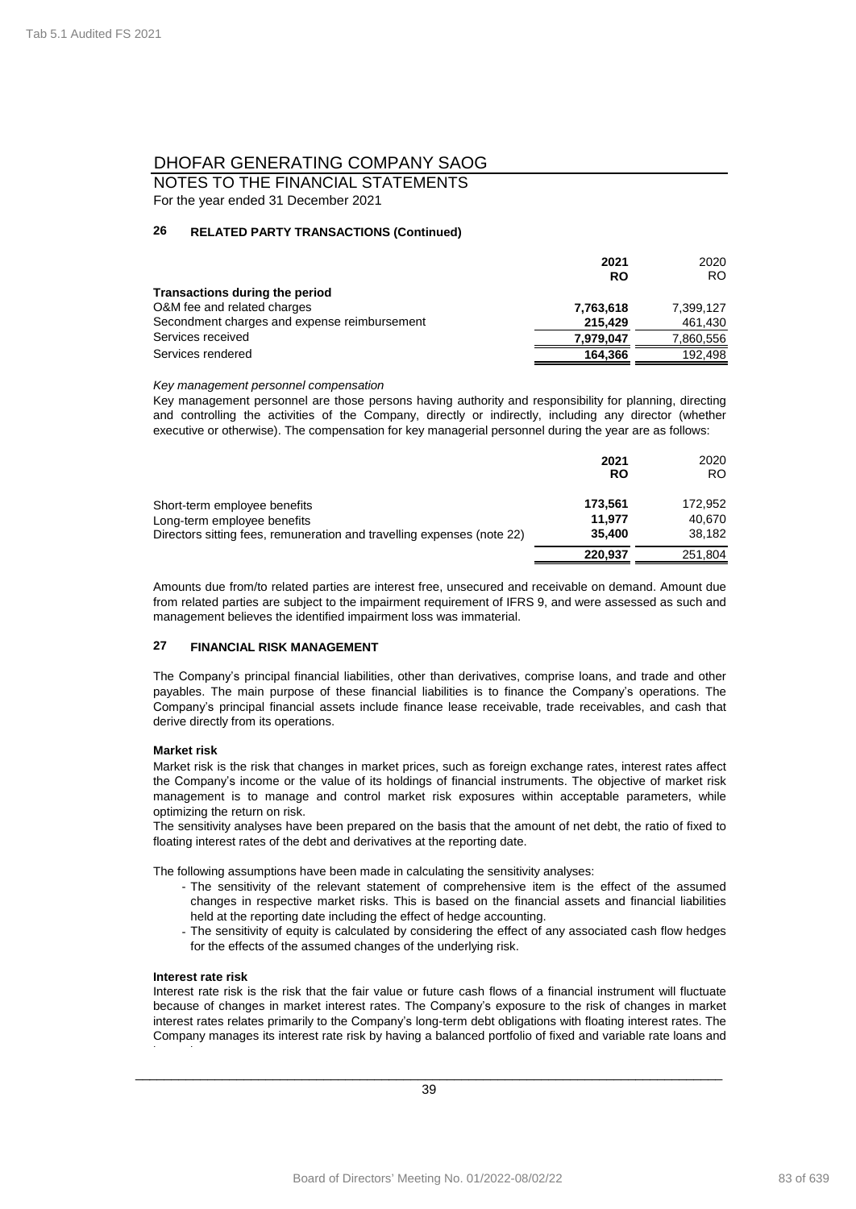# DHOFAR GENERATING COMPANY SAOG

NOTES TO THE FINANCIAL STATEMENTS
For the year ended 31 December 2021

## 26 RELATED PARTY TRANSACTIONS (Continued)

| | 2021 RO | 2020 RO |
|---|---|---|
| **Transactions during the period** | | |
| O&M fee and related charges | **7,763,618** | 7,399,127 |
| Secondment charges and expense reimbursement | **215,429** | 461,430 |
| Services received | **7,979,047** | 7,860,556 |
| Services rendered | **164,366** | 192,498 |

*Key management personnel compensation*

Key management personnel are those persons having authority and responsibility for planning, directing and controlling the activities of the Company, directly or indirectly, including any director (whether executive or otherwise). The compensation for key managerial personnel during the year are as follows:

| | 2021 RO | 2020 RO |
|---|---|---|
| Short-term employee benefits | **173,561** | 172,952 |
| Long-term employee benefits | **11,977** | 40,670 |
| Directors sitting fees, remuneration and travelling expenses (note 22) | **35,400** | 38,182 |
| | **220,937** | 251,804 |

Amounts due from/to related parties are interest free, unsecured and receivable on demand. Amount due from related parties are subject to the impairment requirement of IFRS 9, and were assessed as such and management believes the identified impairment loss was immaterial.

## 27 FINANCIAL RISK MANAGEMENT

The Company's principal financial liabilities, other than derivatives, comprise loans, and trade and other payables. The main purpose of these financial liabilities is to finance the Company's operations. The Company's principal financial assets include finance lease receivable, trade receivables, and cash that derive directly from its operations.

**Market risk**

Market risk is the risk that changes in market prices, such as foreign exchange rates, interest rates affect the Company's income or the value of its holdings of financial instruments. The objective of market risk management is to manage and control market risk exposures within acceptable parameters, while optimizing the return on risk.

The sensitivity analyses have been prepared on the basis that the amount of net debt, the ratio of fixed to floating interest rates of the debt and derivatives at the reporting date.

The following assumptions have been made in calculating the sensitivity analyses:

- The sensitivity of the relevant statement of comprehensive item is the effect of the assumed changes in respective market risks. This is based on the financial assets and financial liabilities held at the reporting date including the effect of hedge accounting.
- The sensitivity of equity is calculated by considering the effect of any associated cash flow hedges for the effects of the assumed changes of the underlying risk.

**Interest rate risk**

Interest rate risk is the risk that the fair value or future cash flows of a financial instrument will fluctuate because of changes in market interest rates. The Company's exposure to the risk of changes in market interest rates relates primarily to the Company's long-term debt obligations with floating interest rates. The Company manages its interest rate risk by having a balanced portfolio of fixed and variable rate loans and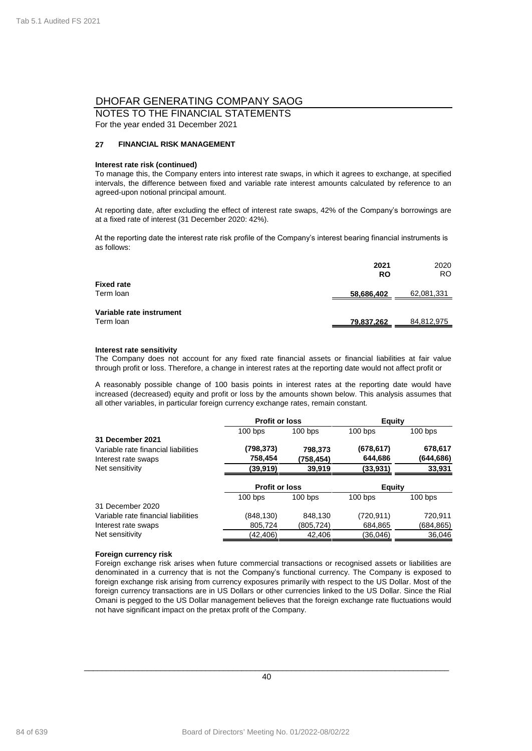# DHOFAR GENERATING COMPANY SAOG

NOTES TO THE FINANCIAL STATEMENTS

For the year ended 31 December 2021

## 27 FINANCIAL RISK MANAGEMENT

**Interest rate risk (continued)**

To manage this, the Company enters into interest rate swaps, in which it agrees to exchange, at specified intervals, the difference between fixed and variable rate interest amounts calculated by reference to an agreed-upon notional principal amount.

At reporting date, after excluding the effect of interest rate swaps, 42% of the Company's borrowings are at a fixed rate of interest (31 December 2020: 42%).

At the reporting date the interest rate risk profile of the Company's interest bearing financial instruments is as follows:

| | **2021 RO** | 2020 RO |
|---|---|---|
| **Fixed rate** | | |
| Term loan | **58,686,402** | 62,081,331 |
| **Variable rate instrument** | | |
| Term loan | **79,837,262** | 84,812,975 |

**Interest rate sensitivity**

The Company does not account for any fixed rate financial assets or financial liabilities at fair value through profit or loss. Therefore, a change in interest rates at the reporting date would not affect profit or

A reasonably possible change of 100 basis points in interest rates at the reporting date would have increased (decreased) equity and profit or loss by the amounts shown below. This analysis assumes that all other variables, in particular foreign currency exchange rates, remain constant.

| | **Profit or loss** | | **Equity** | |
|---|---|---|---|---|
| | 100 bps | 100 bps | 100 bps | 100 bps |
| **31 December 2021** | | | | |
| Variable rate financial liabilities | **(798,373)** | **798,373** | **(678,617)** | **678,617** |
| Interest rate swaps | **758,454** | **(758,454)** | **644,686** | **(644,686)** |
| Net sensitivity | **(39,919)** | **39,919** | **(33,931)** | **33,931** |

| | **Profit or loss** | | **Equity** | |
|---|---|---|---|---|
| | 100 bps | 100 bps | 100 bps | 100 bps |
| 31 December 2020 | | | | |
| Variable rate financial liabilities | (848,130) | 848,130 | (720,911) | 720,911 |
| Interest rate swaps | 805,724 | (805,724) | 684,865 | (684,865) |
| Net sensitivity | (42,406) | 42,406 | (36,046) | 36,046 |

**Foreign currency risk**

Foreign exchange risk arises when future commercial transactions or recognised assets or liabilities are denominated in a currency that is not the Company's functional currency. The Company is exposed to foreign exchange risk arising from currency exposures primarily with respect to the US Dollar. Most of the foreign currency transactions are in US Dollars or other currencies linked to the US Dollar. Since the Rial Omani is pegged to the US Dollar management believes that the foreign exchange rate fluctuations would not have significant impact on the pretax profit of the Company.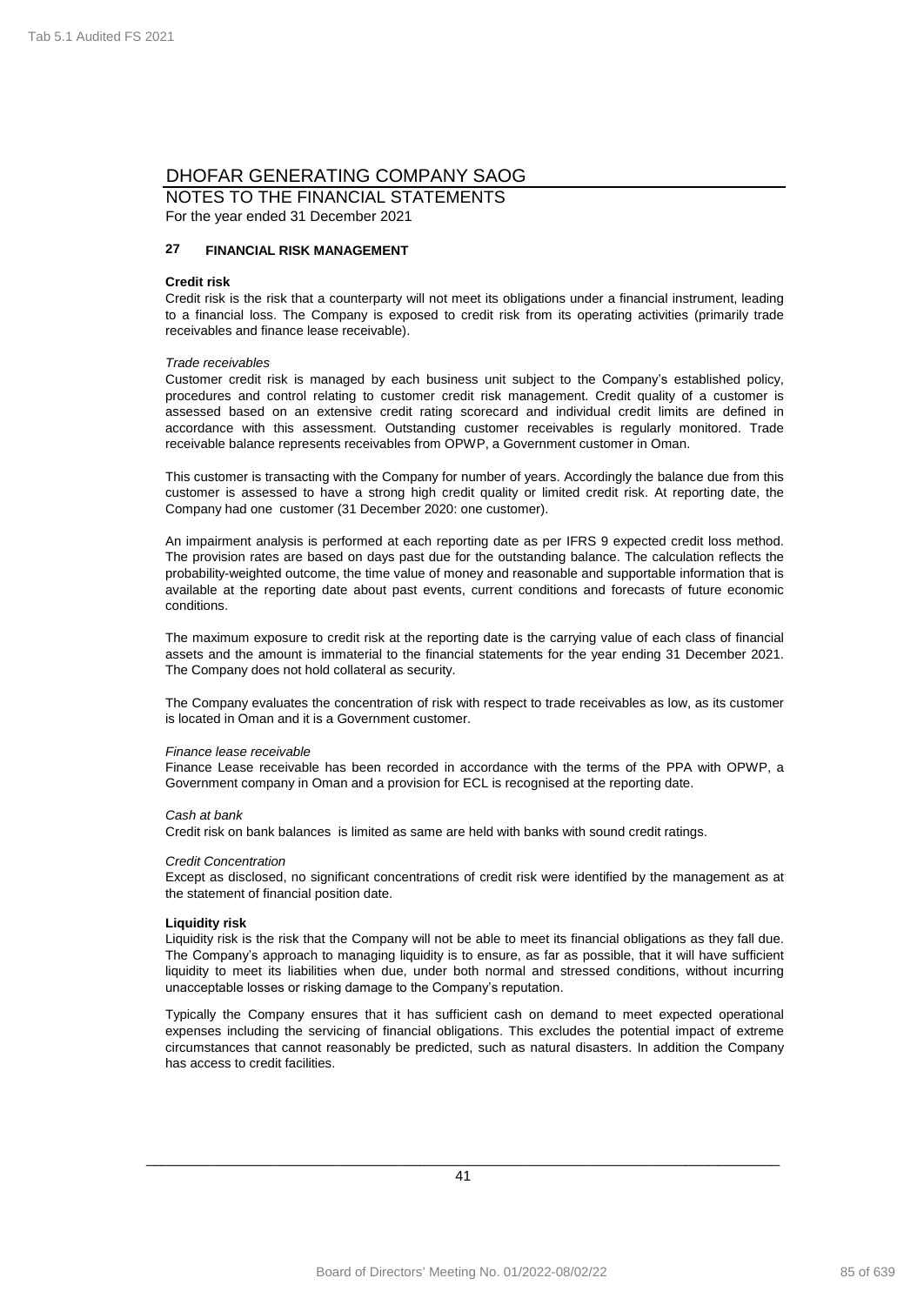# DHOFAR GENERATING COMPANY SAOG

NOTES TO THE FINANCIAL STATEMENTS

For the year ended 31 December 2021

## 27 FINANCIAL RISK MANAGEMENT

**Credit risk**

Credit risk is the risk that a counterparty will not meet its obligations under a financial instrument, leading to a financial loss. The Company is exposed to credit risk from its operating activities (primarily trade receivables and finance lease receivable).

*Trade receivables*

Customer credit risk is managed by each business unit subject to the Company's established policy, procedures and control relating to customer credit risk management. Credit quality of a customer is assessed based on an extensive credit rating scorecard and individual credit limits are defined in accordance with this assessment. Outstanding customer receivables is regularly monitored. Trade receivable balance represents receivables from OPWP, a Government customer in Oman.

This customer is transacting with the Company for number of years. Accordingly the balance due from this customer is assessed to have a strong high credit quality or limited credit risk. At reporting date, the Company had one customer (31 December 2020: one customer).

An impairment analysis is performed at each reporting date as per IFRS 9 expected credit loss method. The provision rates are based on days past due for the outstanding balance. The calculation reflects the probability-weighted outcome, the time value of money and reasonable and supportable information that is available at the reporting date about past events, current conditions and forecasts of future economic conditions.

The maximum exposure to credit risk at the reporting date is the carrying value of each class of financial assets and the amount is immaterial to the financial statements for the year ending 31 December 2021. The Company does not hold collateral as security.

The Company evaluates the concentration of risk with respect to trade receivables as low, as its customer is located in Oman and it is a Government customer.

*Finance lease receivable*

Finance Lease receivable has been recorded in accordance with the terms of the PPA with OPWP, a Government company in Oman and a provision for ECL is recognised at the reporting date.

*Cash at bank*

Credit risk on bank balances is limited as same are held with banks with sound credit ratings.

*Credit Concentration*

Except as disclosed, no significant concentrations of credit risk were identified by the management as at the statement of financial position date.

**Liquidity risk**

Liquidity risk is the risk that the Company will not be able to meet its financial obligations as they fall due. The Company's approach to managing liquidity is to ensure, as far as possible, that it will have sufficient liquidity to meet its liabilities when due, under both normal and stressed conditions, without incurring unacceptable losses or risking damage to the Company's reputation.

Typically the Company ensures that it has sufficient cash on demand to meet expected operational expenses including the servicing of financial obligations. This excludes the potential impact of extreme circumstances that cannot reasonably be predicted, such as natural disasters. In addition the Company has access to credit facilities.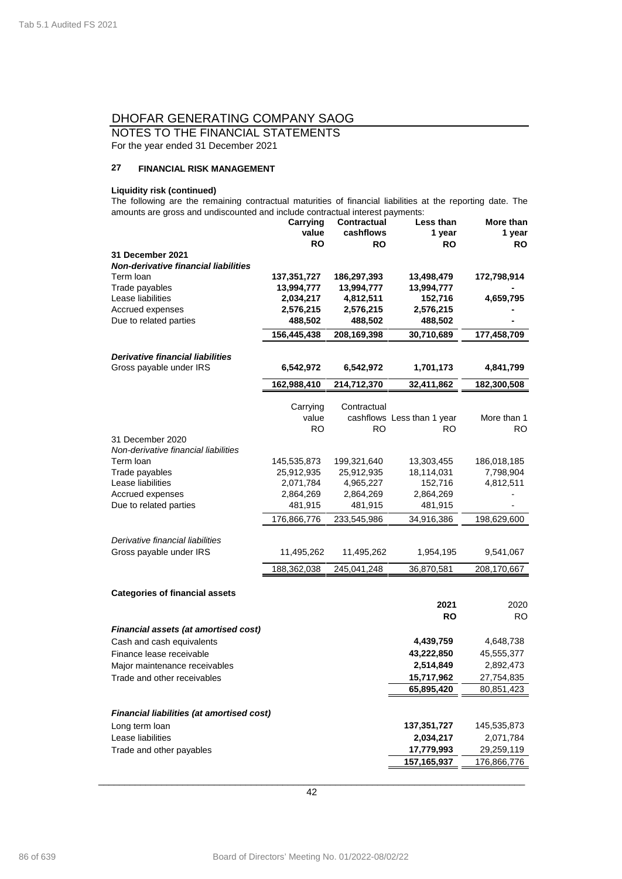# DHOFAR GENERATING COMPANY SAOG

NOTES TO THE FINANCIAL STATEMENTS

For the year ended 31 December 2021

## 27 FINANCIAL RISK MANAGEMENT

**Liquidity risk (continued)**

The following are the remaining contractual maturities of financial liabilities at the reporting date. The amounts are gross and undiscounted and include contractual interest payments:

| | **Carrying value** | **Contractual cashflows** | **Less than 1 year** | **More than 1 year** |
|---|---|---|---|---|
| | **RO** | **RO** | **RO** | **RO** |
| **31 December 2021** | | | | |
| ***Non-derivative financial liabilities*** | | | | |
| Term loan | **137,351,727** | **186,297,393** | **13,498,479** | **172,798,914** |
| Trade payables | **13,994,777** | **13,994,777** | **13,994,777** | **-** |
| Lease liabilities | **2,034,217** | **4,812,511** | **152,716** | **4,659,795** |
| Accrued expenses | **2,576,215** | **2,576,215** | **2,576,215** | **-** |
| Due to related parties | **488,502** | **488,502** | **488,502** | **-** |
| | **156,445,438** | **208,169,398** | **30,710,689** | **177,458,709** |
| ***Derivative financial liabilities*** | | | | |
| Gross payable under IRS | **6,542,972** | **6,542,972** | **1,701,173** | **4,841,799** |
| | **162,988,410** | **214,712,370** | **32,411,862** | **182,300,508** |

| | Carrying value | Contractual cashflows | Less than 1 year | More than 1 |
|---|---|---|---|---|
| | RO | RO | RO | RO |
| 31 December 2020 | | | | |
| *Non-derivative financial liabilities* | | | | |
| Term loan | 145,535,873 | 199,321,640 | 13,303,455 | 186,018,185 |
| Trade payables | 25,912,935 | 25,912,935 | 18,114,031 | 7,798,904 |
| Lease liabilities | 2,071,784 | 4,965,227 | 152,716 | 4,812,511 |
| Accrued expenses | 2,864,269 | 2,864,269 | 2,864,269 | - |
| Due to related parties | 481,915 | 481,915 | 481,915 | - |
| | 176,866,776 | 233,545,986 | 34,916,386 | 198,629,600 |
| *Derivative financial liabilities* | | | | |
| Gross payable under IRS | 11,495,262 | 11,495,262 | 1,954,195 | 9,541,067 |
| | 188,362,038 | 245,041,248 | 36,870,581 | 208,170,667 |

**Categories of financial assets**

| | **2021** | 2020 |
|---|---|---|
| | **RO** | RO |
| ***Financial assets (at amortised cost)*** | | |
| Cash and cash equivalents | **4,439,759** | 4,648,738 |
| Finance lease receivable | **43,222,850** | 45,555,377 |
| Major maintenance receivables | **2,514,849** | 2,892,473 |
| Trade and other receivables | **15,717,962** | 27,754,835 |
| | **65,895,420** | 80,851,423 |
| ***Financial liabilities (at amortised cost)*** | | |
| Long term loan | **137,351,727** | 145,535,873 |
| Lease liabilities | **2,034,217** | 2,071,784 |
| Trade and other payables | **17,779,993** | 29,259,119 |
| | **157,165,937** | 176,866,776 |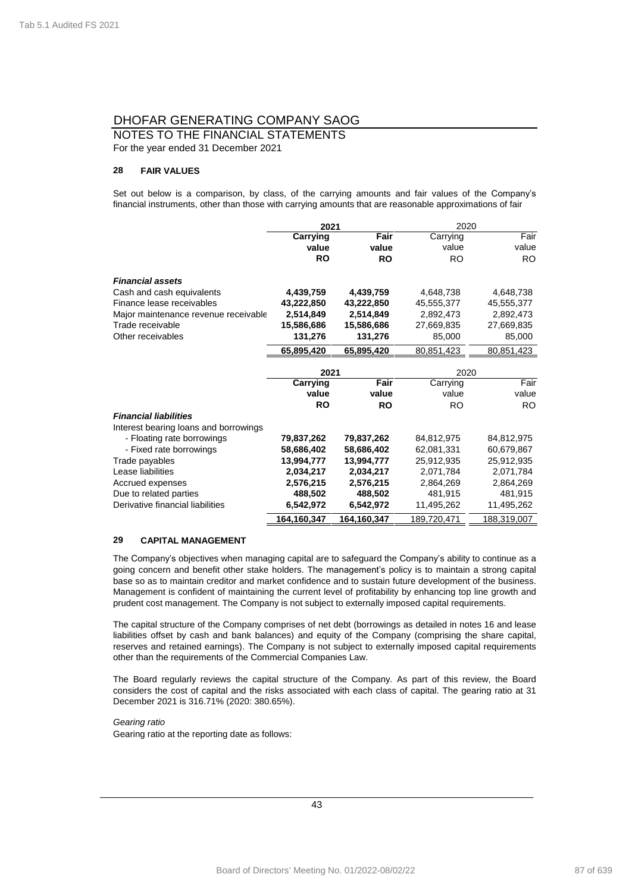# DHOFAR GENERATING COMPANY SAOG

## NOTES TO THE FINANCIAL STATEMENTS

For the year ended 31 December 2021

### 28 FAIR VALUES

Set out below is a comparison, by class, of the carrying amounts and fair values of the Company's financial instruments, other than those with carrying amounts that are reasonable approximations of fair

| | **2021** | | 2020 | |
|---|---|---|---|---|
| | **Carrying value** | **Fair value** | Carrying value | Fair value |
| | **RO** | **RO** | RO | RO |
| ***Financial assets*** | | | | |
| Cash and cash equivalents | **4,439,759** | **4,439,759** | 4,648,738 | 4,648,738 |
| Finance lease receivables | **43,222,850** | **43,222,850** | 45,555,377 | 45,555,377 |
| Major maintenance revenue receivable | **2,514,849** | **2,514,849** | 2,892,473 | 2,892,473 |
| Trade receivable | **15,586,686** | **15,586,686** | 27,669,835 | 27,669,835 |
| Other receivables | **131,276** | **131,276** | 85,000 | 85,000 |
| | **65,895,420** | **65,895,420** | 80,851,423 | 80,851,423 |

| | **2021** | | 2020 | |
|---|---|---|---|---|
| | **Carrying value** | **Fair value** | Carrying value | Fair value |
| | **RO** | **RO** | RO | RO |
| ***Financial liabilities*** | | | | |
| Interest bearing loans and borrowings | | | | |
| - Floating rate borrowings | **79,837,262** | **79,837,262** | 84,812,975 | 84,812,975 |
| - Fixed rate borrowings | **58,686,402** | **58,686,402** | 62,081,331 | 60,679,867 |
| Trade payables | **13,994,777** | **13,994,777** | 25,912,935 | 25,912,935 |
| Lease liabilities | **2,034,217** | **2,034,217** | 2,071,784 | 2,071,784 |
| Accrued expenses | **2,576,215** | **2,576,215** | 2,864,269 | 2,864,269 |
| Due to related parties | **488,502** | **488,502** | 481,915 | 481,915 |
| Derivative financial liabilities | **6,542,972** | **6,542,972** | 11,495,262 | 11,495,262 |
| | **164,160,347** | **164,160,347** | 189,720,471 | 188,319,007 |

### 29 CAPITAL MANAGEMENT

The Company's objectives when managing capital are to safeguard the Company's ability to continue as a going concern and benefit other stake holders. The management's policy is to maintain a strong capital base so as to maintain creditor and market confidence and to sustain future development of the business. Management is confident of maintaining the current level of profitability by enhancing top line growth and prudent cost management. The Company is not subject to externally imposed capital requirements.

The capital structure of the Company comprises of net debt (borrowings as detailed in notes 16 and lease liabilities offset by cash and bank balances) and equity of the Company (comprising the share capital, reserves and retained earnings). The Company is not subject to externally imposed capital requirements other than the requirements of the Commercial Companies Law.

The Board regularly reviews the capital structure of the Company. As part of this review, the Board considers the cost of capital and the risks associated with each class of capital. The gearing ratio at 31 December 2021 is 316.71% (2020: 380.65%).

*Gearing ratio*

Gearing ratio at the reporting date as follows: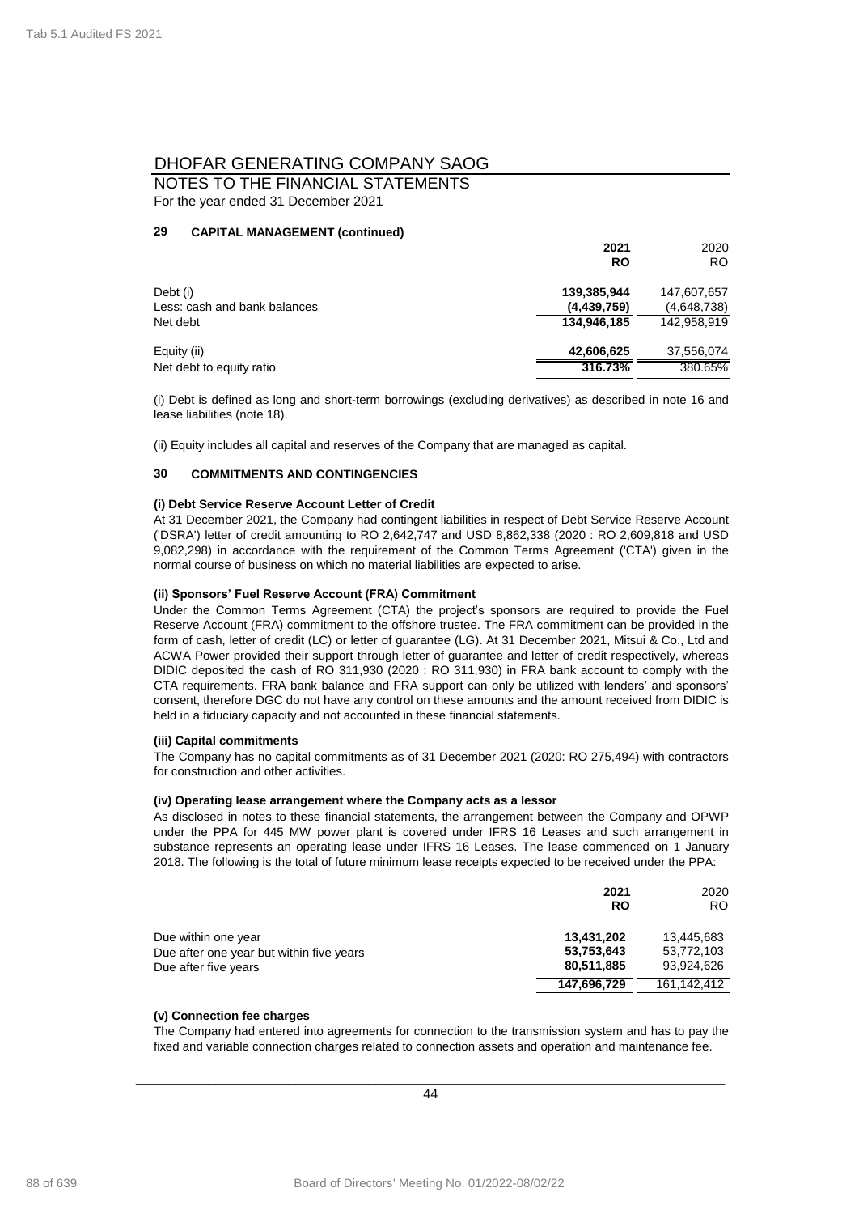# DHOFAR GENERATING COMPANY SAOG

NOTES TO THE FINANCIAL STATEMENTS
For the year ended 31 December 2021

## 29 CAPITAL MANAGEMENT (continued)

| | 2021 RO | 2020 RO |
|---|---|---|
| Debt (i) | 139,385,944 | 147,607,657 |
| Less: cash and bank balances | (4,439,759) | (4,648,738) |
| Net debt | 134,946,185 | 142,958,919 |
| Equity (ii) | 42,606,625 | 37,556,074 |
| Net debt to equity ratio | 316.73% | 380.65% |

(i) Debt is defined as long and short-term borrowings (excluding derivatives) as described in note 16 and lease liabilities (note 18).

(ii) Equity includes all capital and reserves of the Company that are managed as capital.

## 30 COMMITMENTS AND CONTINGENCIES

**(i) Debt Service Reserve Account Letter of Credit**

At 31 December 2021, the Company had contingent liabilities in respect of Debt Service Reserve Account ('DSRA') letter of credit amounting to RO 2,642,747 and USD 8,862,338 (2020 : RO 2,609,818 and USD 9,082,298) in accordance with the requirement of the Common Terms Agreement ('CTA') given in the normal course of business on which no material liabilities are expected to arise.

**(ii) Sponsors' Fuel Reserve Account (FRA) Commitment**

Under the Common Terms Agreement (CTA) the project's sponsors are required to provide the Fuel Reserve Account (FRA) commitment to the offshore trustee. The FRA commitment can be provided in the form of cash, letter of credit (LC) or letter of guarantee (LG). At 31 December 2021, Mitsui & Co., Ltd and ACWA Power provided their support through letter of guarantee and letter of credit respectively, whereas DIDIC deposited the cash of RO 311,930 (2020 : RO 311,930) in FRA bank account to comply with the CTA requirements. FRA bank balance and FRA support can only be utilized with lenders' and sponsors' consent, therefore DGC do not have any control on these amounts and the amount received from DIDIC is held in a fiduciary capacity and not accounted in these financial statements.

**(iii) Capital commitments**

The Company has no capital commitments as of 31 December 2021 (2020: RO 275,494) with contractors for construction and other activities.

**(iv) Operating lease arrangement where the Company acts as a lessor**

As disclosed in notes to these financial statements, the arrangement between the Company and OPWP under the PPA for 445 MW power plant is covered under IFRS 16 Leases and such arrangement in substance represents an operating lease under IFRS 16 Leases. The lease commenced on 1 January 2018. The following is the total of future minimum lease receipts expected to be received under the PPA:

| | 2021 RO | 2020 RO |
|---|---|---|
| Due within one year | 13,431,202 | 13,445,683 |
| Due after one year but within five years | 53,753,643 | 53,772,103 |
| Due after five years | 80,511,885 | 93,924,626 |
| | 147,696,729 | 161,142,412 |

**(v) Connection fee charges**

The Company had entered into agreements for connection to the transmission system and has to pay the fixed and variable connection charges related to connection assets and operation and maintenance fee.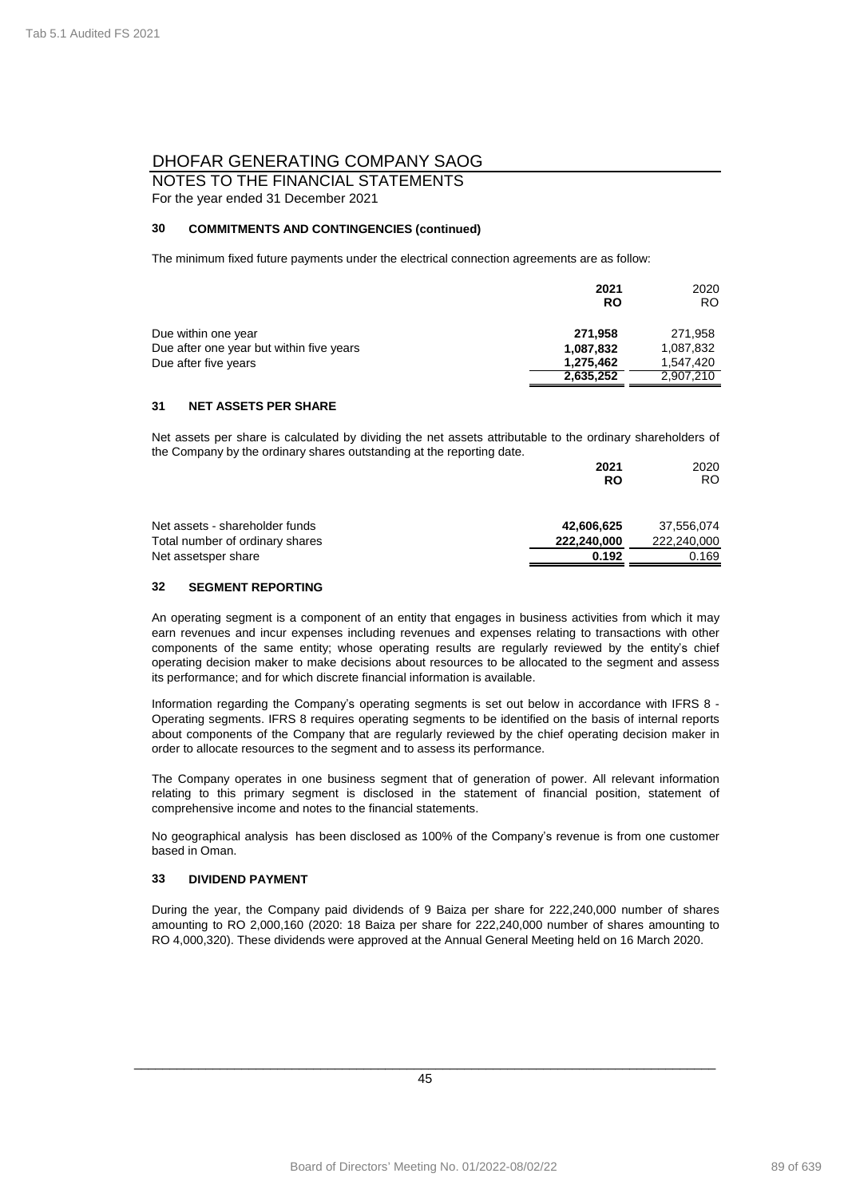# DHOFAR GENERATING COMPANY SAOG

## NOTES TO THE FINANCIAL STATEMENTS

For the year ended 31 December 2021

### 30 COMMITMENTS AND CONTINGENCIES (continued)

The minimum fixed future payments under the electrical connection agreements are as follow:

| | **2021** **RO** | 2020 RO |
|---|---|---|
| Due within one year | **271,958** | 271,958 |
| Due after one year but within five years | **1,087,832** | 1,087,832 |
| Due after five years | **1,275,462** | 1,547,420 |
| | **2,635,252** | 2,907,210 |

### 31 NET ASSETS PER SHARE

Net assets per share is calculated by dividing the net assets attributable to the ordinary shareholders of the Company by the ordinary shares outstanding at the reporting date.

| | **2021** **RO** | 2020 RO |
|---|---|---|
| Net assets - shareholder funds | **42,606,625** | 37,556,074 |
| Total number of ordinary shares | **222,240,000** | 222,240,000 |
| Net assetsper share | **0.192** | 0.169 |

### 32 SEGMENT REPORTING

An operating segment is a component of an entity that engages in business activities from which it may earn revenues and incur expenses including revenues and expenses relating to transactions with other components of the same entity; whose operating results are regularly reviewed by the entity's chief operating decision maker to make decisions about resources to be allocated to the segment and assess its performance; and for which discrete financial information is available.

Information regarding the Company's operating segments is set out below in accordance with IFRS 8 - Operating segments. IFRS 8 requires operating segments to be identified on the basis of internal reports about components of the Company that are regularly reviewed by the chief operating decision maker in order to allocate resources to the segment and to assess its performance.

The Company operates in one business segment that of generation of power. All relevant information relating to this primary segment is disclosed in the statement of financial position, statement of comprehensive income and notes to the financial statements.

No geographical analysis has been disclosed as 100% of the Company's revenue is from one customer based in Oman.

### 33 DIVIDEND PAYMENT

During the year, the Company paid dividends of 9 Baiza per share for 222,240,000 number of shares amounting to RO 2,000,160 (2020: 18 Baiza per share for 222,240,000 number of shares amounting to RO 4,000,320). These dividends were approved at the Annual General Meeting held on 16 March 2020.